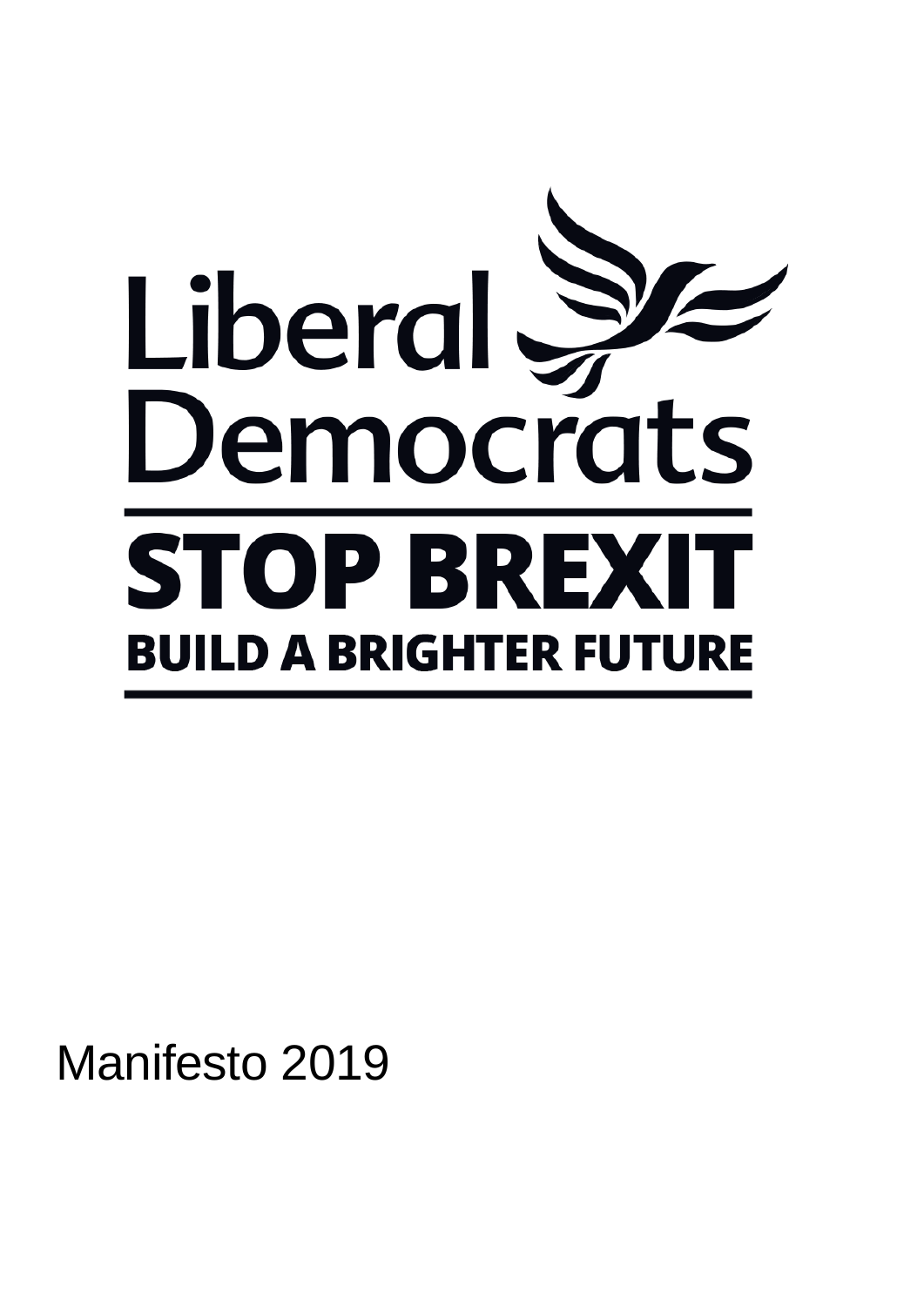# Liberal Democrats

## STOP BREXIT

### BUILD A BRIGHTER FUTURE

Manifesto 2019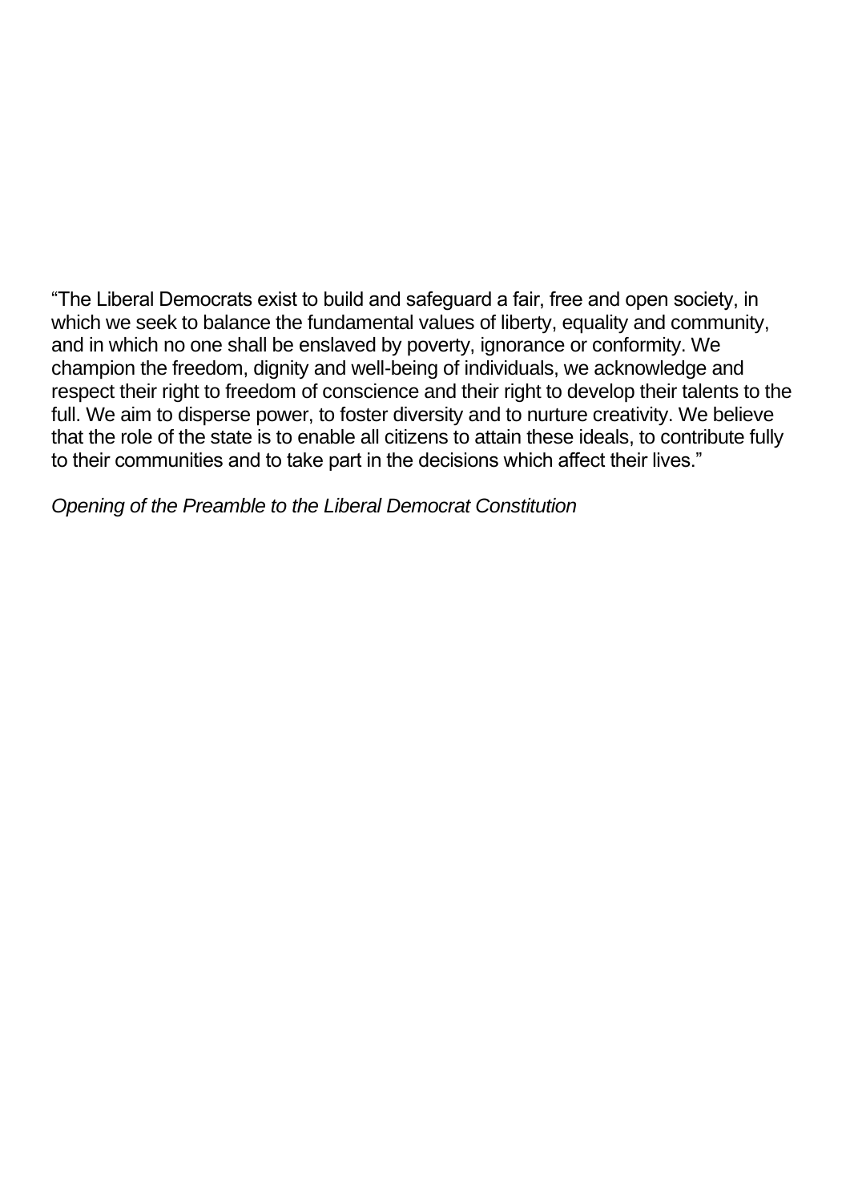"The Liberal Democrats exist to build and safeguard a fair, free and open society, in which we seek to balance the fundamental values of liberty, equality and community, and in which no one shall be enslaved by poverty, ignorance or conformity. We champion the freedom, dignity and well-being of individuals, we acknowledge and respect their right to freedom of conscience and their right to develop their talents to the full. We aim to disperse power, to foster diversity and to nurture creativity. We believe that the role of the state is to enable all citizens to attain these ideals, to contribute fully to their communities and to take part in the decisions which affect their lives."

*Opening of the Preamble to the Liberal Democrat Constitution*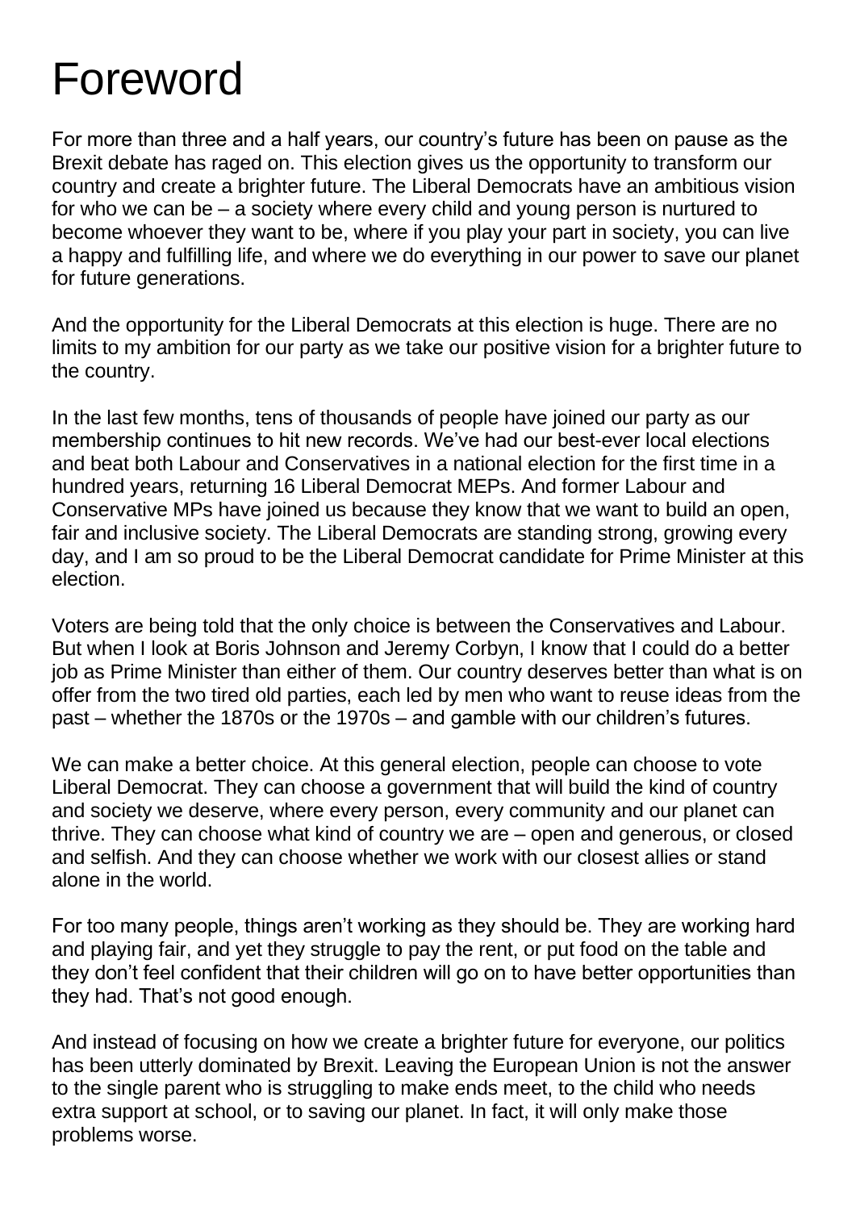# Foreword

For more than three and a half years, our country's future has been on pause as the Brexit debate has raged on. This election gives us the opportunity to transform our country and create a brighter future. The Liberal Democrats have an ambitious vision for who we can be – a society where every child and young person is nurtured to become whoever they want to be, where if you play your part in society, you can live a happy and fulfilling life, and where we do everything in our power to save our planet for future generations.

And the opportunity for the Liberal Democrats at this election is huge. There are no limits to my ambition for our party as we take our positive vision for a brighter future to the country.

In the last few months, tens of thousands of people have joined our party as our membership continues to hit new records. We've had our best-ever local elections and beat both Labour and Conservatives in a national election for the first time in a hundred years, returning 16 Liberal Democrat MEPs. And former Labour and Conservative MPs have joined us because they know that we want to build an open, fair and inclusive society. The Liberal Democrats are standing strong, growing every day, and I am so proud to be the Liberal Democrat candidate for Prime Minister at this election.

Voters are being told that the only choice is between the Conservatives and Labour. But when I look at Boris Johnson and Jeremy Corbyn, I know that I could do a better job as Prime Minister than either of them. Our country deserves better than what is on offer from the two tired old parties, each led by men who want to reuse ideas from the past – whether the 1870s or the 1970s – and gamble with our children's futures.

We can make a better choice. At this general election, people can choose to vote Liberal Democrat. They can choose a government that will build the kind of country and society we deserve, where every person, every community and our planet can thrive. They can choose what kind of country we are – open and generous, or closed and selfish. And they can choose whether we work with our closest allies or stand alone in the world.

For too many people, things aren't working as they should be. They are working hard and playing fair, and yet they struggle to pay the rent, or put food on the table and they don't feel confident that their children will go on to have better opportunities than they had. That's not good enough.

And instead of focusing on how we create a brighter future for everyone, our politics has been utterly dominated by Brexit. Leaving the European Union is not the answer to the single parent who is struggling to make ends meet, to the child who needs extra support at school, or to saving our planet. In fact, it will only make those problems worse.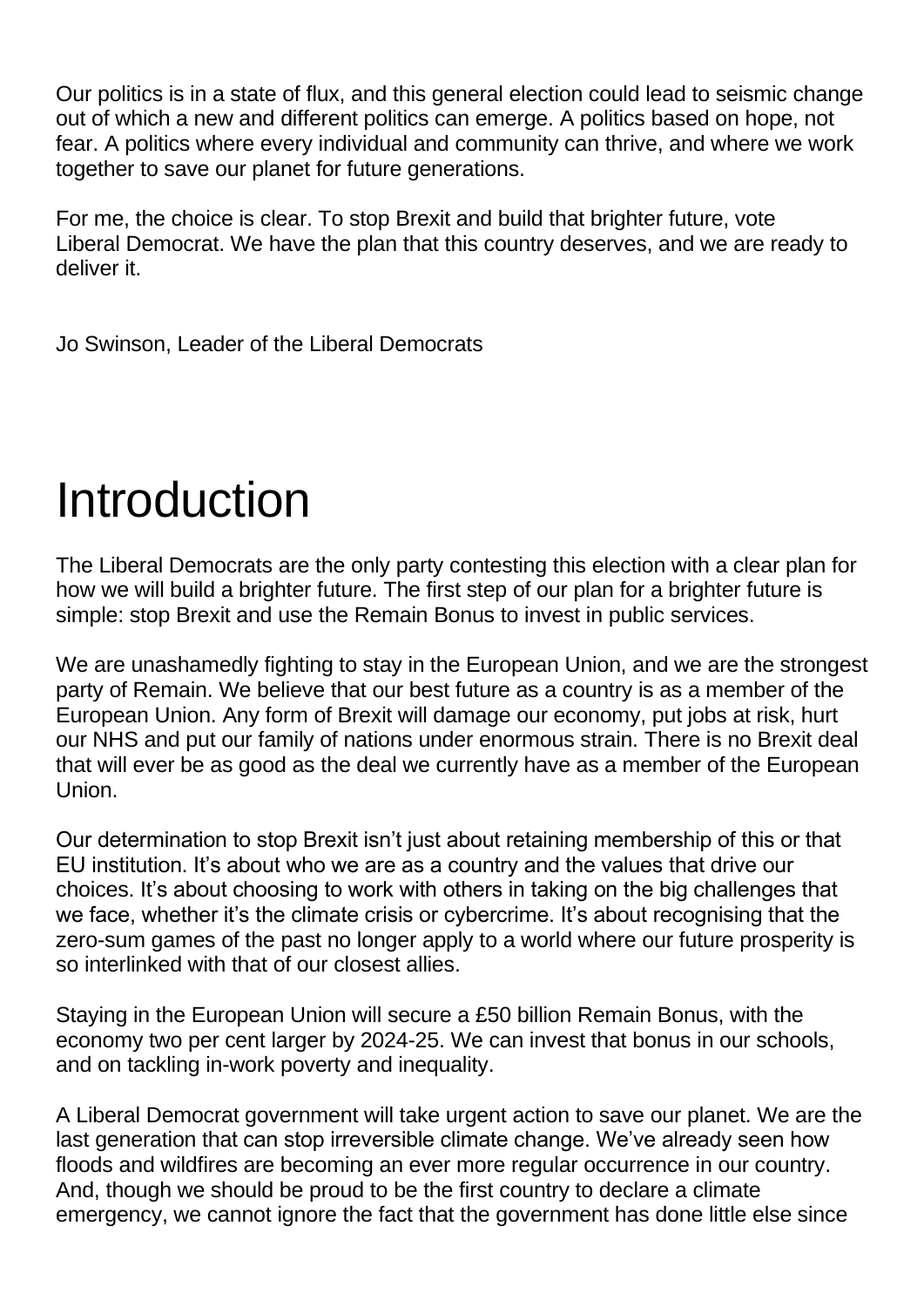Our politics is in a state of flux, and this general election could lead to seismic change out of which a new and different politics can emerge. A politics based on hope, not fear. A politics where every individual and community can thrive, and where we work together to save our planet for future generations.

For me, the choice is clear. To stop Brexit and build that brighter future, vote Liberal Democrat. We have the plan that this country deserves, and we are ready to deliver it.

Jo Swinson, Leader of the Liberal Democrats

# Introduction

The Liberal Democrats are the only party contesting this election with a clear plan for how we will build a brighter future. The first step of our plan for a brighter future is simple: stop Brexit and use the Remain Bonus to invest in public services.

We are unashamedly fighting to stay in the European Union, and we are the strongest party of Remain. We believe that our best future as a country is as a member of the European Union. Any form of Brexit will damage our economy, put jobs at risk, hurt our NHS and put our family of nations under enormous strain. There is no Brexit deal that will ever be as good as the deal we currently have as a member of the European Union.

Our determination to stop Brexit isn't just about retaining membership of this or that EU institution. It's about who we are as a country and the values that drive our choices. It's about choosing to work with others in taking on the big challenges that we face, whether it's the climate crisis or cybercrime. It's about recognising that the zero-sum games of the past no longer apply to a world where our future prosperity is so interlinked with that of our closest allies.

Staying in the European Union will secure a £50 billion Remain Bonus, with the economy two per cent larger by 2024-25. We can invest that bonus in our schools, and on tackling in-work poverty and inequality.

A Liberal Democrat government will take urgent action to save our planet. We are the last generation that can stop irreversible climate change. We've already seen how floods and wildfires are becoming an ever more regular occurrence in our country. And, though we should be proud to be the first country to declare a climate emergency, we cannot ignore the fact that the government has done little else since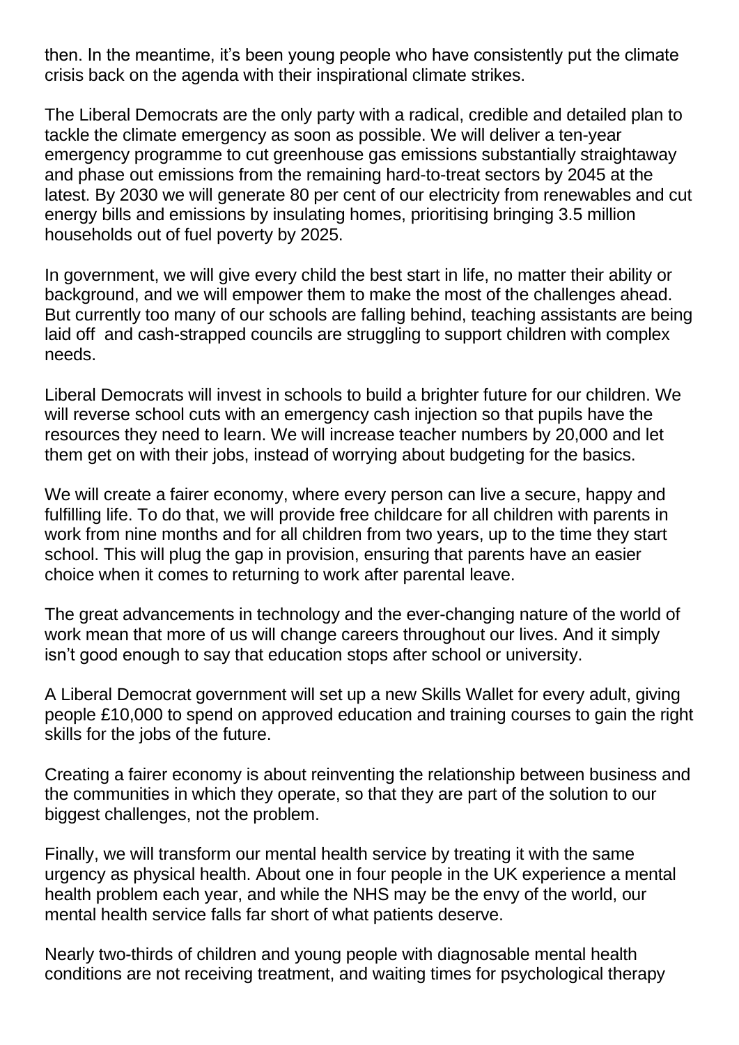then. In the meantime, it's been young people who have consistently put the climate crisis back on the agenda with their inspirational climate strikes.

The Liberal Democrats are the only party with a radical, credible and detailed plan to tackle the climate emergency as soon as possible. We will deliver a ten-year emergency programme to cut greenhouse gas emissions substantially straightaway and phase out emissions from the remaining hard-to-treat sectors by 2045 at the latest. By 2030 we will generate 80 per cent of our electricity from renewables and cut energy bills and emissions by insulating homes, prioritising bringing 3.5 million households out of fuel poverty by 2025.

In government, we will give every child the best start in life, no matter their ability or background, and we will empower them to make the most of the challenges ahead. But currently too many of our schools are falling behind, teaching assistants are being laid off and cash-strapped councils are struggling to support children with complex needs.

Liberal Democrats will invest in schools to build a brighter future for our children. We will reverse school cuts with an emergency cash injection so that pupils have the resources they need to learn. We will increase teacher numbers by 20,000 and let them get on with their jobs, instead of worrying about budgeting for the basics.

We will create a fairer economy, where every person can live a secure, happy and fulfilling life. To do that, we will provide free childcare for all children with parents in work from nine months and for all children from two years, up to the time they start school. This will plug the gap in provision, ensuring that parents have an easier choice when it comes to returning to work after parental leave.

The great advancements in technology and the ever-changing nature of the world of work mean that more of us will change careers throughout our lives. And it simply isn't good enough to say that education stops after school or university.

A Liberal Democrat government will set up a new Skills Wallet for every adult, giving people £10,000 to spend on approved education and training courses to gain the right skills for the jobs of the future.

Creating a fairer economy is about reinventing the relationship between business and the communities in which they operate, so that they are part of the solution to our biggest challenges, not the problem.

Finally, we will transform our mental health service by treating it with the same urgency as physical health. About one in four people in the UK experience a mental health problem each year, and while the NHS may be the envy of the world, our mental health service falls far short of what patients deserve.

Nearly two-thirds of children and young people with diagnosable mental health conditions are not receiving treatment, and waiting times for psychological therapy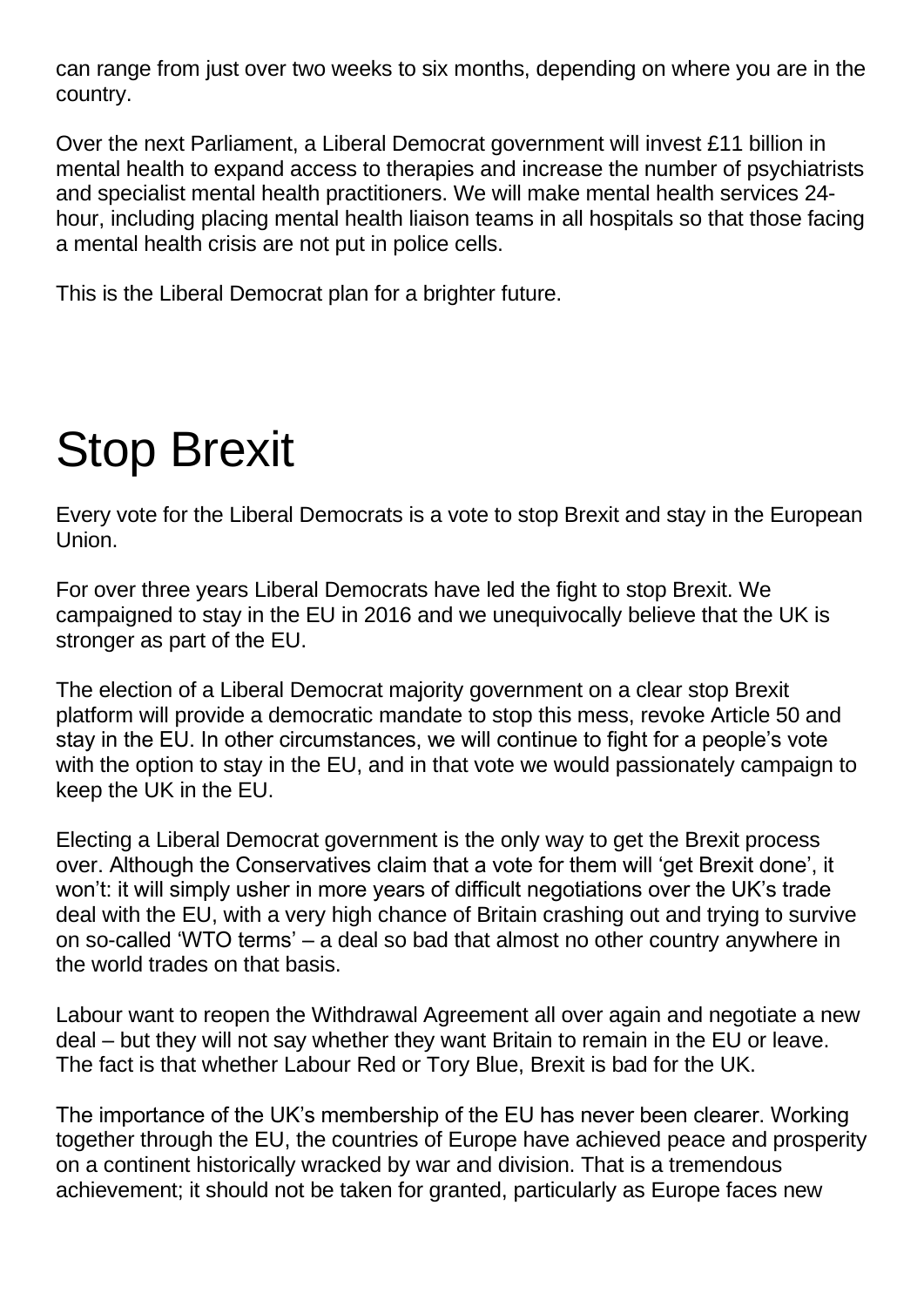can range from just over two weeks to six months, depending on where you are in the country.

Over the next Parliament, a Liberal Democrat government will invest £11 billion in mental health to expand access to therapies and increase the number of psychiatrists and specialist mental health practitioners. We will make mental health services 24-hour, including placing mental health liaison teams in all hospitals so that those facing a mental health crisis are not put in police cells.

This is the Liberal Democrat plan for a brighter future.

# Stop Brexit

Every vote for the Liberal Democrats is a vote to stop Brexit and stay in the European Union.

For over three years Liberal Democrats have led the fight to stop Brexit. We campaigned to stay in the EU in 2016 and we unequivocally believe that the UK is stronger as part of the EU.

The election of a Liberal Democrat majority government on a clear stop Brexit platform will provide a democratic mandate to stop this mess, revoke Article 50 and stay in the EU. In other circumstances, we will continue to fight for a people's vote with the option to stay in the EU, and in that vote we would passionately campaign to keep the UK in the EU.

Electing a Liberal Democrat government is the only way to get the Brexit process over. Although the Conservatives claim that a vote for them will 'get Brexit done', it won't: it will simply usher in more years of difficult negotiations over the UK's trade deal with the EU, with a very high chance of Britain crashing out and trying to survive on so-called 'WTO terms' – a deal so bad that almost no other country anywhere in the world trades on that basis.

Labour want to reopen the Withdrawal Agreement all over again and negotiate a new deal – but they will not say whether they want Britain to remain in the EU or leave. The fact is that whether Labour Red or Tory Blue, Brexit is bad for the UK.

The importance of the UK's membership of the EU has never been clearer. Working together through the EU, the countries of Europe have achieved peace and prosperity on a continent historically wracked by war and division. That is a tremendous achievement; it should not be taken for granted, particularly as Europe faces new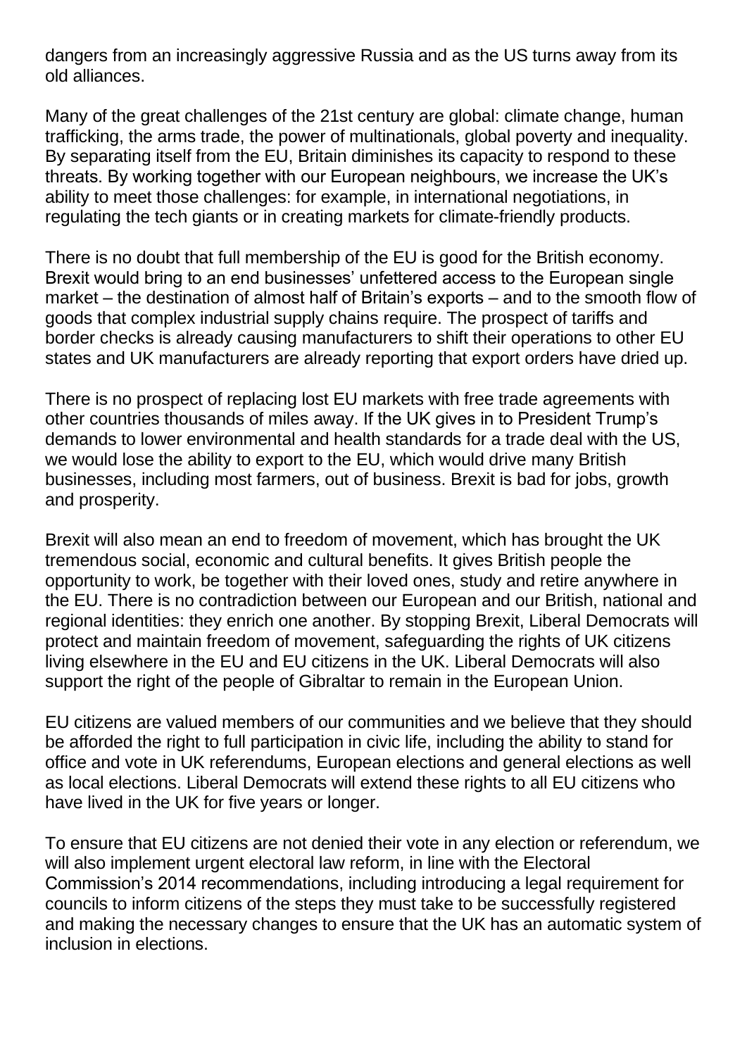dangers from an increasingly aggressive Russia and as the US turns away from its old alliances.

Many of the great challenges of the 21st century are global: climate change, human trafficking, the arms trade, the power of multinationals, global poverty and inequality. By separating itself from the EU, Britain diminishes its capacity to respond to these threats. By working together with our European neighbours, we increase the UK's ability to meet those challenges: for example, in international negotiations, in regulating the tech giants or in creating markets for climate-friendly products.

There is no doubt that full membership of the EU is good for the British economy. Brexit would bring to an end businesses' unfettered access to the European single market – the destination of almost half of Britain's exports – and to the smooth flow of goods that complex industrial supply chains require. The prospect of tariffs and border checks is already causing manufacturers to shift their operations to other EU states and UK manufacturers are already reporting that export orders have dried up.

There is no prospect of replacing lost EU markets with free trade agreements with other countries thousands of miles away. If the UK gives in to President Trump's demands to lower environmental and health standards for a trade deal with the US, we would lose the ability to export to the EU, which would drive many British businesses, including most farmers, out of business. Brexit is bad for jobs, growth and prosperity.

Brexit will also mean an end to freedom of movement, which has brought the UK tremendous social, economic and cultural benefits. It gives British people the opportunity to work, be together with their loved ones, study and retire anywhere in the EU. There is no contradiction between our European and our British, national and regional identities: they enrich one another. By stopping Brexit, Liberal Democrats will protect and maintain freedom of movement, safeguarding the rights of UK citizens living elsewhere in the EU and EU citizens in the UK. Liberal Democrats will also support the right of the people of Gibraltar to remain in the European Union.

EU citizens are valued members of our communities and we believe that they should be afforded the right to full participation in civic life, including the ability to stand for office and vote in UK referendums, European elections and general elections as well as local elections. Liberal Democrats will extend these rights to all EU citizens who have lived in the UK for five years or longer.

To ensure that EU citizens are not denied their vote in any election or referendum, we will also implement urgent electoral law reform, in line with the Electoral Commission's 2014 recommendations, including introducing a legal requirement for councils to inform citizens of the steps they must take to be successfully registered and making the necessary changes to ensure that the UK has an automatic system of inclusion in elections.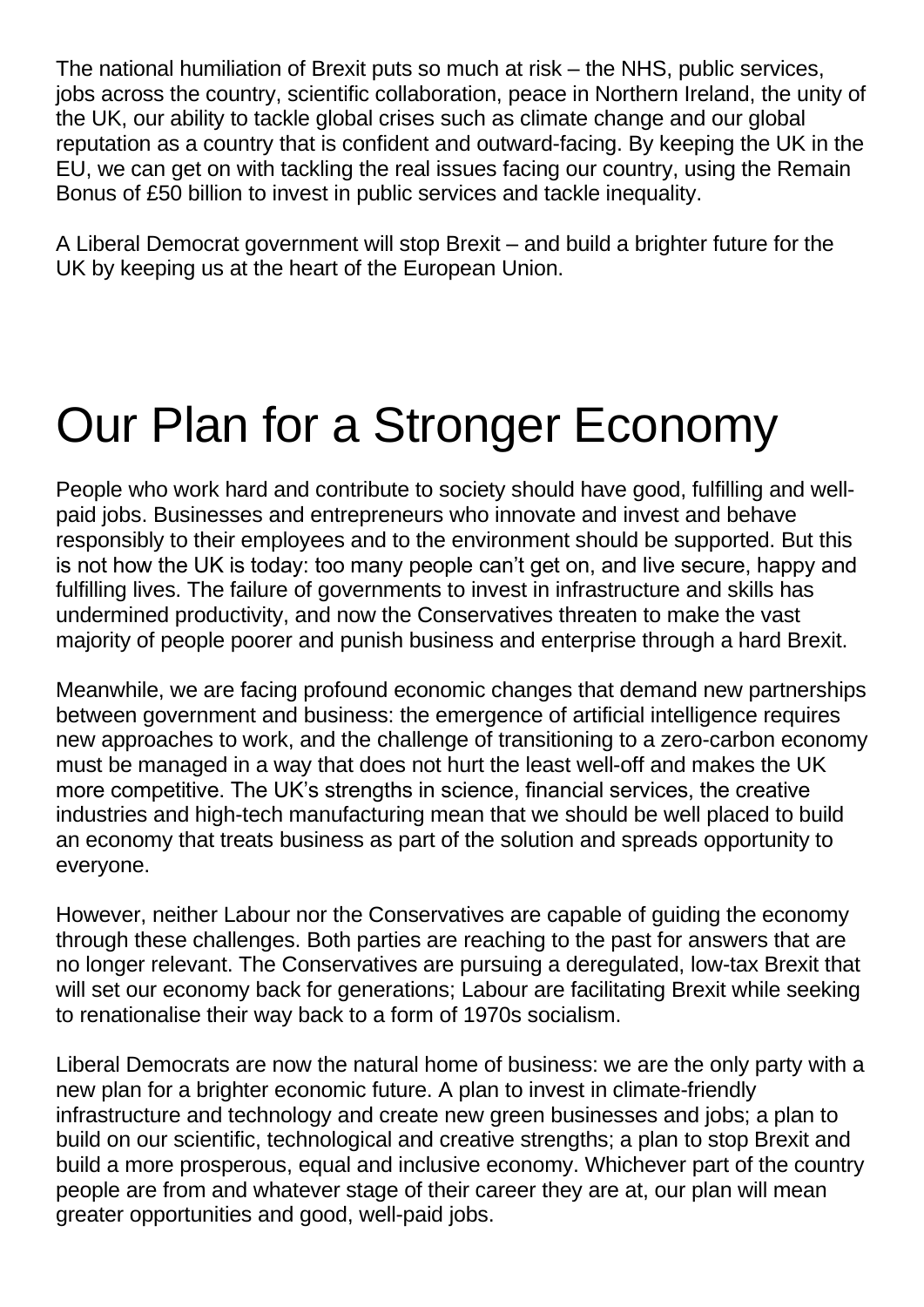The national humiliation of Brexit puts so much at risk – the NHS, public services, jobs across the country, scientific collaboration, peace in Northern Ireland, the unity of the UK, our ability to tackle global crises such as climate change and our global reputation as a country that is confident and outward-facing. By keeping the UK in the EU, we can get on with tackling the real issues facing our country, using the Remain Bonus of £50 billion to invest in public services and tackle inequality.

A Liberal Democrat government will stop Brexit – and build a brighter future for the UK by keeping us at the heart of the European Union.

# Our Plan for a Stronger Economy

People who work hard and contribute to society should have good, fulfilling and well-paid jobs. Businesses and entrepreneurs who innovate and invest and behave responsibly to their employees and to the environment should be supported. But this is not how the UK is today: too many people can't get on, and live secure, happy and fulfilling lives. The failure of governments to invest in infrastructure and skills has undermined productivity, and now the Conservatives threaten to make the vast majority of people poorer and punish business and enterprise through a hard Brexit.

Meanwhile, we are facing profound economic changes that demand new partnerships between government and business: the emergence of artificial intelligence requires new approaches to work, and the challenge of transitioning to a zero-carbon economy must be managed in a way that does not hurt the least well-off and makes the UK more competitive. The UK's strengths in science, financial services, the creative industries and high-tech manufacturing mean that we should be well placed to build an economy that treats business as part of the solution and spreads opportunity to everyone.

However, neither Labour nor the Conservatives are capable of guiding the economy through these challenges. Both parties are reaching to the past for answers that are no longer relevant. The Conservatives are pursuing a deregulated, low-tax Brexit that will set our economy back for generations; Labour are facilitating Brexit while seeking to renationalise their way back to a form of 1970s socialism.

Liberal Democrats are now the natural home of business: we are the only party with a new plan for a brighter economic future. A plan to invest in climate-friendly infrastructure and technology and create new green businesses and jobs; a plan to build on our scientific, technological and creative strengths; a plan to stop Brexit and build a more prosperous, equal and inclusive economy. Whichever part of the country people are from and whatever stage of their career they are at, our plan will mean greater opportunities and good, well-paid jobs.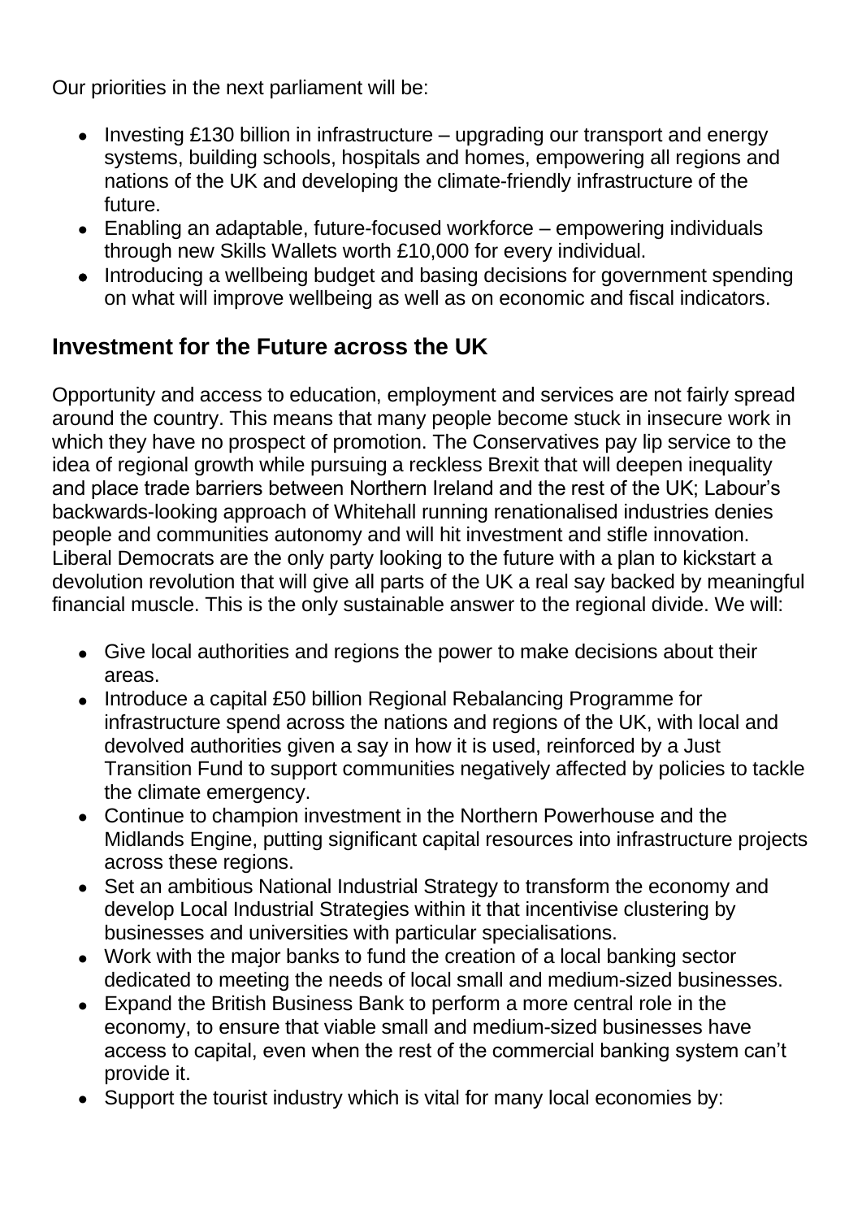Our priorities in the next parliament will be:

- Investing £130 billion in infrastructure – upgrading our transport and energy systems, building schools, hospitals and homes, empowering all regions and nations of the UK and developing the climate-friendly infrastructure of the future.
- Enabling an adaptable, future-focused workforce – empowering individuals through new Skills Wallets worth £10,000 for every individual.
- Introducing a wellbeing budget and basing decisions for government spending on what will improve wellbeing as well as on economic and fiscal indicators.

## Investment for the Future across the UK

Opportunity and access to education, employment and services are not fairly spread around the country. This means that many people become stuck in insecure work in which they have no prospect of promotion. The Conservatives pay lip service to the idea of regional growth while pursuing a reckless Brexit that will deepen inequality and place trade barriers between Northern Ireland and the rest of the UK; Labour's backwards-looking approach of Whitehall running renationalised industries denies people and communities autonomy and will hit investment and stifle innovation. Liberal Democrats are the only party looking to the future with a plan to kickstart a devolution revolution that will give all parts of the UK a real say backed by meaningful financial muscle. This is the only sustainable answer to the regional divide. We will:

- Give local authorities and regions the power to make decisions about their areas.
- Introduce a capital £50 billion Regional Rebalancing Programme for infrastructure spend across the nations and regions of the UK, with local and devolved authorities given a say in how it is used, reinforced by a Just Transition Fund to support communities negatively affected by policies to tackle the climate emergency.
- Continue to champion investment in the Northern Powerhouse and the Midlands Engine, putting significant capital resources into infrastructure projects across these regions.
- Set an ambitious National Industrial Strategy to transform the economy and develop Local Industrial Strategies within it that incentivise clustering by businesses and universities with particular specialisations.
- Work with the major banks to fund the creation of a local banking sector dedicated to meeting the needs of local small and medium-sized businesses.
- Expand the British Business Bank to perform a more central role in the economy, to ensure that viable small and medium-sized businesses have access to capital, even when the rest of the commercial banking system can't provide it.
- Support the tourist industry which is vital for many local economies by: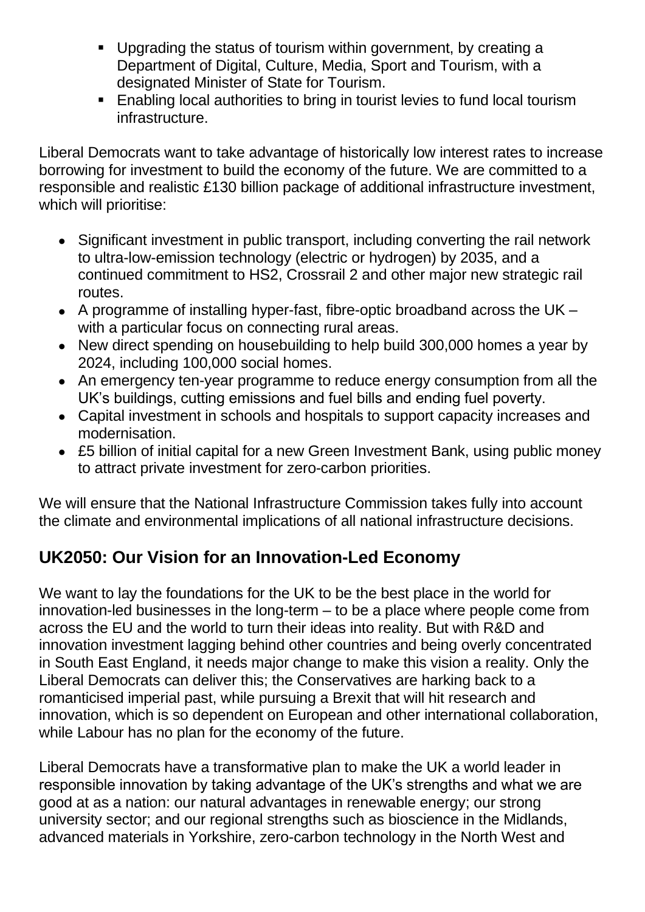- Upgrading the status of tourism within government, by creating a Department of Digital, Culture, Media, Sport and Tourism, with a designated Minister of State for Tourism.
- Enabling local authorities to bring in tourist levies to fund local tourism infrastructure.

Liberal Democrats want to take advantage of historically low interest rates to increase borrowing for investment to build the economy of the future. We are committed to a responsible and realistic £130 billion package of additional infrastructure investment, which will prioritise:

- Significant investment in public transport, including converting the rail network to ultra-low-emission technology (electric or hydrogen) by 2035, and a continued commitment to HS2, Crossrail 2 and other major new strategic rail routes.
- A programme of installing hyper-fast, fibre-optic broadband across the UK – with a particular focus on connecting rural areas.
- New direct spending on housebuilding to help build 300,000 homes a year by 2024, including 100,000 social homes.
- An emergency ten-year programme to reduce energy consumption from all the UK's buildings, cutting emissions and fuel bills and ending fuel poverty.
- Capital investment in schools and hospitals to support capacity increases and modernisation.
- £5 billion of initial capital for a new Green Investment Bank, using public money to attract private investment for zero-carbon priorities.

We will ensure that the National Infrastructure Commission takes fully into account the climate and environmental implications of all national infrastructure decisions.

## UK2050: Our Vision for an Innovation-Led Economy

We want to lay the foundations for the UK to be the best place in the world for innovation-led businesses in the long-term – to be a place where people come from across the EU and the world to turn their ideas into reality. But with R&D and innovation investment lagging behind other countries and being overly concentrated in South East England, it needs major change to make this vision a reality. Only the Liberal Democrats can deliver this; the Conservatives are harking back to a romanticised imperial past, while pursuing a Brexit that will hit research and innovation, which is so dependent on European and other international collaboration, while Labour has no plan for the economy of the future.

Liberal Democrats have a transformative plan to make the UK a world leader in responsible innovation by taking advantage of the UK's strengths and what we are good at as a nation: our natural advantages in renewable energy; our strong university sector; and our regional strengths such as bioscience in the Midlands, advanced materials in Yorkshire, zero-carbon technology in the North West and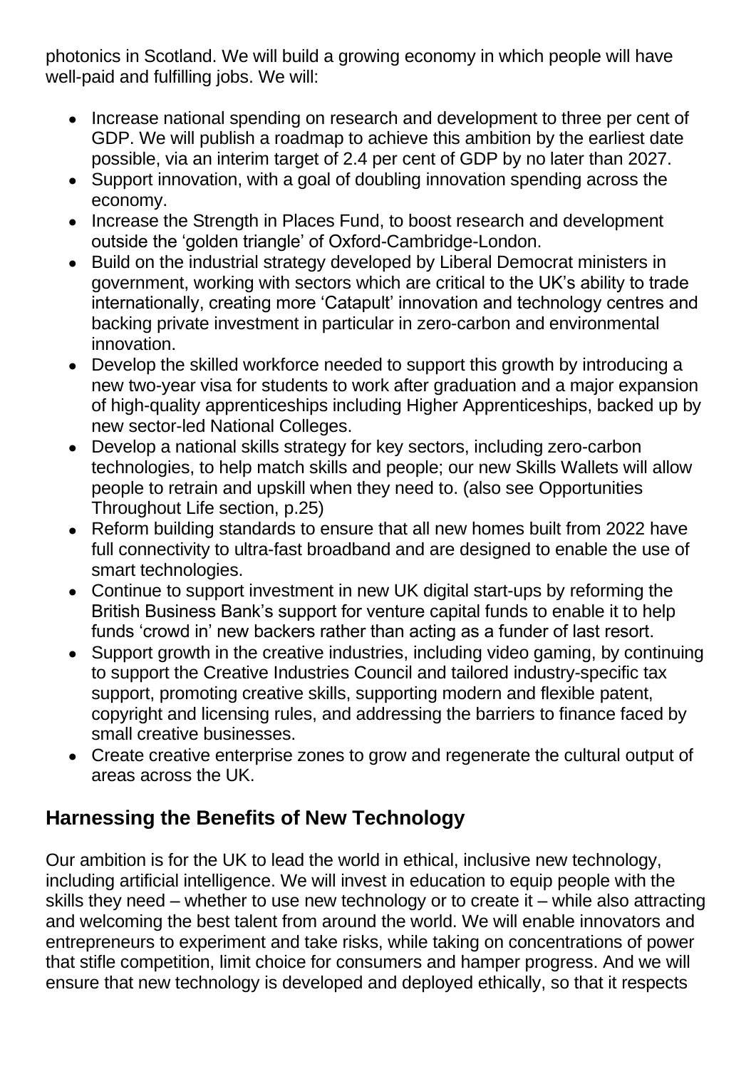photonics in Scotland. We will build a growing economy in which people will have well-paid and fulfilling jobs. We will:

- Increase national spending on research and development to three per cent of GDP. We will publish a roadmap to achieve this ambition by the earliest date possible, via an interim target of 2.4 per cent of GDP by no later than 2027.
- Support innovation, with a goal of doubling innovation spending across the economy.
- Increase the Strength in Places Fund, to boost research and development outside the 'golden triangle' of Oxford-Cambridge-London.
- Build on the industrial strategy developed by Liberal Democrat ministers in government, working with sectors which are critical to the UK's ability to trade internationally, creating more 'Catapult' innovation and technology centres and backing private investment in particular in zero-carbon and environmental innovation.
- Develop the skilled workforce needed to support this growth by introducing a new two-year visa for students to work after graduation and a major expansion of high-quality apprenticeships including Higher Apprenticeships, backed up by new sector-led National Colleges.
- Develop a national skills strategy for key sectors, including zero-carbon technologies, to help match skills and people; our new Skills Wallets will allow people to retrain and upskill when they need to. (also see Opportunities Throughout Life section, p.25)
- Reform building standards to ensure that all new homes built from 2022 have full connectivity to ultra-fast broadband and are designed to enable the use of smart technologies.
- Continue to support investment in new UK digital start-ups by reforming the British Business Bank's support for venture capital funds to enable it to help funds 'crowd in' new backers rather than acting as a funder of last resort.
- Support growth in the creative industries, including video gaming, by continuing to support the Creative Industries Council and tailored industry-specific tax support, promoting creative skills, supporting modern and flexible patent, copyright and licensing rules, and addressing the barriers to finance faced by small creative businesses.
- Create creative enterprise zones to grow and regenerate the cultural output of areas across the UK.

## Harnessing the Benefits of New Technology

Our ambition is for the UK to lead the world in ethical, inclusive new technology, including artificial intelligence. We will invest in education to equip people with the skills they need – whether to use new technology or to create it – while also attracting and welcoming the best talent from around the world. We will enable innovators and entrepreneurs to experiment and take risks, while taking on concentrations of power that stifle competition, limit choice for consumers and hamper progress. And we will ensure that new technology is developed and deployed ethically, so that it respects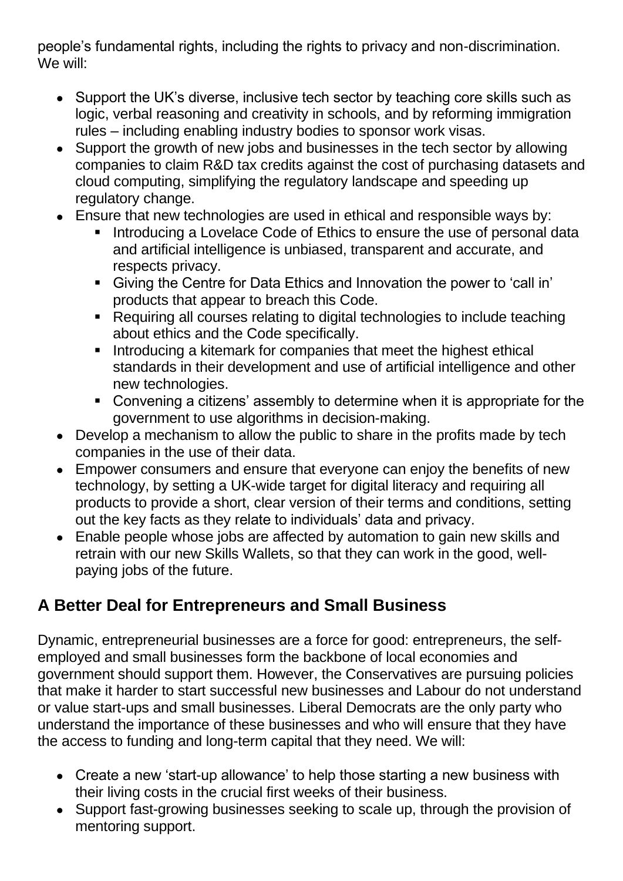people's fundamental rights, including the rights to privacy and non-discrimination. We will:

- Support the UK's diverse, inclusive tech sector by teaching core skills such as logic, verbal reasoning and creativity in schools, and by reforming immigration rules – including enabling industry bodies to sponsor work visas.
- Support the growth of new jobs and businesses in the tech sector by allowing companies to claim R&D tax credits against the cost of purchasing datasets and cloud computing, simplifying the regulatory landscape and speeding up regulatory change.
- Ensure that new technologies are used in ethical and responsible ways by:
  - Introducing a Lovelace Code of Ethics to ensure the use of personal data and artificial intelligence is unbiased, transparent and accurate, and respects privacy.
  - Giving the Centre for Data Ethics and Innovation the power to 'call in' products that appear to breach this Code.
  - Requiring all courses relating to digital technologies to include teaching about ethics and the Code specifically.
  - Introducing a kitemark for companies that meet the highest ethical standards in their development and use of artificial intelligence and other new technologies.
  - Convening a citizens' assembly to determine when it is appropriate for the government to use algorithms in decision-making.
- Develop a mechanism to allow the public to share in the profits made by tech companies in the use of their data.
- Empower consumers and ensure that everyone can enjoy the benefits of new technology, by setting a UK-wide target for digital literacy and requiring all products to provide a short, clear version of their terms and conditions, setting out the key facts as they relate to individuals' data and privacy.
- Enable people whose jobs are affected by automation to gain new skills and retrain with our new Skills Wallets, so that they can work in the good, well-paying jobs of the future.

## A Better Deal for Entrepreneurs and Small Business

Dynamic, entrepreneurial businesses are a force for good: entrepreneurs, the self-employed and small businesses form the backbone of local economies and government should support them. However, the Conservatives are pursuing policies that make it harder to start successful new businesses and Labour do not understand or value start-ups and small businesses. Liberal Democrats are the only party who understand the importance of these businesses and who will ensure that they have the access to funding and long-term capital that they need. We will:

- Create a new 'start-up allowance' to help those starting a new business with their living costs in the crucial first weeks of their business.
- Support fast-growing businesses seeking to scale up, through the provision of mentoring support.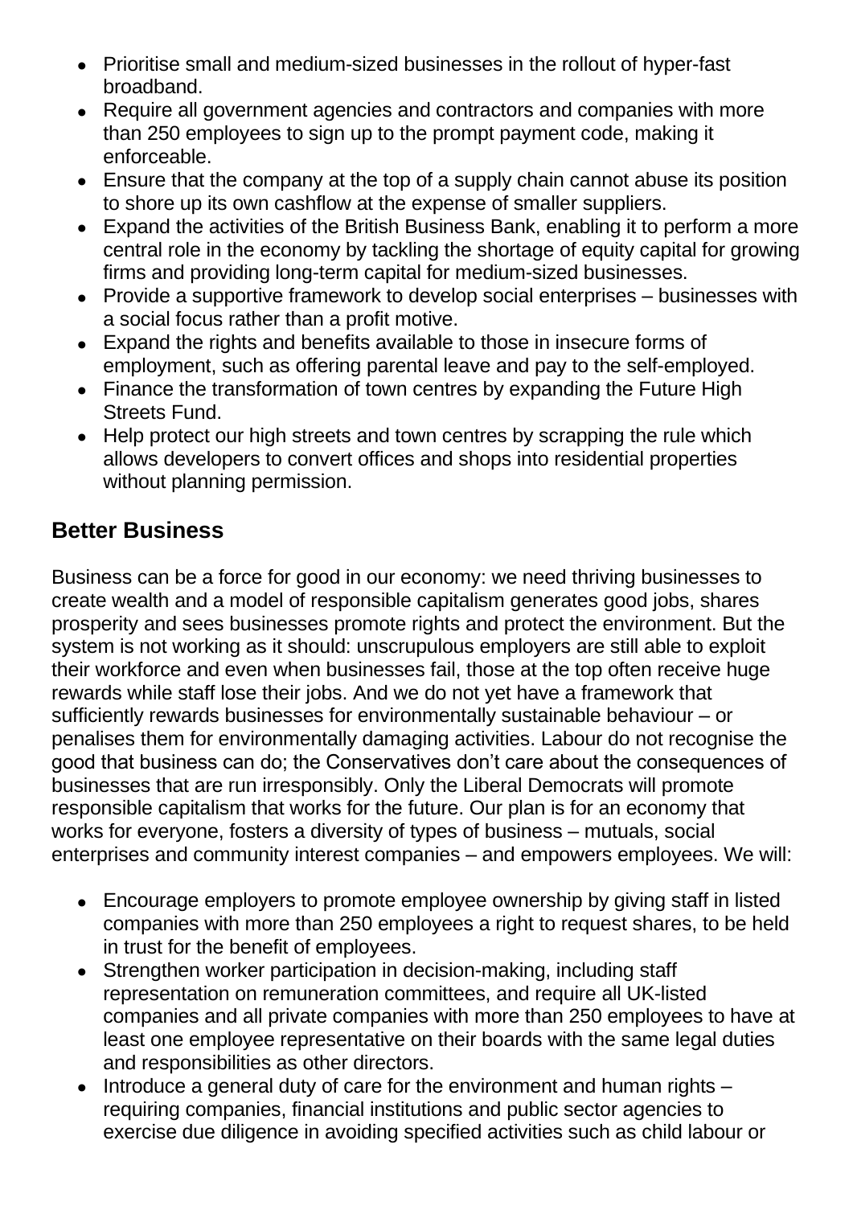- Prioritise small and medium-sized businesses in the rollout of hyper-fast broadband.
- Require all government agencies and contractors and companies with more than 250 employees to sign up to the prompt payment code, making it enforceable.
- Ensure that the company at the top of a supply chain cannot abuse its position to shore up its own cashflow at the expense of smaller suppliers.
- Expand the activities of the British Business Bank, enabling it to perform a more central role in the economy by tackling the shortage of equity capital for growing firms and providing long-term capital for medium-sized businesses.
- Provide a supportive framework to develop social enterprises – businesses with a social focus rather than a profit motive.
- Expand the rights and benefits available to those in insecure forms of employment, such as offering parental leave and pay to the self-employed.
- Finance the transformation of town centres by expanding the Future High Streets Fund.
- Help protect our high streets and town centres by scrapping the rule which allows developers to convert offices and shops into residential properties without planning permission.

## Better Business

Business can be a force for good in our economy: we need thriving businesses to create wealth and a model of responsible capitalism generates good jobs, shares prosperity and sees businesses promote rights and protect the environment. But the system is not working as it should: unscrupulous employers are still able to exploit their workforce and even when businesses fail, those at the top often receive huge rewards while staff lose their jobs. And we do not yet have a framework that sufficiently rewards businesses for environmentally sustainable behaviour – or penalises them for environmentally damaging activities. Labour do not recognise the good that business can do; the Conservatives don't care about the consequences of businesses that are run irresponsibly. Only the Liberal Democrats will promote responsible capitalism that works for the future. Our plan is for an economy that works for everyone, fosters a diversity of types of business – mutuals, social enterprises and community interest companies – and empowers employees. We will:

- Encourage employers to promote employee ownership by giving staff in listed companies with more than 250 employees a right to request shares, to be held in trust for the benefit of employees.
- Strengthen worker participation in decision-making, including staff representation on remuneration committees, and require all UK-listed companies and all private companies with more than 250 employees to have at least one employee representative on their boards with the same legal duties and responsibilities as other directors.
- Introduce a general duty of care for the environment and human rights – requiring companies, financial institutions and public sector agencies to exercise due diligence in avoiding specified activities such as child labour or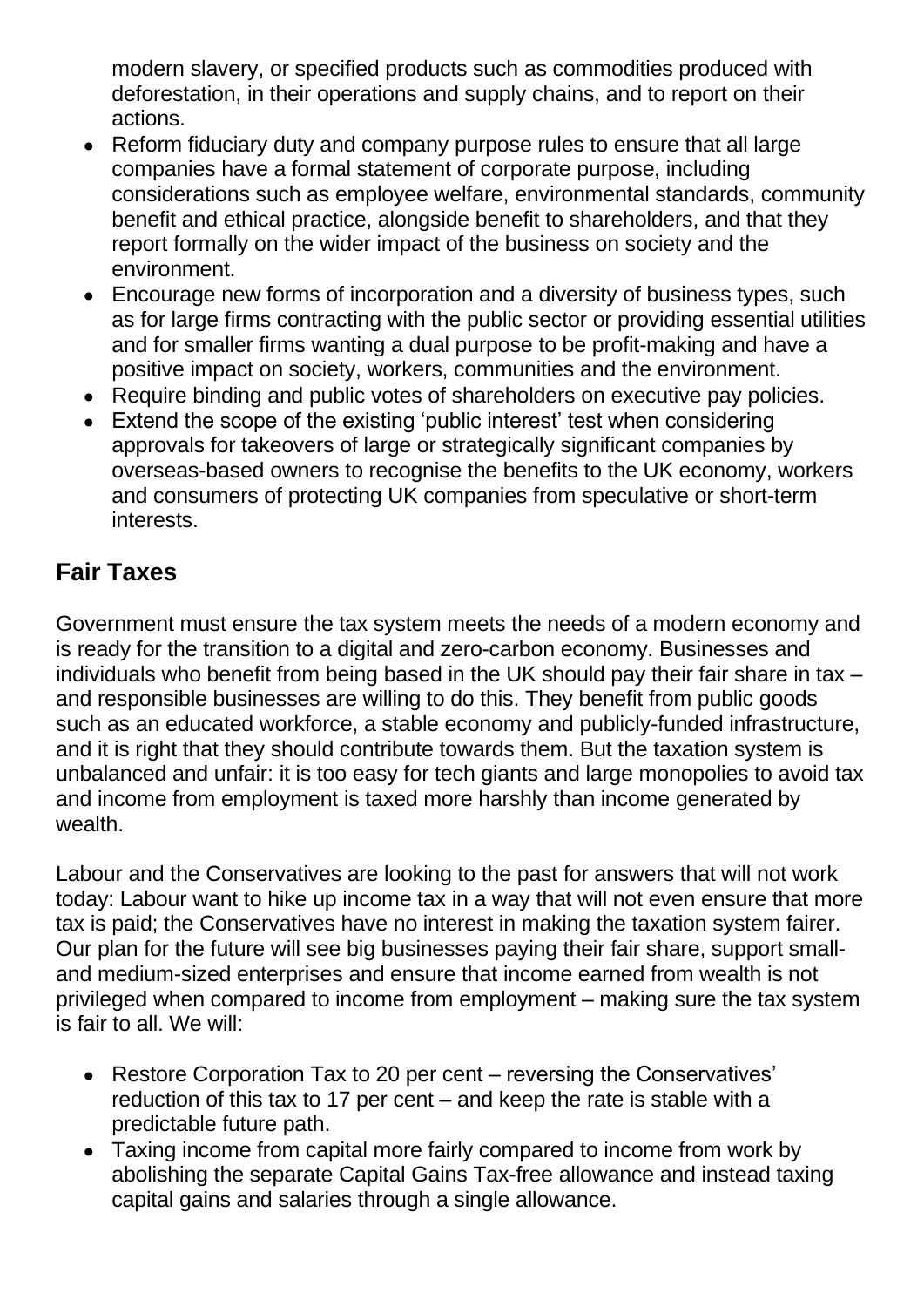modern slavery, or specified products such as commodities produced with deforestation, in their operations and supply chains, and to report on their actions.

- Reform fiduciary duty and company purpose rules to ensure that all large companies have a formal statement of corporate purpose, including considerations such as employee welfare, environmental standards, community benefit and ethical practice, alongside benefit to shareholders, and that they report formally on the wider impact of the business on society and the environment.
- Encourage new forms of incorporation and a diversity of business types, such as for large firms contracting with the public sector or providing essential utilities and for smaller firms wanting a dual purpose to be profit-making and have a positive impact on society, workers, communities and the environment.
- Require binding and public votes of shareholders on executive pay policies.
- Extend the scope of the existing 'public interest' test when considering approvals for takeovers of large or strategically significant companies by overseas-based owners to recognise the benefits to the UK economy, workers and consumers of protecting UK companies from speculative or short-term interests.

## Fair Taxes

Government must ensure the tax system meets the needs of a modern economy and is ready for the transition to a digital and zero-carbon economy. Businesses and individuals who benefit from being based in the UK should pay their fair share in tax – and responsible businesses are willing to do this. They benefit from public goods such as an educated workforce, a stable economy and publicly-funded infrastructure, and it is right that they should contribute towards them. But the taxation system is unbalanced and unfair: it is too easy for tech giants and large monopolies to avoid tax and income from employment is taxed more harshly than income generated by wealth.

Labour and the Conservatives are looking to the past for answers that will not work today: Labour want to hike up income tax in a way that will not even ensure that more tax is paid; the Conservatives have no interest in making the taxation system fairer. Our plan for the future will see big businesses paying their fair share, support small- and medium-sized enterprises and ensure that income earned from wealth is not privileged when compared to income from employment – making sure the tax system is fair to all. We will:

- Restore Corporation Tax to 20 per cent – reversing the Conservatives' reduction of this tax to 17 per cent – and keep the rate is stable with a predictable future path.
- Taxing income from capital more fairly compared to income from work by abolishing the separate Capital Gains Tax-free allowance and instead taxing capital gains and salaries through a single allowance.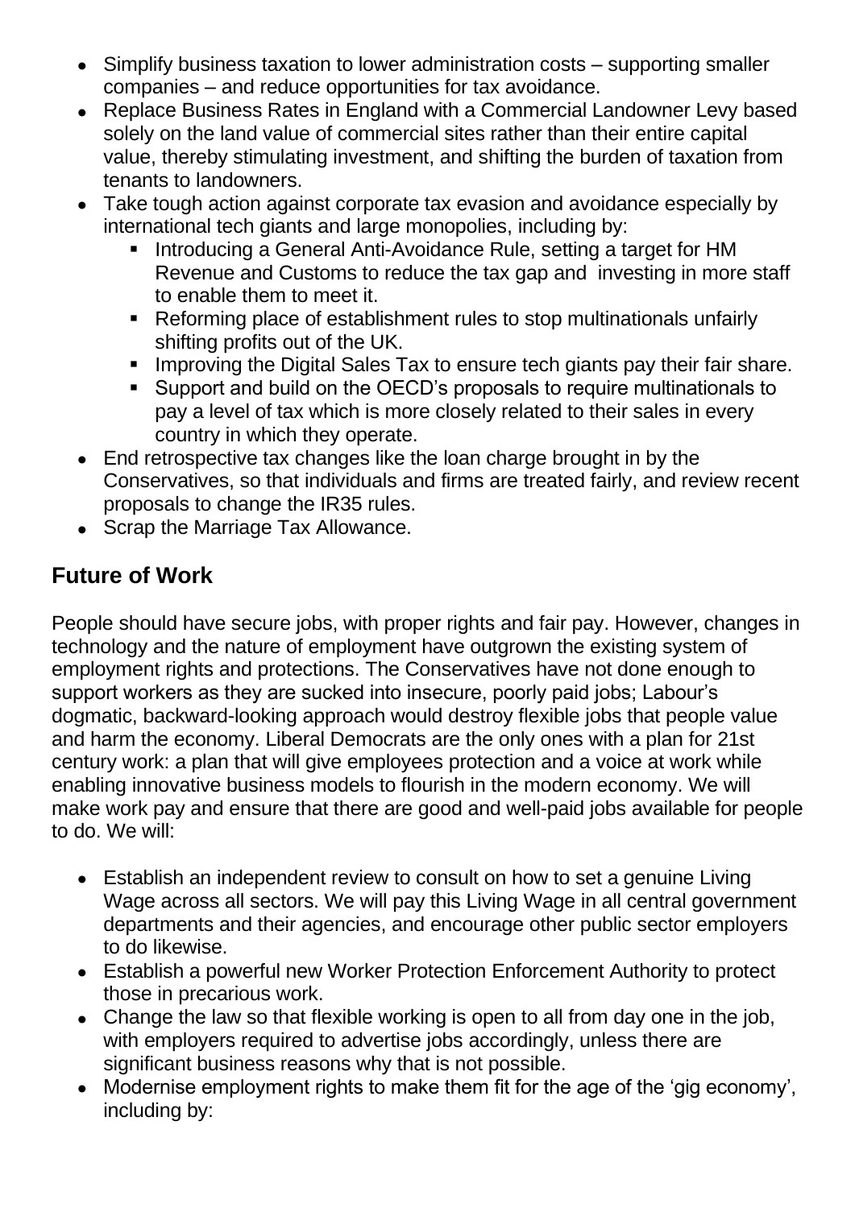- Simplify business taxation to lower administration costs – supporting smaller companies – and reduce opportunities for tax avoidance.
- Replace Business Rates in England with a Commercial Landowner Levy based solely on the land value of commercial sites rather than their entire capital value, thereby stimulating investment, and shifting the burden of taxation from tenants to landowners.
- Take tough action against corporate tax evasion and avoidance especially by international tech giants and large monopolies, including by:
  - Introducing a General Anti-Avoidance Rule, setting a target for HM Revenue and Customs to reduce the tax gap and investing in more staff to enable them to meet it.
  - Reforming place of establishment rules to stop multinationals unfairly shifting profits out of the UK.
  - Improving the Digital Sales Tax to ensure tech giants pay their fair share.
  - Support and build on the OECD's proposals to require multinationals to pay a level of tax which is more closely related to their sales in every country in which they operate.
- End retrospective tax changes like the loan charge brought in by the Conservatives, so that individuals and firms are treated fairly, and review recent proposals to change the IR35 rules.
- Scrap the Marriage Tax Allowance.

## Future of Work

People should have secure jobs, with proper rights and fair pay. However, changes in technology and the nature of employment have outgrown the existing system of employment rights and protections. The Conservatives have not done enough to support workers as they are sucked into insecure, poorly paid jobs; Labour's dogmatic, backward-looking approach would destroy flexible jobs that people value and harm the economy. Liberal Democrats are the only ones with a plan for 21st century work: a plan that will give employees protection and a voice at work while enabling innovative business models to flourish in the modern economy. We will make work pay and ensure that there are good and well-paid jobs available for people to do. We will:

- Establish an independent review to consult on how to set a genuine Living Wage across all sectors. We will pay this Living Wage in all central government departments and their agencies, and encourage other public sector employers to do likewise.
- Establish a powerful new Worker Protection Enforcement Authority to protect those in precarious work.
- Change the law so that flexible working is open to all from day one in the job, with employers required to advertise jobs accordingly, unless there are significant business reasons why that is not possible.
- Modernise employment rights to make them fit for the age of the 'gig economy', including by: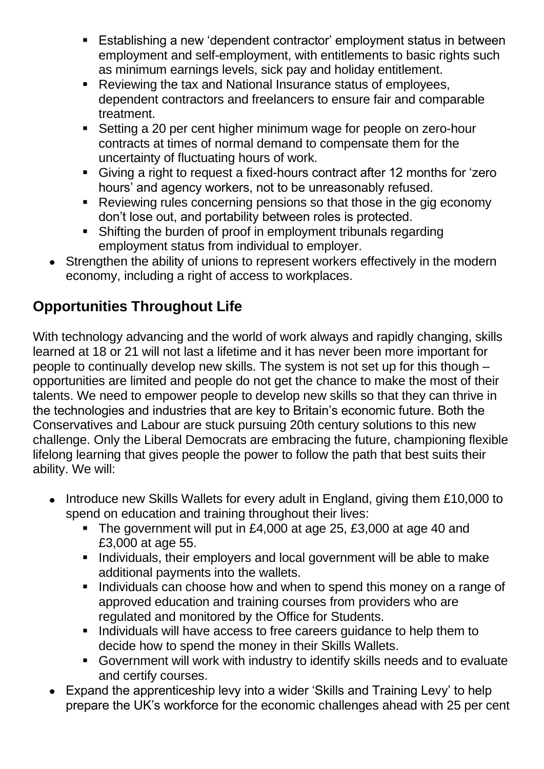- Establishing a new 'dependent contractor' employment status in between employment and self-employment, with entitlements to basic rights such as minimum earnings levels, sick pay and holiday entitlement.
    - Reviewing the tax and National Insurance status of employees, dependent contractors and freelancers to ensure fair and comparable treatment.
    - Setting a 20 per cent higher minimum wage for people on zero-hour contracts at times of normal demand to compensate them for the uncertainty of fluctuating hours of work.
    - Giving a right to request a fixed-hours contract after 12 months for 'zero hours' and agency workers, not to be unreasonably refused.
    - Reviewing rules concerning pensions so that those in the gig economy don't lose out, and portability between roles is protected.
    - Shifting the burden of proof in employment tribunals regarding employment status from individual to employer.
- Strengthen the ability of unions to represent workers effectively in the modern economy, including a right of access to workplaces.

## Opportunities Throughout Life

With technology advancing and the world of work always and rapidly changing, skills learned at 18 or 21 will not last a lifetime and it has never been more important for people to continually develop new skills. The system is not set up for this though – opportunities are limited and people do not get the chance to make the most of their talents. We need to empower people to develop new skills so that they can thrive in the technologies and industries that are key to Britain's economic future. Both the Conservatives and Labour are stuck pursuing 20th century solutions to this new challenge. Only the Liberal Democrats are embracing the future, championing flexible lifelong learning that gives people the power to follow the path that best suits their ability. We will:

- Introduce new Skills Wallets for every adult in England, giving them £10,000 to spend on education and training throughout their lives:
    - The government will put in £4,000 at age 25, £3,000 at age 40 and £3,000 at age 55.
    - Individuals, their employers and local government will be able to make additional payments into the wallets.
    - Individuals can choose how and when to spend this money on a range of approved education and training courses from providers who are regulated and monitored by the Office for Students.
    - Individuals will have access to free careers guidance to help them to decide how to spend the money in their Skills Wallets.
    - Government will work with industry to identify skills needs and to evaluate and certify courses.
- Expand the apprenticeship levy into a wider 'Skills and Training Levy' to help prepare the UK's workforce for the economic challenges ahead with 25 per cent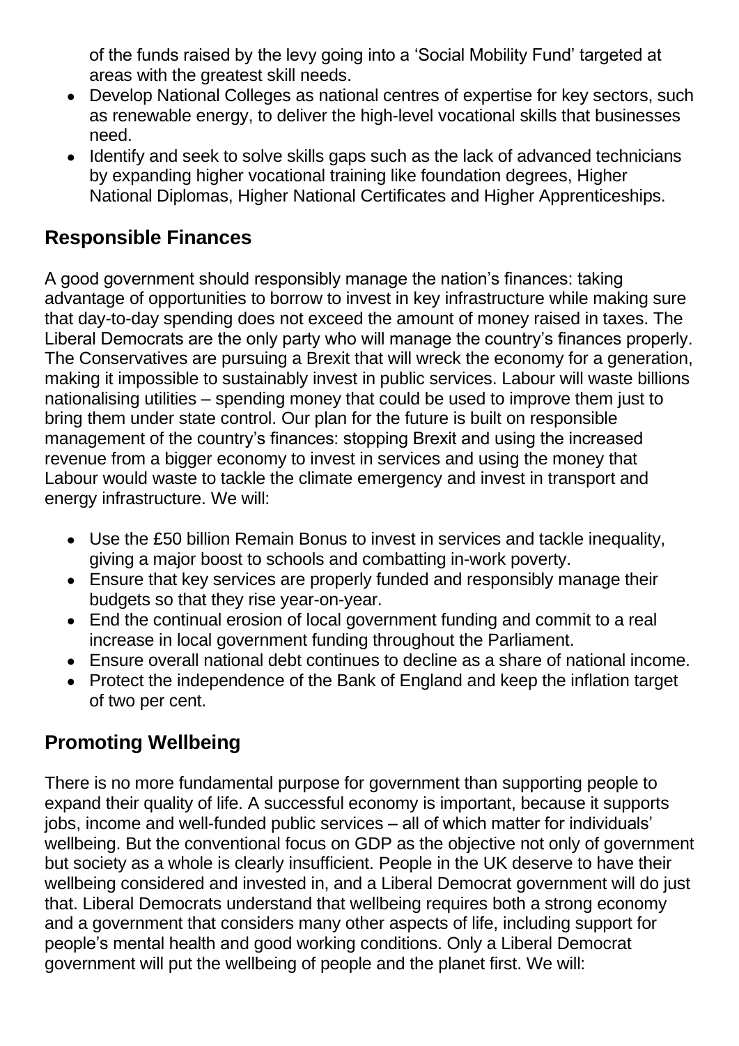of the funds raised by the levy going into a 'Social Mobility Fund' targeted at areas with the greatest skill needs.

- Develop National Colleges as national centres of expertise for key sectors, such as renewable energy, to deliver the high-level vocational skills that businesses need.
- Identify and seek to solve skills gaps such as the lack of advanced technicians by expanding higher vocational training like foundation degrees, Higher National Diplomas, Higher National Certificates and Higher Apprenticeships.

## Responsible Finances

A good government should responsibly manage the nation's finances: taking advantage of opportunities to borrow to invest in key infrastructure while making sure that day-to-day spending does not exceed the amount of money raised in taxes. The Liberal Democrats are the only party who will manage the country's finances properly. The Conservatives are pursuing a Brexit that will wreck the economy for a generation, making it impossible to sustainably invest in public services. Labour will waste billions nationalising utilities – spending money that could be used to improve them just to bring them under state control. Our plan for the future is built on responsible management of the country's finances: stopping Brexit and using the increased revenue from a bigger economy to invest in services and using the money that Labour would waste to tackle the climate emergency and invest in transport and energy infrastructure. We will:

- Use the £50 billion Remain Bonus to invest in services and tackle inequality, giving a major boost to schools and combatting in-work poverty.
- Ensure that key services are properly funded and responsibly manage their budgets so that they rise year-on-year.
- End the continual erosion of local government funding and commit to a real increase in local government funding throughout the Parliament.
- Ensure overall national debt continues to decline as a share of national income.
- Protect the independence of the Bank of England and keep the inflation target of two per cent.

## Promoting Wellbeing

There is no more fundamental purpose for government than supporting people to expand their quality of life. A successful economy is important, because it supports jobs, income and well-funded public services – all of which matter for individuals' wellbeing. But the conventional focus on GDP as the objective not only of government but society as a whole is clearly insufficient. People in the UK deserve to have their wellbeing considered and invested in, and a Liberal Democrat government will do just that. Liberal Democrats understand that wellbeing requires both a strong economy and a government that considers many other aspects of life, including support for people's mental health and good working conditions. Only a Liberal Democrat government will put the wellbeing of people and the planet first. We will: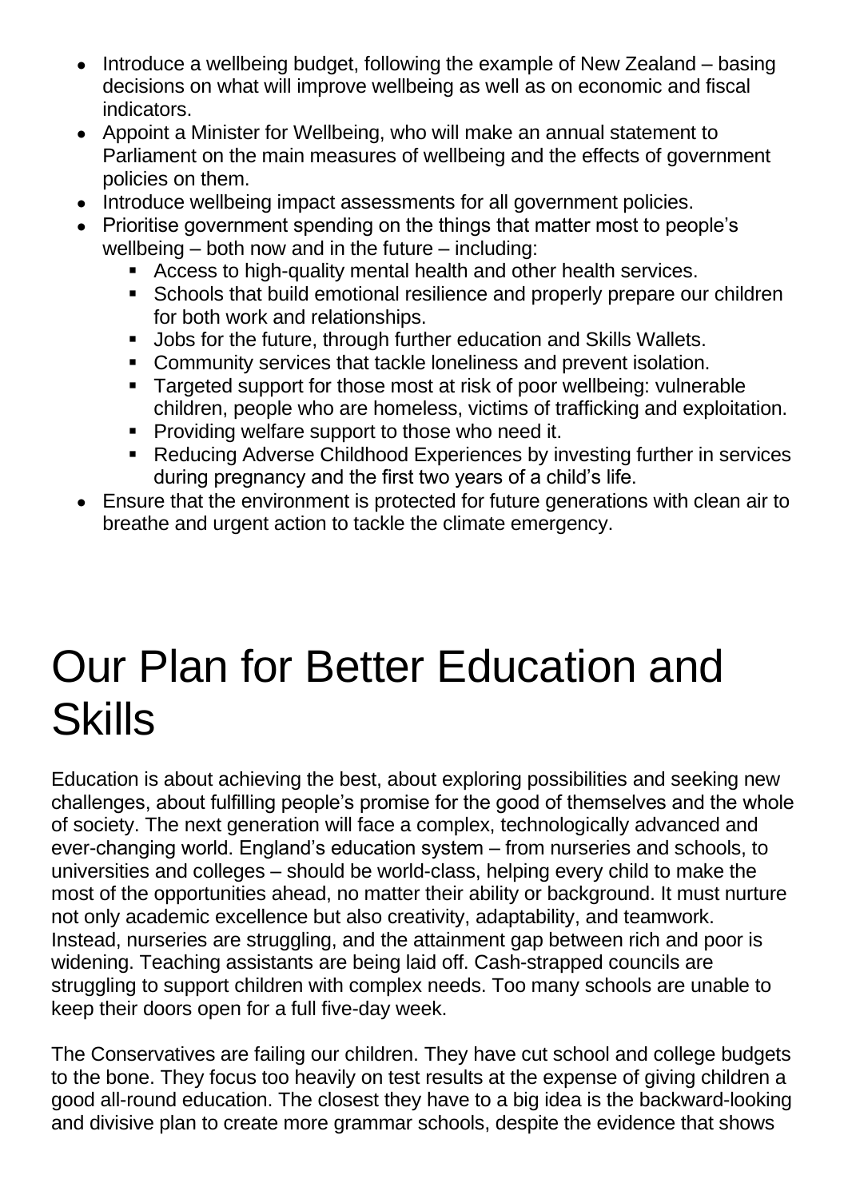- Introduce a wellbeing budget, following the example of New Zealand – basing decisions on what will improve wellbeing as well as on economic and fiscal indicators.
- Appoint a Minister for Wellbeing, who will make an annual statement to Parliament on the main measures of wellbeing and the effects of government policies on them.
- Introduce wellbeing impact assessments for all government policies.
- Prioritise government spending on the things that matter most to people's wellbeing – both now and in the future – including:
    - Access to high-quality mental health and other health services.
    - Schools that build emotional resilience and properly prepare our children for both work and relationships.
    - Jobs for the future, through further education and Skills Wallets.
    - Community services that tackle loneliness and prevent isolation.
    - Targeted support for those most at risk of poor wellbeing: vulnerable children, people who are homeless, victims of trafficking and exploitation.
    - Providing welfare support to those who need it.
    - Reducing Adverse Childhood Experiences by investing further in services during pregnancy and the first two years of a child's life.
- Ensure that the environment is protected for future generations with clean air to breathe and urgent action to tackle the climate emergency.

# Our Plan for Better Education and Skills

Education is about achieving the best, about exploring possibilities and seeking new challenges, about fulfilling people's promise for the good of themselves and the whole of society. The next generation will face a complex, technologically advanced and ever-changing world. England's education system – from nurseries and schools, to universities and colleges – should be world-class, helping every child to make the most of the opportunities ahead, no matter their ability or background. It must nurture not only academic excellence but also creativity, adaptability, and teamwork. Instead, nurseries are struggling, and the attainment gap between rich and poor is widening. Teaching assistants are being laid off. Cash-strapped councils are struggling to support children with complex needs. Too many schools are unable to keep their doors open for a full five-day week.

The Conservatives are failing our children. They have cut school and college budgets to the bone. They focus too heavily on test results at the expense of giving children a good all-round education. The closest they have to a big idea is the backward-looking and divisive plan to create more grammar schools, despite the evidence that shows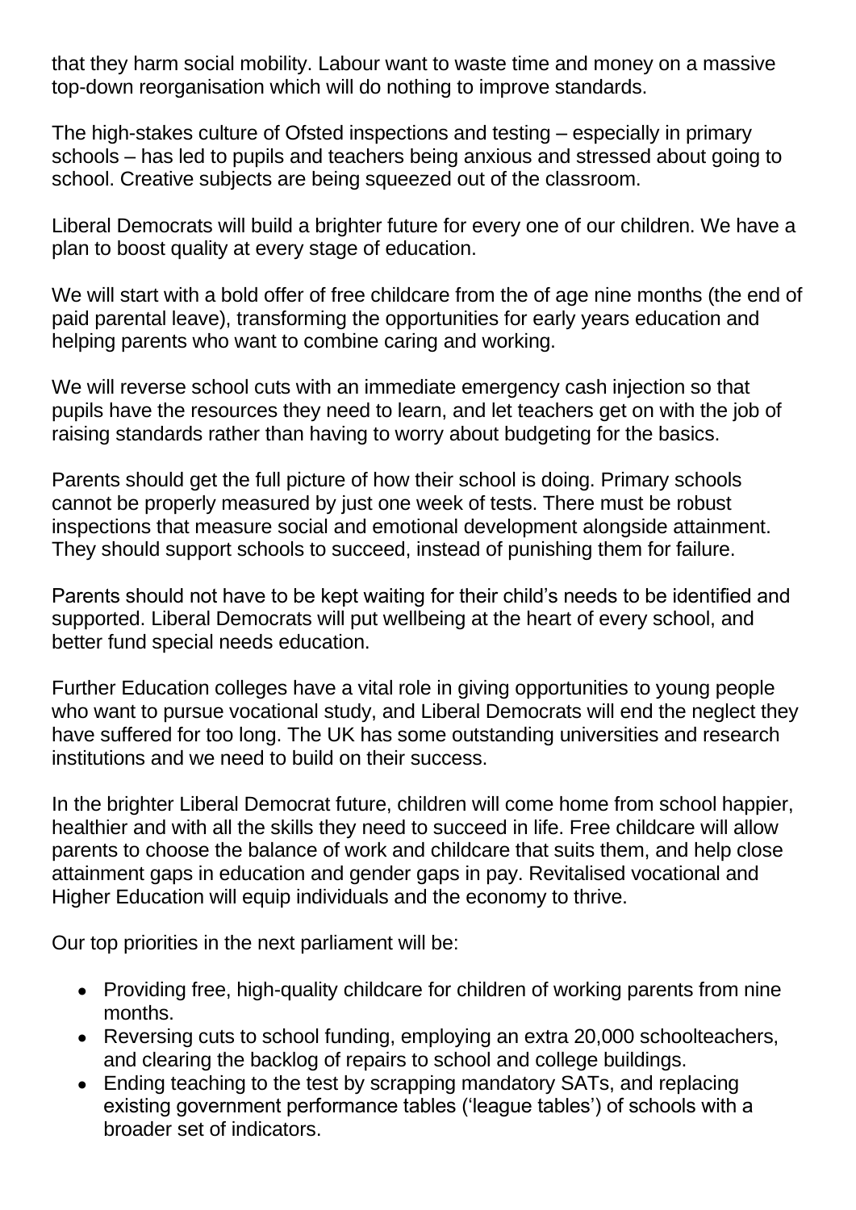that they harm social mobility. Labour want to waste time and money on a massive top-down reorganisation which will do nothing to improve standards.

The high-stakes culture of Ofsted inspections and testing – especially in primary schools – has led to pupils and teachers being anxious and stressed about going to school. Creative subjects are being squeezed out of the classroom.

Liberal Democrats will build a brighter future for every one of our children. We have a plan to boost quality at every stage of education.

We will start with a bold offer of free childcare from the of age nine months (the end of paid parental leave), transforming the opportunities for early years education and helping parents who want to combine caring and working.

We will reverse school cuts with an immediate emergency cash injection so that pupils have the resources they need to learn, and let teachers get on with the job of raising standards rather than having to worry about budgeting for the basics.

Parents should get the full picture of how their school is doing. Primary schools cannot be properly measured by just one week of tests. There must be robust inspections that measure social and emotional development alongside attainment. They should support schools to succeed, instead of punishing them for failure.

Parents should not have to be kept waiting for their child's needs to be identified and supported. Liberal Democrats will put wellbeing at the heart of every school, and better fund special needs education.

Further Education colleges have a vital role in giving opportunities to young people who want to pursue vocational study, and Liberal Democrats will end the neglect they have suffered for too long. The UK has some outstanding universities and research institutions and we need to build on their success.

In the brighter Liberal Democrat future, children will come home from school happier, healthier and with all the skills they need to succeed in life. Free childcare will allow parents to choose the balance of work and childcare that suits them, and help close attainment gaps in education and gender gaps in pay. Revitalised vocational and Higher Education will equip individuals and the economy to thrive.

Our top priorities in the next parliament will be:

- Providing free, high-quality childcare for children of working parents from nine months.
- Reversing cuts to school funding, employing an extra 20,000 schoolteachers, and clearing the backlog of repairs to school and college buildings.
- Ending teaching to the test by scrapping mandatory SATs, and replacing existing government performance tables ('league tables') of schools with a broader set of indicators.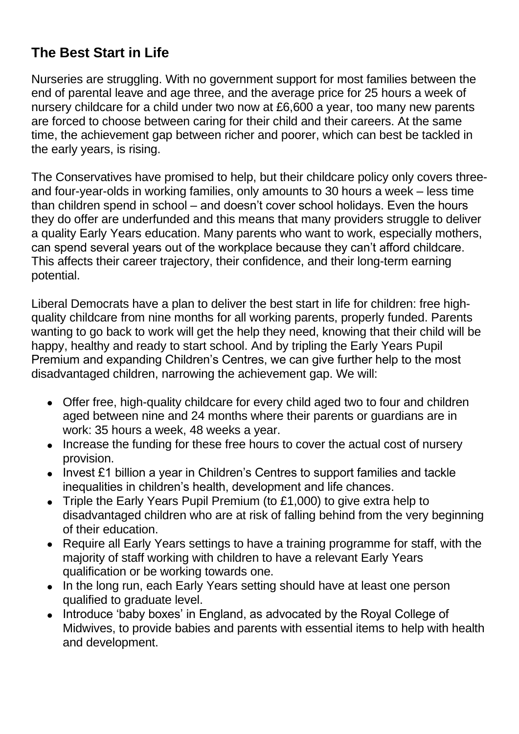## The Best Start in Life

Nurseries are struggling. With no government support for most families between the end of parental leave and age three, and the average price for 25 hours a week of nursery childcare for a child under two now at £6,600 a year, too many new parents are forced to choose between caring for their child and their careers. At the same time, the achievement gap between richer and poorer, which can best be tackled in the early years, is rising.

The Conservatives have promised to help, but their childcare policy only covers three- and four-year-olds in working families, only amounts to 30 hours a week – less time than children spend in school – and doesn't cover school holidays. Even the hours they do offer are underfunded and this means that many providers struggle to deliver a quality Early Years education. Many parents who want to work, especially mothers, can spend several years out of the workplace because they can't afford childcare. This affects their career trajectory, their confidence, and their long-term earning potential.

Liberal Democrats have a plan to deliver the best start in life for children: free high-quality childcare from nine months for all working parents, properly funded. Parents wanting to go back to work will get the help they need, knowing that their child will be happy, healthy and ready to start school. And by tripling the Early Years Pupil Premium and expanding Children's Centres, we can give further help to the most disadvantaged children, narrowing the achievement gap. We will:

- Offer free, high-quality childcare for every child aged two to four and children aged between nine and 24 months where their parents or guardians are in work: 35 hours a week, 48 weeks a year.
- Increase the funding for these free hours to cover the actual cost of nursery provision.
- Invest £1 billion a year in Children's Centres to support families and tackle inequalities in children's health, development and life chances.
- Triple the Early Years Pupil Premium (to £1,000) to give extra help to disadvantaged children who are at risk of falling behind from the very beginning of their education.
- Require all Early Years settings to have a training programme for staff, with the majority of staff working with children to have a relevant Early Years qualification or be working towards one.
- In the long run, each Early Years setting should have at least one person qualified to graduate level.
- Introduce 'baby boxes' in England, as advocated by the Royal College of Midwives, to provide babies and parents with essential items to help with health and development.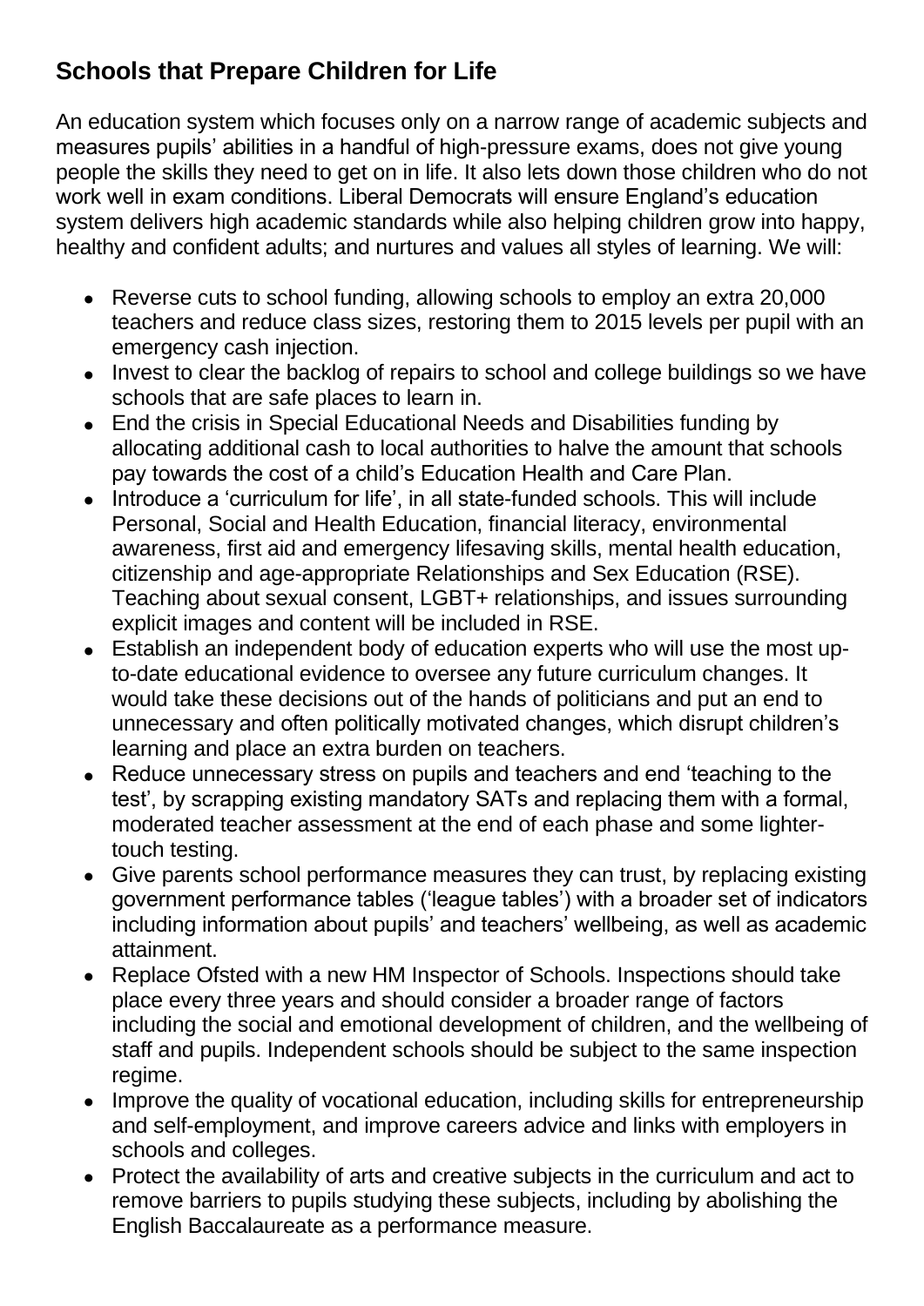## Schools that Prepare Children for Life

An education system which focuses only on a narrow range of academic subjects and measures pupils' abilities in a handful of high-pressure exams, does not give young people the skills they need to get on in life. It also lets down those children who do not work well in exam conditions. Liberal Democrats will ensure England's education system delivers high academic standards while also helping children grow into happy, healthy and confident adults; and nurtures and values all styles of learning. We will:

- Reverse cuts to school funding, allowing schools to employ an extra 20,000 teachers and reduce class sizes, restoring them to 2015 levels per pupil with an emergency cash injection.
- Invest to clear the backlog of repairs to school and college buildings so we have schools that are safe places to learn in.
- End the crisis in Special Educational Needs and Disabilities funding by allocating additional cash to local authorities to halve the amount that schools pay towards the cost of a child's Education Health and Care Plan.
- Introduce a 'curriculum for life', in all state-funded schools. This will include Personal, Social and Health Education, financial literacy, environmental awareness, first aid and emergency lifesaving skills, mental health education, citizenship and age-appropriate Relationships and Sex Education (RSE). Teaching about sexual consent, LGBT+ relationships, and issues surrounding explicit images and content will be included in RSE.
- Establish an independent body of education experts who will use the most up-to-date educational evidence to oversee any future curriculum changes. It would take these decisions out of the hands of politicians and put an end to unnecessary and often politically motivated changes, which disrupt children's learning and place an extra burden on teachers.
- Reduce unnecessary stress on pupils and teachers and end 'teaching to the test', by scrapping existing mandatory SATs and replacing them with a formal, moderated teacher assessment at the end of each phase and some lighter-touch testing.
- Give parents school performance measures they can trust, by replacing existing government performance tables ('league tables') with a broader set of indicators including information about pupils' and teachers' wellbeing, as well as academic attainment.
- Replace Ofsted with a new HM Inspector of Schools. Inspections should take place every three years and should consider a broader range of factors including the social and emotional development of children, and the wellbeing of staff and pupils. Independent schools should be subject to the same inspection regime.
- Improve the quality of vocational education, including skills for entrepreneurship and self-employment, and improve careers advice and links with employers in schools and colleges.
- Protect the availability of arts and creative subjects in the curriculum and act to remove barriers to pupils studying these subjects, including by abolishing the English Baccalaureate as a performance measure.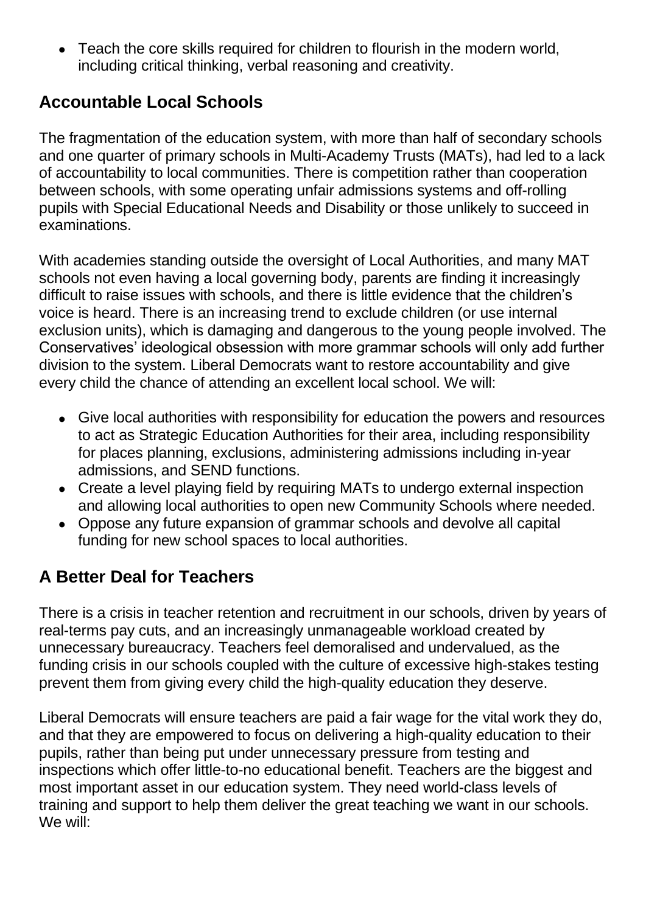- Teach the core skills required for children to flourish in the modern world, including critical thinking, verbal reasoning and creativity.

## Accountable Local Schools

The fragmentation of the education system, with more than half of secondary schools and one quarter of primary schools in Multi-Academy Trusts (MATs), had led to a lack of accountability to local communities. There is competition rather than cooperation between schools, with some operating unfair admissions systems and off-rolling pupils with Special Educational Needs and Disability or those unlikely to succeed in examinations.

With academies standing outside the oversight of Local Authorities, and many MAT schools not even having a local governing body, parents are finding it increasingly difficult to raise issues with schools, and there is little evidence that the children's voice is heard. There is an increasing trend to exclude children (or use internal exclusion units), which is damaging and dangerous to the young people involved. The Conservatives' ideological obsession with more grammar schools will only add further division to the system. Liberal Democrats want to restore accountability and give every child the chance of attending an excellent local school. We will:

- Give local authorities with responsibility for education the powers and resources to act as Strategic Education Authorities for their area, including responsibility for places planning, exclusions, administering admissions including in-year admissions, and SEND functions.
- Create a level playing field by requiring MATs to undergo external inspection and allowing local authorities to open new Community Schools where needed.
- Oppose any future expansion of grammar schools and devolve all capital funding for new school spaces to local authorities.

## A Better Deal for Teachers

There is a crisis in teacher retention and recruitment in our schools, driven by years of real-terms pay cuts, and an increasingly unmanageable workload created by unnecessary bureaucracy. Teachers feel demoralised and undervalued, as the funding crisis in our schools coupled with the culture of excessive high-stakes testing prevent them from giving every child the high-quality education they deserve.

Liberal Democrats will ensure teachers are paid a fair wage for the vital work they do, and that they are empowered to focus on delivering a high-quality education to their pupils, rather than being put under unnecessary pressure from testing and inspections which offer little-to-no educational benefit. Teachers are the biggest and most important asset in our education system. They need world-class levels of training and support to help them deliver the great teaching we want in our schools. We will: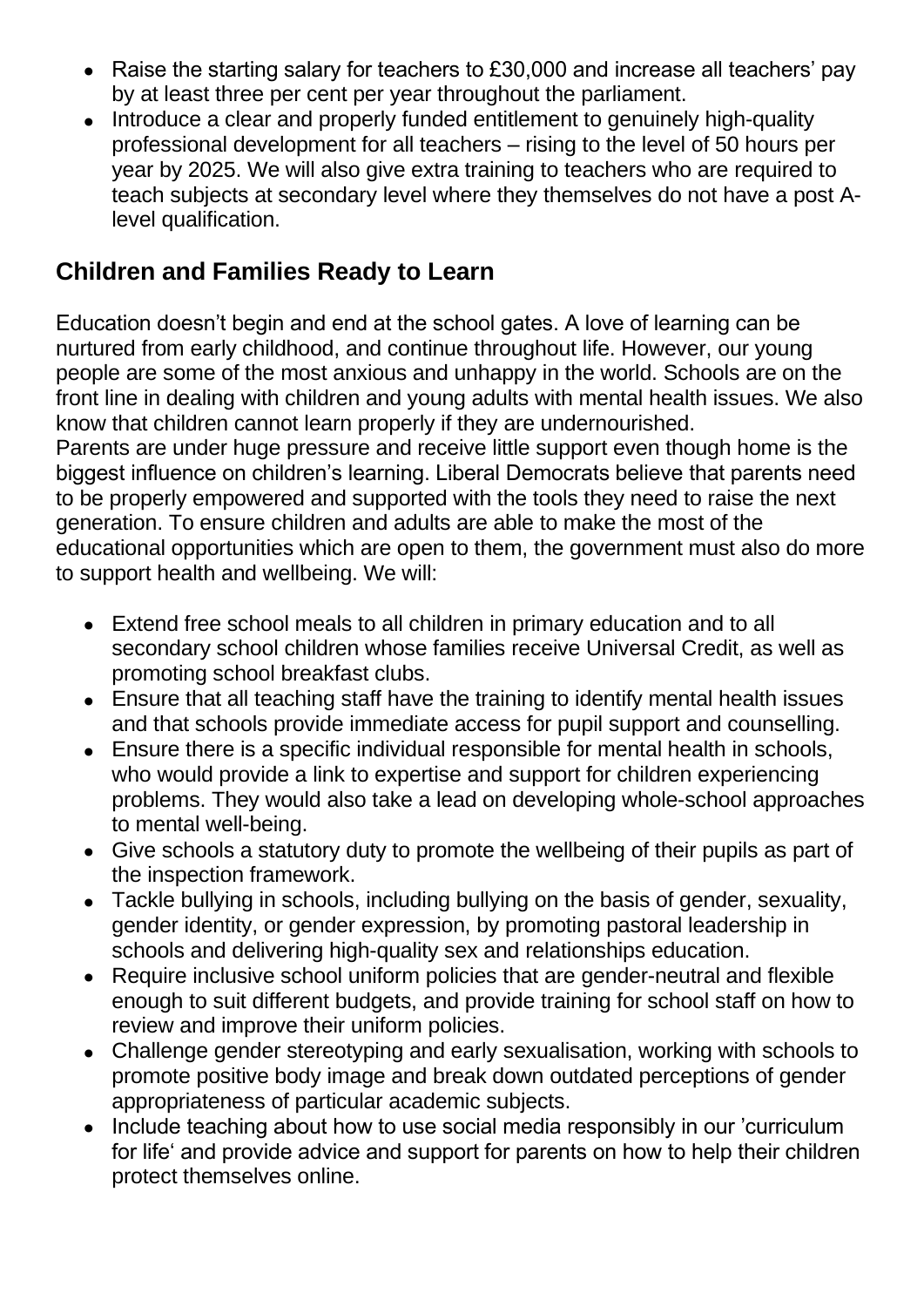- Raise the starting salary for teachers to £30,000 and increase all teachers' pay by at least three per cent per year throughout the parliament.
- Introduce a clear and properly funded entitlement to genuinely high-quality professional development for all teachers – rising to the level of 50 hours per year by 2025. We will also give extra training to teachers who are required to teach subjects at secondary level where they themselves do not have a post A-level qualification.

## Children and Families Ready to Learn

Education doesn't begin and end at the school gates. A love of learning can be nurtured from early childhood, and continue throughout life. However, our young people are some of the most anxious and unhappy in the world. Schools are on the front line in dealing with children and young adults with mental health issues. We also know that children cannot learn properly if they are undernourished.
Parents are under huge pressure and receive little support even though home is the biggest influence on children's learning. Liberal Democrats believe that parents need to be properly empowered and supported with the tools they need to raise the next generation. To ensure children and adults are able to make the most of the educational opportunities which are open to them, the government must also do more to support health and wellbeing. We will:

- Extend free school meals to all children in primary education and to all secondary school children whose families receive Universal Credit, as well as promoting school breakfast clubs.
- Ensure that all teaching staff have the training to identify mental health issues and that schools provide immediate access for pupil support and counselling.
- Ensure there is a specific individual responsible for mental health in schools, who would provide a link to expertise and support for children experiencing problems. They would also take a lead on developing whole-school approaches to mental well-being.
- Give schools a statutory duty to promote the wellbeing of their pupils as part of the inspection framework.
- Tackle bullying in schools, including bullying on the basis of gender, sexuality, gender identity, or gender expression, by promoting pastoral leadership in schools and delivering high-quality sex and relationships education.
- Require inclusive school uniform policies that are gender-neutral and flexible enough to suit different budgets, and provide training for school staff on how to review and improve their uniform policies.
- Challenge gender stereotyping and early sexualisation, working with schools to promote positive body image and break down outdated perceptions of gender appropriateness of particular academic subjects.
- Include teaching about how to use social media responsibly in our 'curriculum for life' and provide advice and support for parents on how to help their children protect themselves online.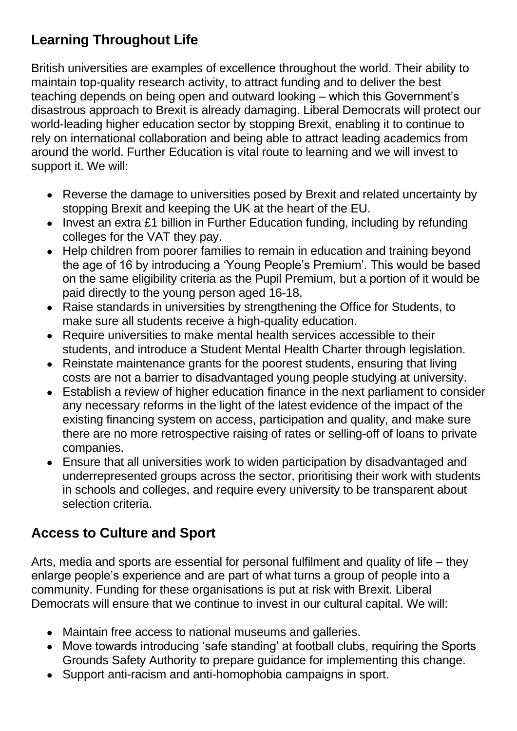## Learning Throughout Life

British universities are examples of excellence throughout the world. Their ability to maintain top-quality research activity, to attract funding and to deliver the best teaching depends on being open and outward looking – which this Government's disastrous approach to Brexit is already damaging. Liberal Democrats will protect our world-leading higher education sector by stopping Brexit, enabling it to continue to rely on international collaboration and being able to attract leading academics from around the world. Further Education is vital route to learning and we will invest to support it. We will:

- Reverse the damage to universities posed by Brexit and related uncertainty by stopping Brexit and keeping the UK at the heart of the EU.
- Invest an extra £1 billion in Further Education funding, including by refunding colleges for the VAT they pay.
- Help children from poorer families to remain in education and training beyond the age of 16 by introducing a 'Young People's Premium'. This would be based on the same eligibility criteria as the Pupil Premium, but a portion of it would be paid directly to the young person aged 16-18.
- Raise standards in universities by strengthening the Office for Students, to make sure all students receive a high-quality education.
- Require universities to make mental health services accessible to their students, and introduce a Student Mental Health Charter through legislation.
- Reinstate maintenance grants for the poorest students, ensuring that living costs are not a barrier to disadvantaged young people studying at university.
- Establish a review of higher education finance in the next parliament to consider any necessary reforms in the light of the latest evidence of the impact of the existing financing system on access, participation and quality, and make sure there are no more retrospective raising of rates or selling-off of loans to private companies.
- Ensure that all universities work to widen participation by disadvantaged and underrepresented groups across the sector, prioritising their work with students in schools and colleges, and require every university to be transparent about selection criteria.

## Access to Culture and Sport

Arts, media and sports are essential for personal fulfilment and quality of life – they enlarge people's experience and are part of what turns a group of people into a community. Funding for these organisations is put at risk with Brexit. Liberal Democrats will ensure that we continue to invest in our cultural capital. We will:

- Maintain free access to national museums and galleries.
- Move towards introducing 'safe standing' at football clubs, requiring the Sports Grounds Safety Authority to prepare guidance for implementing this change.
- Support anti-racism and anti-homophobia campaigns in sport.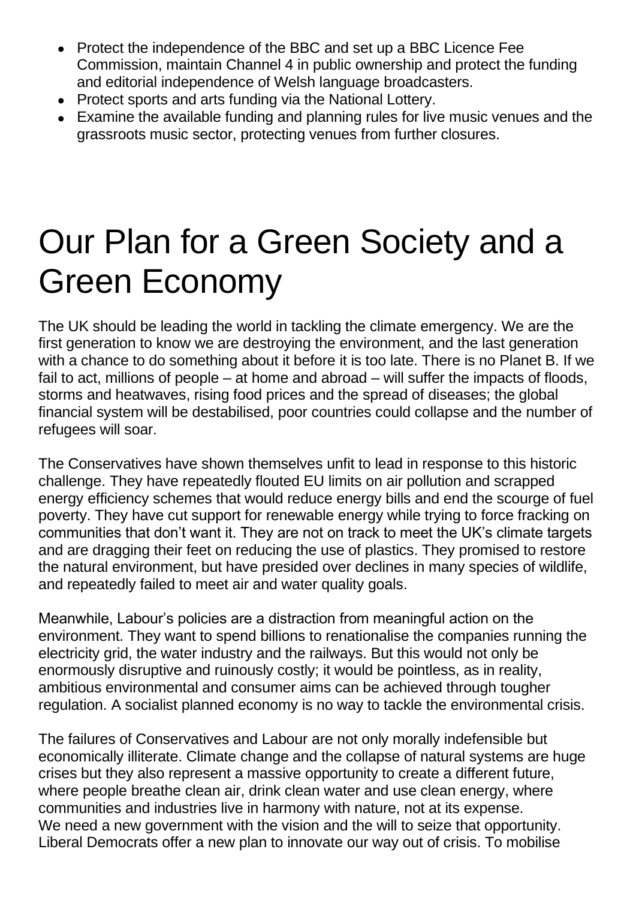- Protect the independence of the BBC and set up a BBC Licence Fee Commission, maintain Channel 4 in public ownership and protect the funding and editorial independence of Welsh language broadcasters.
- Protect sports and arts funding via the National Lottery.
- Examine the available funding and planning rules for live music venues and the grassroots music sector, protecting venues from further closures.

# Our Plan for a Green Society and a Green Economy

The UK should be leading the world in tackling the climate emergency. We are the first generation to know we are destroying the environment, and the last generation with a chance to do something about it before it is too late. There is no Planet B. If we fail to act, millions of people – at home and abroad – will suffer the impacts of floods, storms and heatwaves, rising food prices and the spread of diseases; the global financial system will be destabilised, poor countries could collapse and the number of refugees will soar.

The Conservatives have shown themselves unfit to lead in response to this historic challenge. They have repeatedly flouted EU limits on air pollution and scrapped energy efficiency schemes that would reduce energy bills and end the scourge of fuel poverty. They have cut support for renewable energy while trying to force fracking on communities that don't want it. They are not on track to meet the UK's climate targets and are dragging their feet on reducing the use of plastics. They promised to restore the natural environment, but have presided over declines in many species of wildlife, and repeatedly failed to meet air and water quality goals.

Meanwhile, Labour's policies are a distraction from meaningful action on the environment. They want to spend billions to renationalise the companies running the electricity grid, the water industry and the railways. But this would not only be enormously disruptive and ruinously costly; it would be pointless, as in reality, ambitious environmental and consumer aims can be achieved through tougher regulation. A socialist planned economy is no way to tackle the environmental crisis.

The failures of Conservatives and Labour are not only morally indefensible but economically illiterate. Climate change and the collapse of natural systems are huge crises but they also represent a massive opportunity to create a different future, where people breathe clean air, drink clean water and use clean energy, where communities and industries live in harmony with nature, not at its expense.
We need a new government with the vision and the will to seize that opportunity. Liberal Democrats offer a new plan to innovate our way out of crisis. To mobilise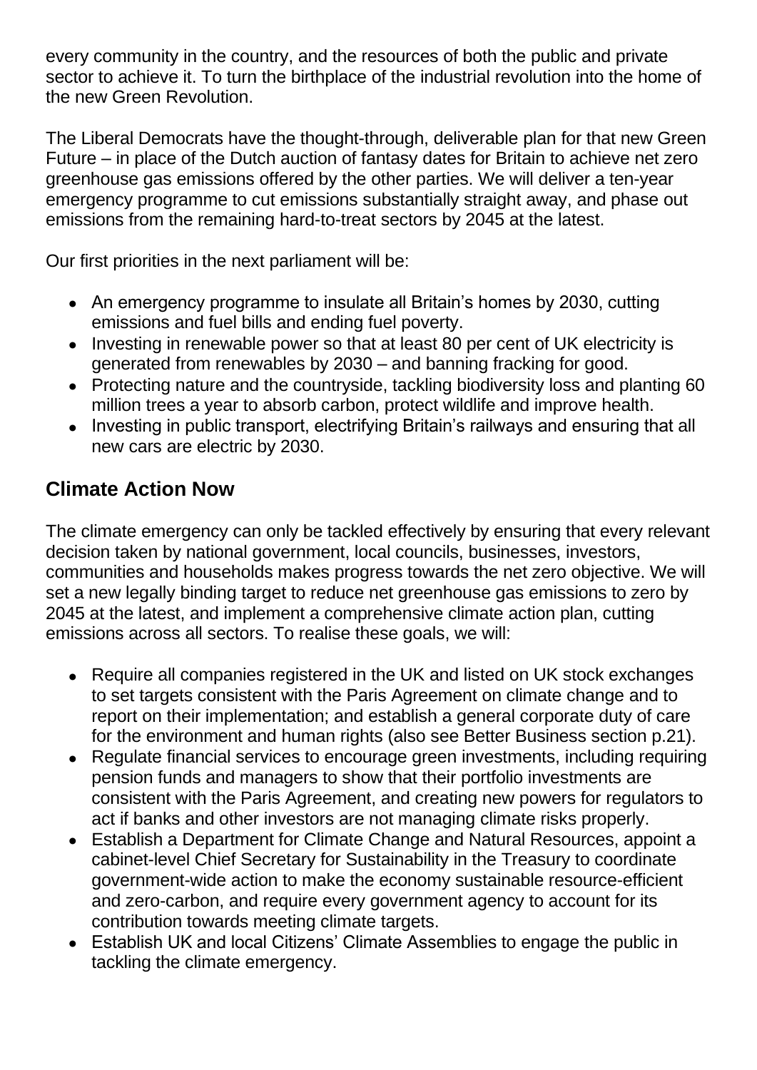every community in the country, and the resources of both the public and private sector to achieve it. To turn the birthplace of the industrial revolution into the home of the new Green Revolution.

The Liberal Democrats have the thought-through, deliverable plan for that new Green Future – in place of the Dutch auction of fantasy dates for Britain to achieve net zero greenhouse gas emissions offered by the other parties. We will deliver a ten-year emergency programme to cut emissions substantially straight away, and phase out emissions from the remaining hard-to-treat sectors by 2045 at the latest.

Our first priorities in the next parliament will be:

- An emergency programme to insulate all Britain's homes by 2030, cutting emissions and fuel bills and ending fuel poverty.
- Investing in renewable power so that at least 80 per cent of UK electricity is generated from renewables by 2030 – and banning fracking for good.
- Protecting nature and the countryside, tackling biodiversity loss and planting 60 million trees a year to absorb carbon, protect wildlife and improve health.
- Investing in public transport, electrifying Britain's railways and ensuring that all new cars are electric by 2030.

## Climate Action Now

The climate emergency can only be tackled effectively by ensuring that every relevant decision taken by national government, local councils, businesses, investors, communities and households makes progress towards the net zero objective. We will set a new legally binding target to reduce net greenhouse gas emissions to zero by 2045 at the latest, and implement a comprehensive climate action plan, cutting emissions across all sectors. To realise these goals, we will:

- Require all companies registered in the UK and listed on UK stock exchanges to set targets consistent with the Paris Agreement on climate change and to report on their implementation; and establish a general corporate duty of care for the environment and human rights (also see Better Business section p.21).
- Regulate financial services to encourage green investments, including requiring pension funds and managers to show that their portfolio investments are consistent with the Paris Agreement, and creating new powers for regulators to act if banks and other investors are not managing climate risks properly.
- Establish a Department for Climate Change and Natural Resources, appoint a cabinet-level Chief Secretary for Sustainability in the Treasury to coordinate government-wide action to make the economy sustainable resource-efficient and zero-carbon, and require every government agency to account for its contribution towards meeting climate targets.
- Establish UK and local Citizens' Climate Assemblies to engage the public in tackling the climate emergency.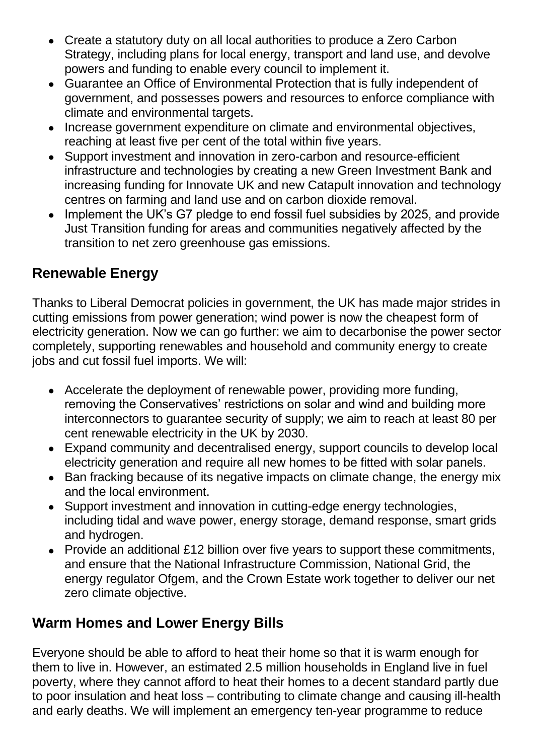- Create a statutory duty on all local authorities to produce a Zero Carbon Strategy, including plans for local energy, transport and land use, and devolve powers and funding to enable every council to implement it.
- Guarantee an Office of Environmental Protection that is fully independent of government, and possesses powers and resources to enforce compliance with climate and environmental targets.
- Increase government expenditure on climate and environmental objectives, reaching at least five per cent of the total within five years.
- Support investment and innovation in zero-carbon and resource-efficient infrastructure and technologies by creating a new Green Investment Bank and increasing funding for Innovate UK and new Catapult innovation and technology centres on farming and land use and on carbon dioxide removal.
- Implement the UK's G7 pledge to end fossil fuel subsidies by 2025, and provide Just Transition funding for areas and communities negatively affected by the transition to net zero greenhouse gas emissions.

## Renewable Energy

Thanks to Liberal Democrat policies in government, the UK has made major strides in cutting emissions from power generation; wind power is now the cheapest form of electricity generation. Now we can go further: we aim to decarbonise the power sector completely, supporting renewables and household and community energy to create jobs and cut fossil fuel imports. We will:

- Accelerate the deployment of renewable power, providing more funding, removing the Conservatives' restrictions on solar and wind and building more interconnectors to guarantee security of supply; we aim to reach at least 80 per cent renewable electricity in the UK by 2030.
- Expand community and decentralised energy, support councils to develop local electricity generation and require all new homes to be fitted with solar panels.
- Ban fracking because of its negative impacts on climate change, the energy mix and the local environment.
- Support investment and innovation in cutting-edge energy technologies, including tidal and wave power, energy storage, demand response, smart grids and hydrogen.
- Provide an additional £12 billion over five years to support these commitments, and ensure that the National Infrastructure Commission, National Grid, the energy regulator Ofgem, and the Crown Estate work together to deliver our net zero climate objective.

## Warm Homes and Lower Energy Bills

Everyone should be able to afford to heat their home so that it is warm enough for them to live in. However, an estimated 2.5 million households in England live in fuel poverty, where they cannot afford to heat their homes to a decent standard partly due to poor insulation and heat loss – contributing to climate change and causing ill-health and early deaths. We will implement an emergency ten-year programme to reduce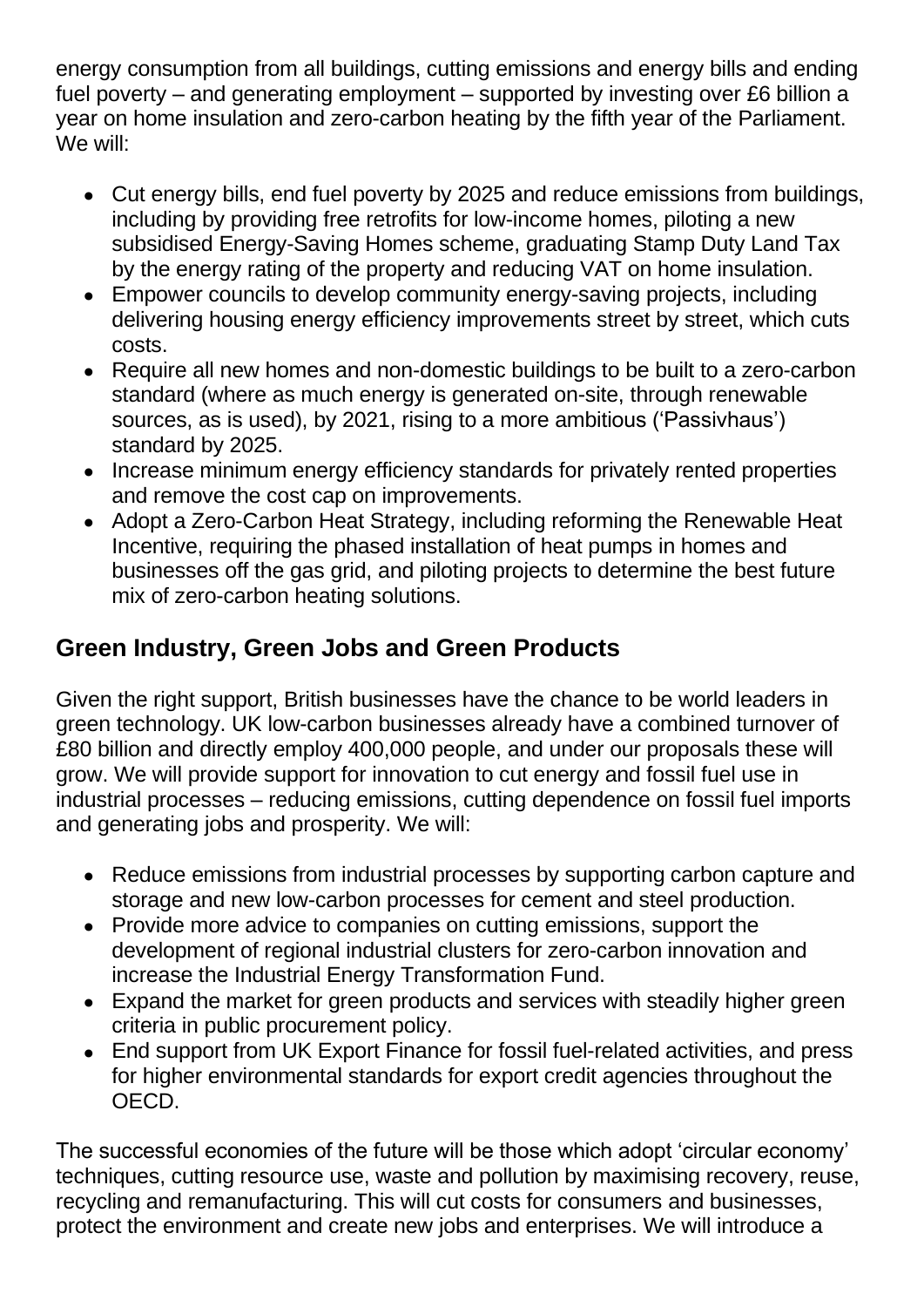energy consumption from all buildings, cutting emissions and energy bills and ending fuel poverty – and generating employment – supported by investing over £6 billion a year on home insulation and zero-carbon heating by the fifth year of the Parliament. We will:

- Cut energy bills, end fuel poverty by 2025 and reduce emissions from buildings, including by providing free retrofits for low-income homes, piloting a new subsidised Energy-Saving Homes scheme, graduating Stamp Duty Land Tax by the energy rating of the property and reducing VAT on home insulation.
- Empower councils to develop community energy-saving projects, including delivering housing energy efficiency improvements street by street, which cuts costs.
- Require all new homes and non-domestic buildings to be built to a zero-carbon standard (where as much energy is generated on-site, through renewable sources, as is used), by 2021, rising to a more ambitious ('Passivhaus') standard by 2025.
- Increase minimum energy efficiency standards for privately rented properties and remove the cost cap on improvements.
- Adopt a Zero-Carbon Heat Strategy, including reforming the Renewable Heat Incentive, requiring the phased installation of heat pumps in homes and businesses off the gas grid, and piloting projects to determine the best future mix of zero-carbon heating solutions.

## Green Industry, Green Jobs and Green Products

Given the right support, British businesses have the chance to be world leaders in green technology. UK low-carbon businesses already have a combined turnover of £80 billion and directly employ 400,000 people, and under our proposals these will grow. We will provide support for innovation to cut energy and fossil fuel use in industrial processes – reducing emissions, cutting dependence on fossil fuel imports and generating jobs and prosperity. We will:

- Reduce emissions from industrial processes by supporting carbon capture and storage and new low-carbon processes for cement and steel production.
- Provide more advice to companies on cutting emissions, support the development of regional industrial clusters for zero-carbon innovation and increase the Industrial Energy Transformation Fund.
- Expand the market for green products and services with steadily higher green criteria in public procurement policy.
- End support from UK Export Finance for fossil fuel-related activities, and press for higher environmental standards for export credit agencies throughout the OECD.

The successful economies of the future will be those which adopt 'circular economy' techniques, cutting resource use, waste and pollution by maximising recovery, reuse, recycling and remanufacturing. This will cut costs for consumers and businesses, protect the environment and create new jobs and enterprises. We will introduce a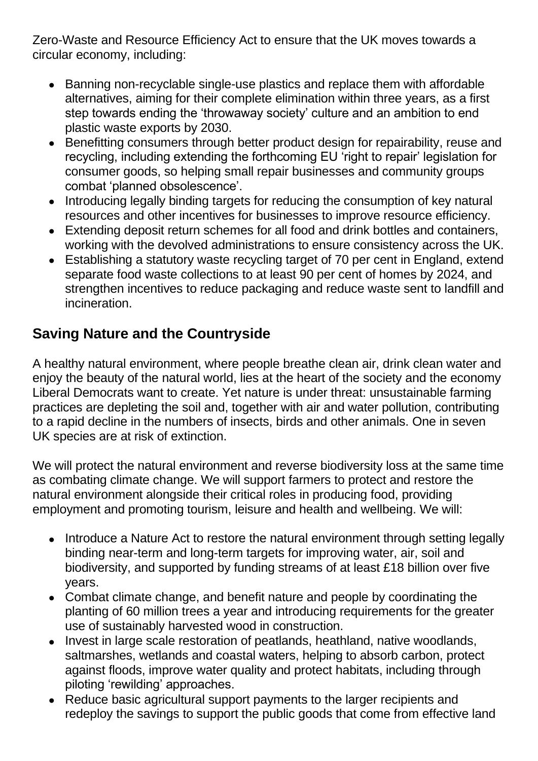Zero-Waste and Resource Efficiency Act to ensure that the UK moves towards a circular economy, including:

- Banning non-recyclable single-use plastics and replace them with affordable alternatives, aiming for their complete elimination within three years, as a first step towards ending the 'throwaway society' culture and an ambition to end plastic waste exports by 2030.
- Benefitting consumers through better product design for repairability, reuse and recycling, including extending the forthcoming EU 'right to repair' legislation for consumer goods, so helping small repair businesses and community groups combat 'planned obsolescence'.
- Introducing legally binding targets for reducing the consumption of key natural resources and other incentives for businesses to improve resource efficiency.
- Extending deposit return schemes for all food and drink bottles and containers, working with the devolved administrations to ensure consistency across the UK.
- Establishing a statutory waste recycling target of 70 per cent in England, extend separate food waste collections to at least 90 per cent of homes by 2024, and strengthen incentives to reduce packaging and reduce waste sent to landfill and incineration.

## Saving Nature and the Countryside

A healthy natural environment, where people breathe clean air, drink clean water and enjoy the beauty of the natural world, lies at the heart of the society and the economy Liberal Democrats want to create. Yet nature is under threat: unsustainable farming practices are depleting the soil and, together with air and water pollution, contributing to a rapid decline in the numbers of insects, birds and other animals. One in seven UK species are at risk of extinction.

We will protect the natural environment and reverse biodiversity loss at the same time as combating climate change. We will support farmers to protect and restore the natural environment alongside their critical roles in producing food, providing employment and promoting tourism, leisure and health and wellbeing. We will:

- Introduce a Nature Act to restore the natural environment through setting legally binding near-term and long-term targets for improving water, air, soil and biodiversity, and supported by funding streams of at least £18 billion over five years.
- Combat climate change, and benefit nature and people by coordinating the planting of 60 million trees a year and introducing requirements for the greater use of sustainably harvested wood in construction.
- Invest in large scale restoration of peatlands, heathland, native woodlands, saltmarshes, wetlands and coastal waters, helping to absorb carbon, protect against floods, improve water quality and protect habitats, including through piloting 'rewilding' approaches.
- Reduce basic agricultural support payments to the larger recipients and redeploy the savings to support the public goods that come from effective land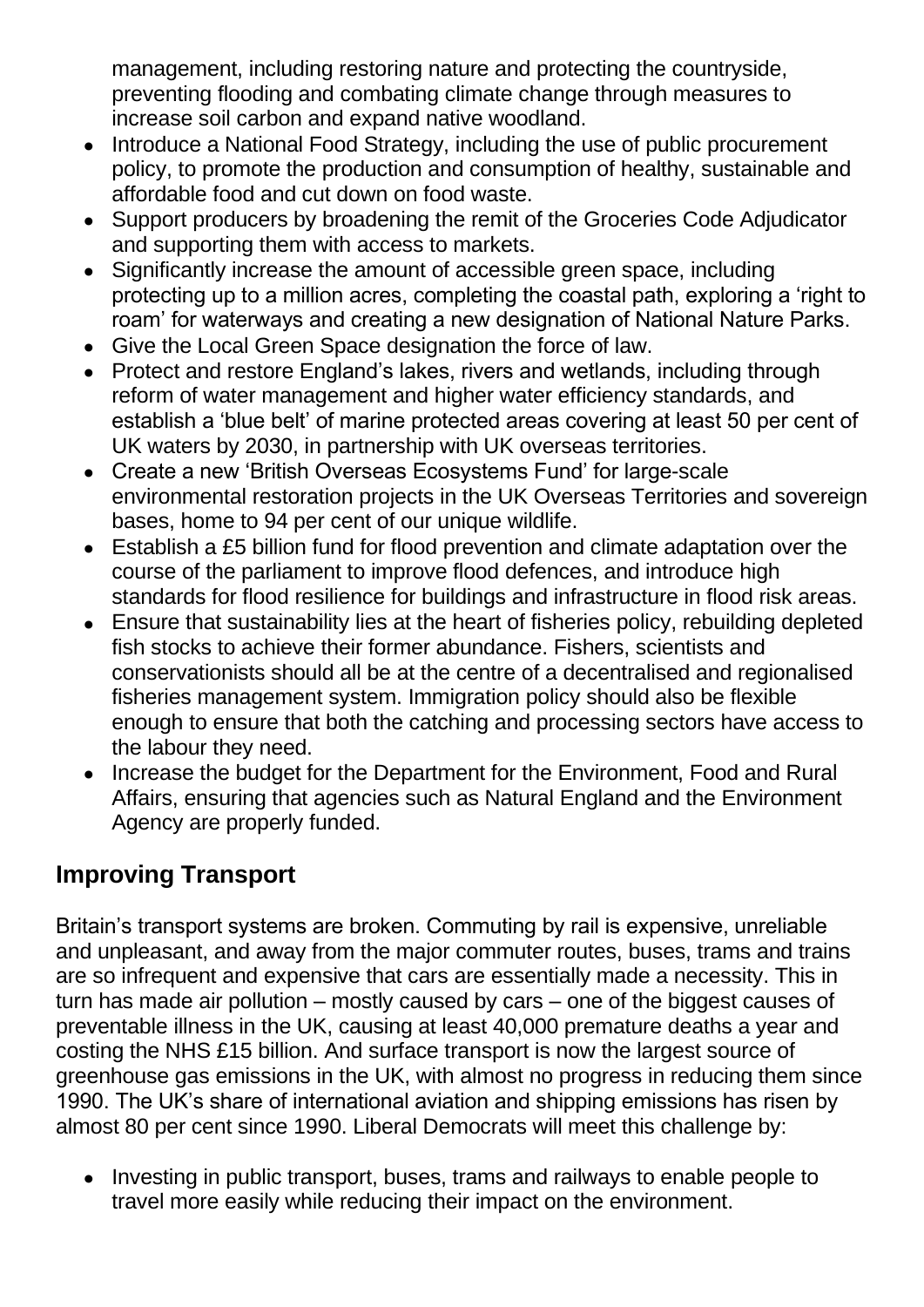management, including restoring nature and protecting the countryside, preventing flooding and combating climate change through measures to increase soil carbon and expand native woodland.

- Introduce a National Food Strategy, including the use of public procurement policy, to promote the production and consumption of healthy, sustainable and affordable food and cut down on food waste.
- Support producers by broadening the remit of the Groceries Code Adjudicator and supporting them with access to markets.
- Significantly increase the amount of accessible green space, including protecting up to a million acres, completing the coastal path, exploring a 'right to roam' for waterways and creating a new designation of National Nature Parks.
- Give the Local Green Space designation the force of law.
- Protect and restore England's lakes, rivers and wetlands, including through reform of water management and higher water efficiency standards, and establish a 'blue belt' of marine protected areas covering at least 50 per cent of UK waters by 2030, in partnership with UK overseas territories.
- Create a new 'British Overseas Ecosystems Fund' for large-scale environmental restoration projects in the UK Overseas Territories and sovereign bases, home to 94 per cent of our unique wildlife.
- Establish a £5 billion fund for flood prevention and climate adaptation over the course of the parliament to improve flood defences, and introduce high standards for flood resilience for buildings and infrastructure in flood risk areas.
- Ensure that sustainability lies at the heart of fisheries policy, rebuilding depleted fish stocks to achieve their former abundance. Fishers, scientists and conservationists should all be at the centre of a decentralised and regionalised fisheries management system. Immigration policy should also be flexible enough to ensure that both the catching and processing sectors have access to the labour they need.
- Increase the budget for the Department for the Environment, Food and Rural Affairs, ensuring that agencies such as Natural England and the Environment Agency are properly funded.

## Improving Transport

Britain's transport systems are broken. Commuting by rail is expensive, unreliable and unpleasant, and away from the major commuter routes, buses, trams and trains are so infrequent and expensive that cars are essentially made a necessity. This in turn has made air pollution – mostly caused by cars – one of the biggest causes of preventable illness in the UK, causing at least 40,000 premature deaths a year and costing the NHS £15 billion. And surface transport is now the largest source of greenhouse gas emissions in the UK, with almost no progress in reducing them since 1990. The UK's share of international aviation and shipping emissions has risen by almost 80 per cent since 1990. Liberal Democrats will meet this challenge by:

- Investing in public transport, buses, trams and railways to enable people to travel more easily while reducing their impact on the environment.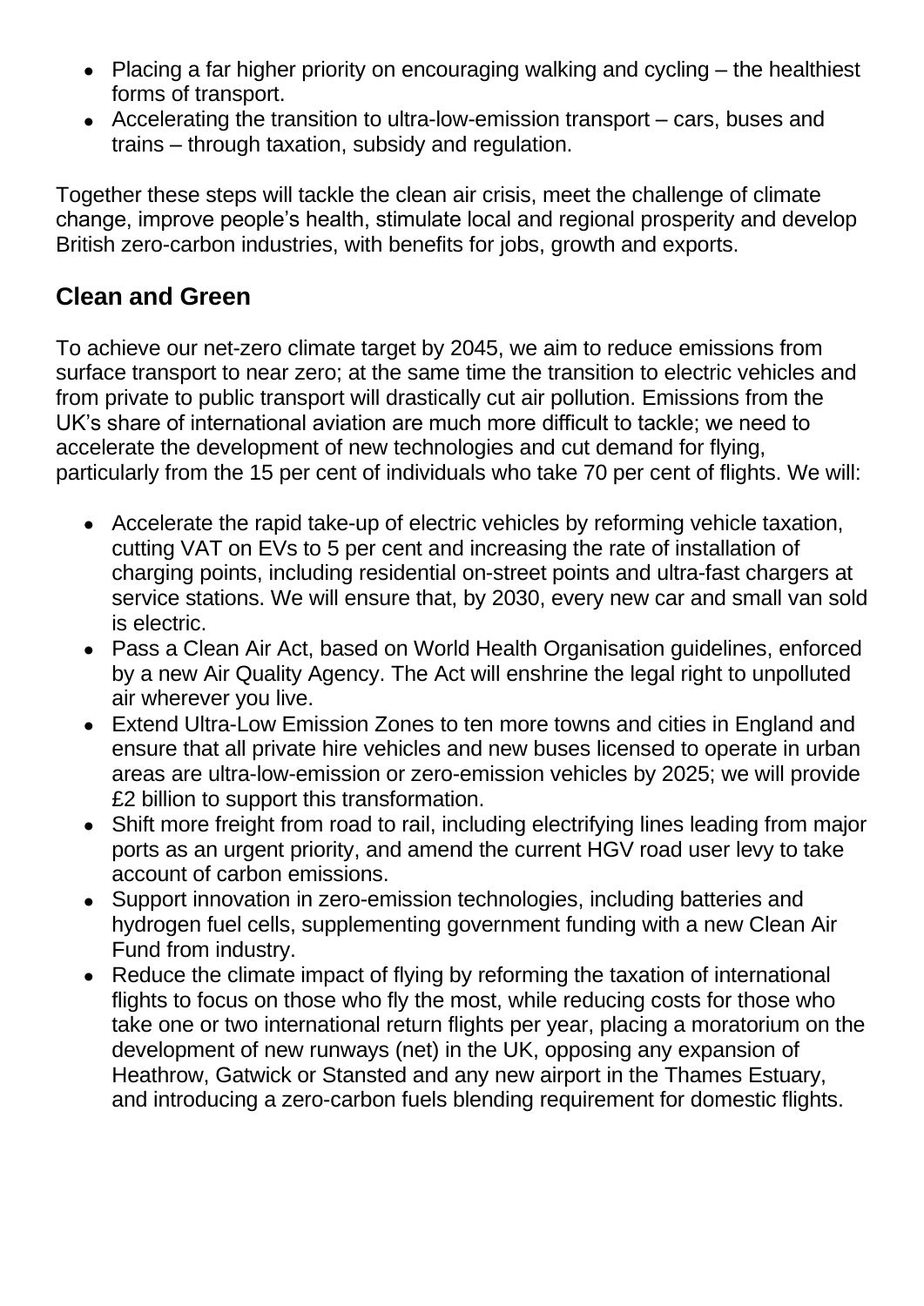- Placing a far higher priority on encouraging walking and cycling – the healthiest forms of transport.
- Accelerating the transition to ultra-low-emission transport – cars, buses and trains – through taxation, subsidy and regulation.

Together these steps will tackle the clean air crisis, meet the challenge of climate change, improve people's health, stimulate local and regional prosperity and develop British zero-carbon industries, with benefits for jobs, growth and exports.

## Clean and Green

To achieve our net-zero climate target by 2045, we aim to reduce emissions from surface transport to near zero; at the same time the transition to electric vehicles and from private to public transport will drastically cut air pollution. Emissions from the UK's share of international aviation are much more difficult to tackle; we need to accelerate the development of new technologies and cut demand for flying, particularly from the 15 per cent of individuals who take 70 per cent of flights. We will:

- Accelerate the rapid take-up of electric vehicles by reforming vehicle taxation, cutting VAT on EVs to 5 per cent and increasing the rate of installation of charging points, including residential on-street points and ultra-fast chargers at service stations. We will ensure that, by 2030, every new car and small van sold is electric.
- Pass a Clean Air Act, based on World Health Organisation guidelines, enforced by a new Air Quality Agency. The Act will enshrine the legal right to unpolluted air wherever you live.
- Extend Ultra-Low Emission Zones to ten more towns and cities in England and ensure that all private hire vehicles and new buses licensed to operate in urban areas are ultra-low-emission or zero-emission vehicles by 2025; we will provide £2 billion to support this transformation.
- Shift more freight from road to rail, including electrifying lines leading from major ports as an urgent priority, and amend the current HGV road user levy to take account of carbon emissions.
- Support innovation in zero-emission technologies, including batteries and hydrogen fuel cells, supplementing government funding with a new Clean Air Fund from industry.
- Reduce the climate impact of flying by reforming the taxation of international flights to focus on those who fly the most, while reducing costs for those who take one or two international return flights per year, placing a moratorium on the development of new runways (net) in the UK, opposing any expansion of Heathrow, Gatwick or Stansted and any new airport in the Thames Estuary, and introducing a zero-carbon fuels blending requirement for domestic flights.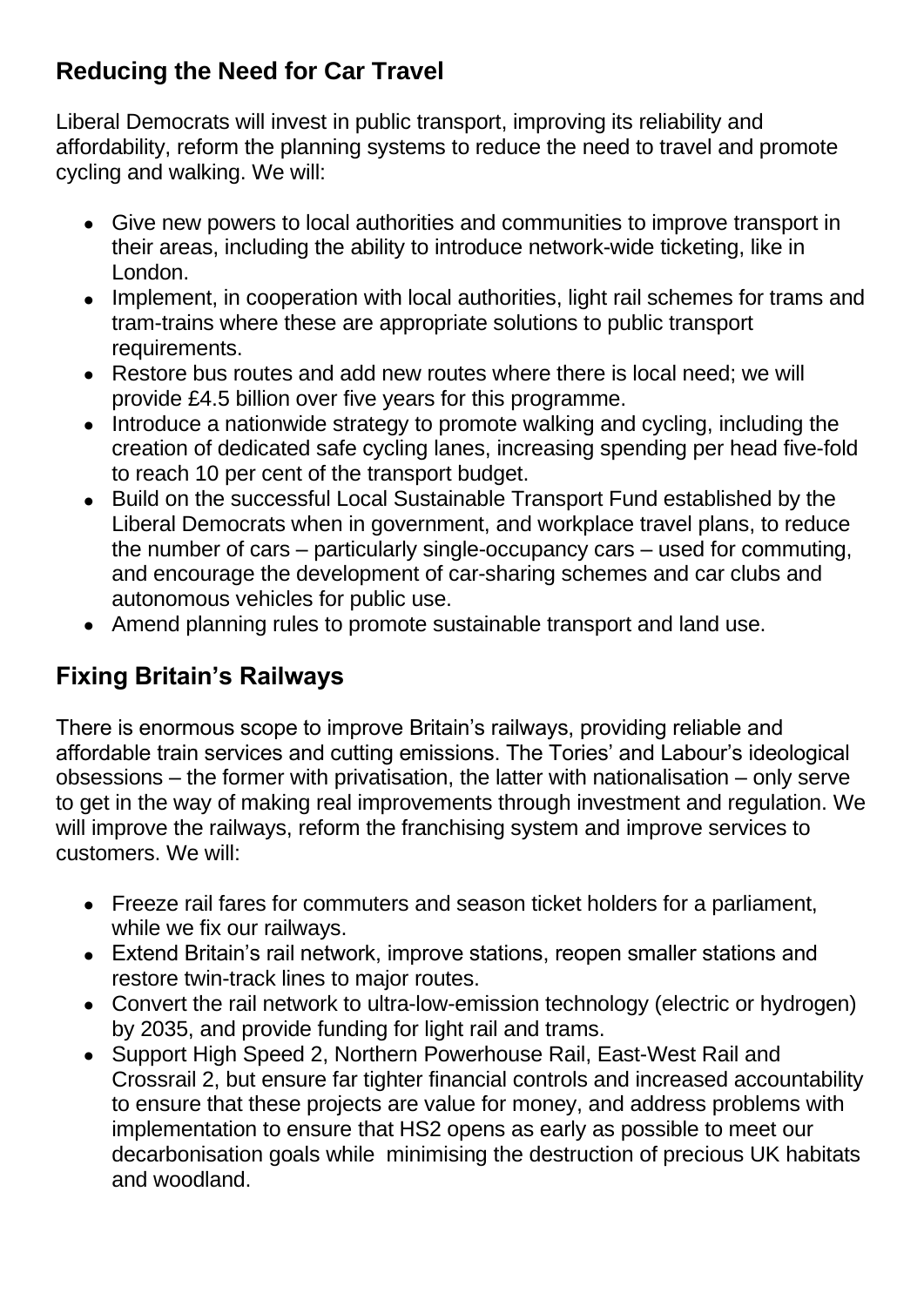## Reducing the Need for Car Travel

Liberal Democrats will invest in public transport, improving its reliability and affordability, reform the planning systems to reduce the need to travel and promote cycling and walking. We will:

- Give new powers to local authorities and communities to improve transport in their areas, including the ability to introduce network-wide ticketing, like in London.
- Implement, in cooperation with local authorities, light rail schemes for trams and tram-trains where these are appropriate solutions to public transport requirements.
- Restore bus routes and add new routes where there is local need; we will provide £4.5 billion over five years for this programme.
- Introduce a nationwide strategy to promote walking and cycling, including the creation of dedicated safe cycling lanes, increasing spending per head five-fold to reach 10 per cent of the transport budget.
- Build on the successful Local Sustainable Transport Fund established by the Liberal Democrats when in government, and workplace travel plans, to reduce the number of cars – particularly single-occupancy cars – used for commuting, and encourage the development of car-sharing schemes and car clubs and autonomous vehicles for public use.
- Amend planning rules to promote sustainable transport and land use.

## Fixing Britain's Railways

There is enormous scope to improve Britain's railways, providing reliable and affordable train services and cutting emissions. The Tories' and Labour's ideological obsessions – the former with privatisation, the latter with nationalisation – only serve to get in the way of making real improvements through investment and regulation. We will improve the railways, reform the franchising system and improve services to customers. We will:

- Freeze rail fares for commuters and season ticket holders for a parliament, while we fix our railways.
- Extend Britain's rail network, improve stations, reopen smaller stations and restore twin-track lines to major routes.
- Convert the rail network to ultra-low-emission technology (electric or hydrogen) by 2035, and provide funding for light rail and trams.
- Support High Speed 2, Northern Powerhouse Rail, East-West Rail and Crossrail 2, but ensure far tighter financial controls and increased accountability to ensure that these projects are value for money, and address problems with implementation to ensure that HS2 opens as early as possible to meet our decarbonisation goals while minimising the destruction of precious UK habitats and woodland.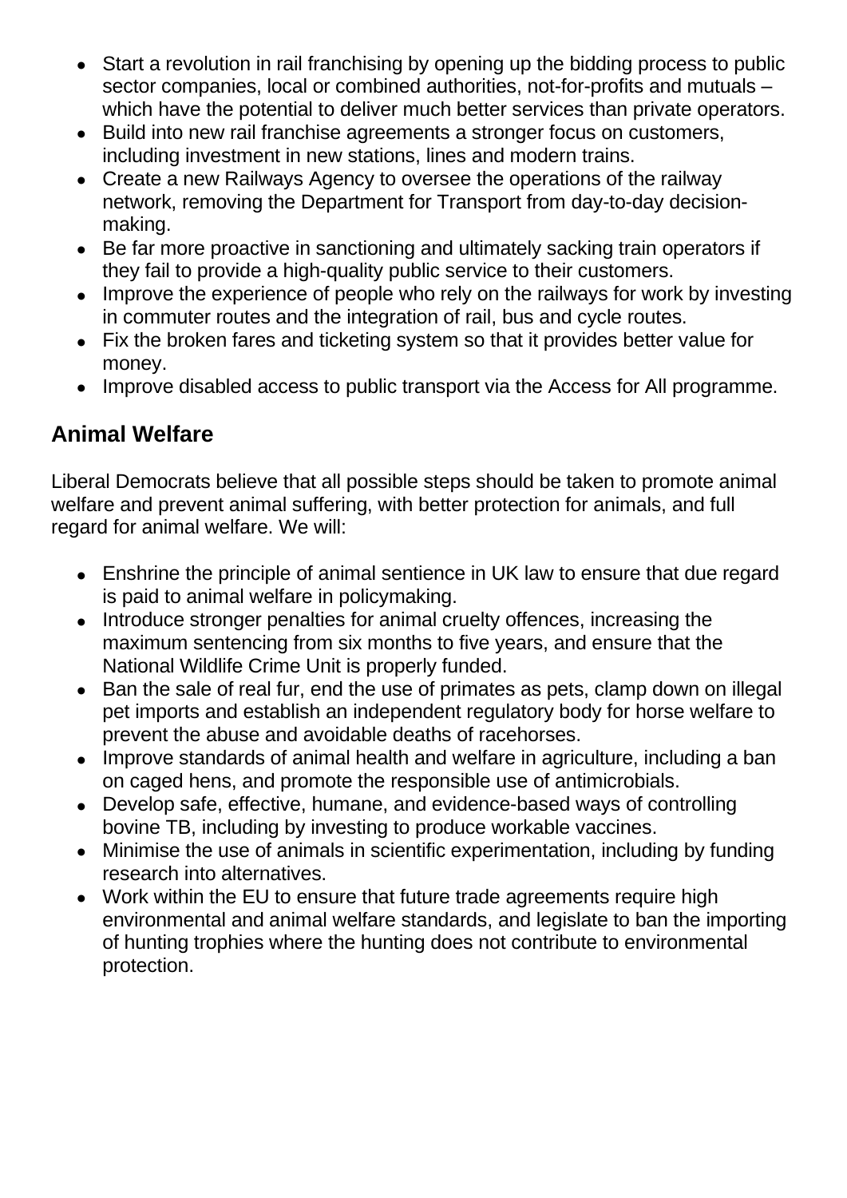- Start a revolution in rail franchising by opening up the bidding process to public sector companies, local or combined authorities, not-for-profits and mutuals – which have the potential to deliver much better services than private operators.
- Build into new rail franchise agreements a stronger focus on customers, including investment in new stations, lines and modern trains.
- Create a new Railways Agency to oversee the operations of the railway network, removing the Department for Transport from day-to-day decision-making.
- Be far more proactive in sanctioning and ultimately sacking train operators if they fail to provide a high-quality public service to their customers.
- Improve the experience of people who rely on the railways for work by investing in commuter routes and the integration of rail, bus and cycle routes.
- Fix the broken fares and ticketing system so that it provides better value for money.
- Improve disabled access to public transport via the Access for All programme.

## Animal Welfare

Liberal Democrats believe that all possible steps should be taken to promote animal welfare and prevent animal suffering, with better protection for animals, and full regard for animal welfare. We will:

- Enshrine the principle of animal sentience in UK law to ensure that due regard is paid to animal welfare in policymaking.
- Introduce stronger penalties for animal cruelty offences, increasing the maximum sentencing from six months to five years, and ensure that the National Wildlife Crime Unit is properly funded.
- Ban the sale of real fur, end the use of primates as pets, clamp down on illegal pet imports and establish an independent regulatory body for horse welfare to prevent the abuse and avoidable deaths of racehorses.
- Improve standards of animal health and welfare in agriculture, including a ban on caged hens, and promote the responsible use of antimicrobials.
- Develop safe, effective, humane, and evidence-based ways of controlling bovine TB, including by investing to produce workable vaccines.
- Minimise the use of animals in scientific experimentation, including by funding research into alternatives.
- Work within the EU to ensure that future trade agreements require high environmental and animal welfare standards, and legislate to ban the importing of hunting trophies where the hunting does not contribute to environmental protection.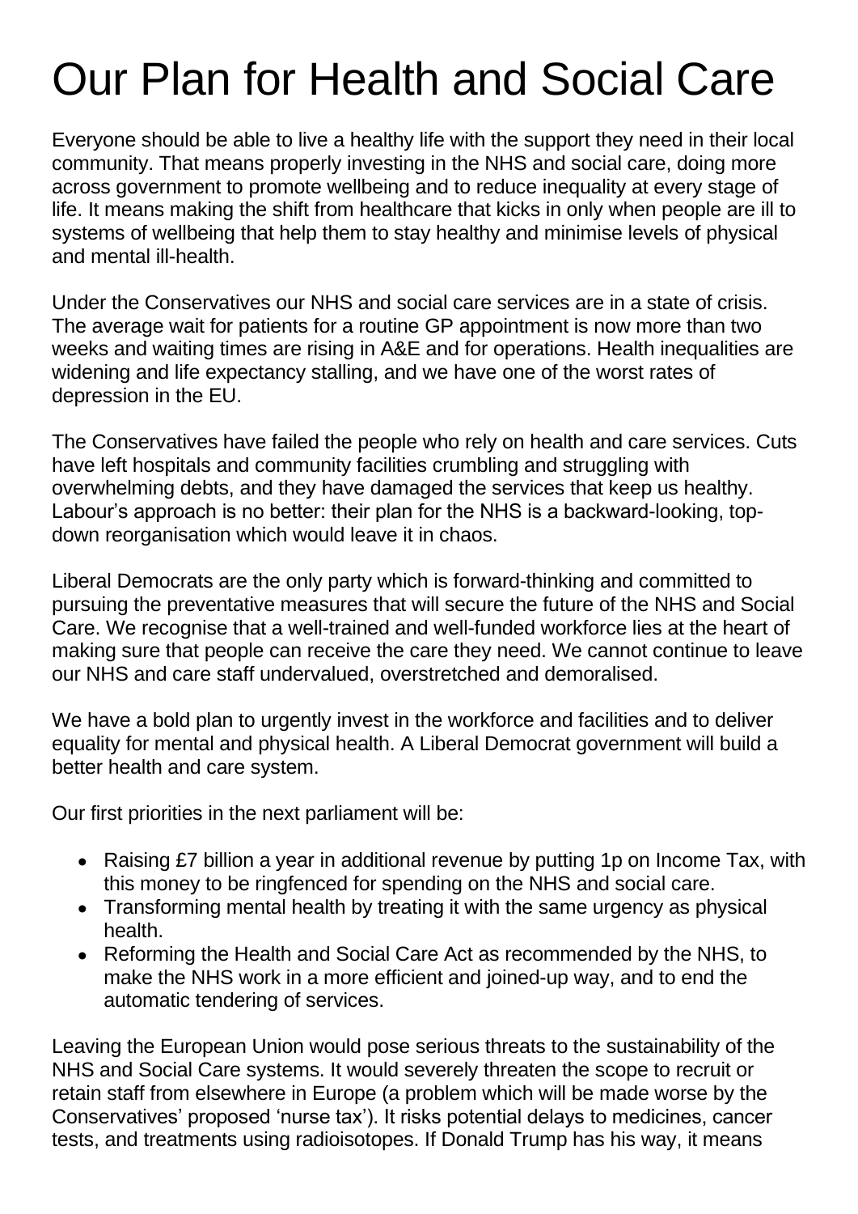# Our Plan for Health and Social Care

Everyone should be able to live a healthy life with the support they need in their local community. That means properly investing in the NHS and social care, doing more across government to promote wellbeing and to reduce inequality at every stage of life. It means making the shift from healthcare that kicks in only when people are ill to systems of wellbeing that help them to stay healthy and minimise levels of physical and mental ill-health.

Under the Conservatives our NHS and social care services are in a state of crisis. The average wait for patients for a routine GP appointment is now more than two weeks and waiting times are rising in A&E and for operations. Health inequalities are widening and life expectancy stalling, and we have one of the worst rates of depression in the EU.

The Conservatives have failed the people who rely on health and care services. Cuts have left hospitals and community facilities crumbling and struggling with overwhelming debts, and they have damaged the services that keep us healthy. Labour's approach is no better: their plan for the NHS is a backward-looking, top-down reorganisation which would leave it in chaos.

Liberal Democrats are the only party which is forward-thinking and committed to pursuing the preventative measures that will secure the future of the NHS and Social Care. We recognise that a well-trained and well-funded workforce lies at the heart of making sure that people can receive the care they need. We cannot continue to leave our NHS and care staff undervalued, overstretched and demoralised.

We have a bold plan to urgently invest in the workforce and facilities and to deliver equality for mental and physical health. A Liberal Democrat government will build a better health and care system.

Our first priorities in the next parliament will be:

- Raising £7 billion a year in additional revenue by putting 1p on Income Tax, with this money to be ringfenced for spending on the NHS and social care.
- Transforming mental health by treating it with the same urgency as physical health.
- Reforming the Health and Social Care Act as recommended by the NHS, to make the NHS work in a more efficient and joined-up way, and to end the automatic tendering of services.

Leaving the European Union would pose serious threats to the sustainability of the NHS and Social Care systems. It would severely threaten the scope to recruit or retain staff from elsewhere in Europe (a problem which will be made worse by the Conservatives' proposed 'nurse tax'). It risks potential delays to medicines, cancer tests, and treatments using radioisotopes. If Donald Trump has his way, it means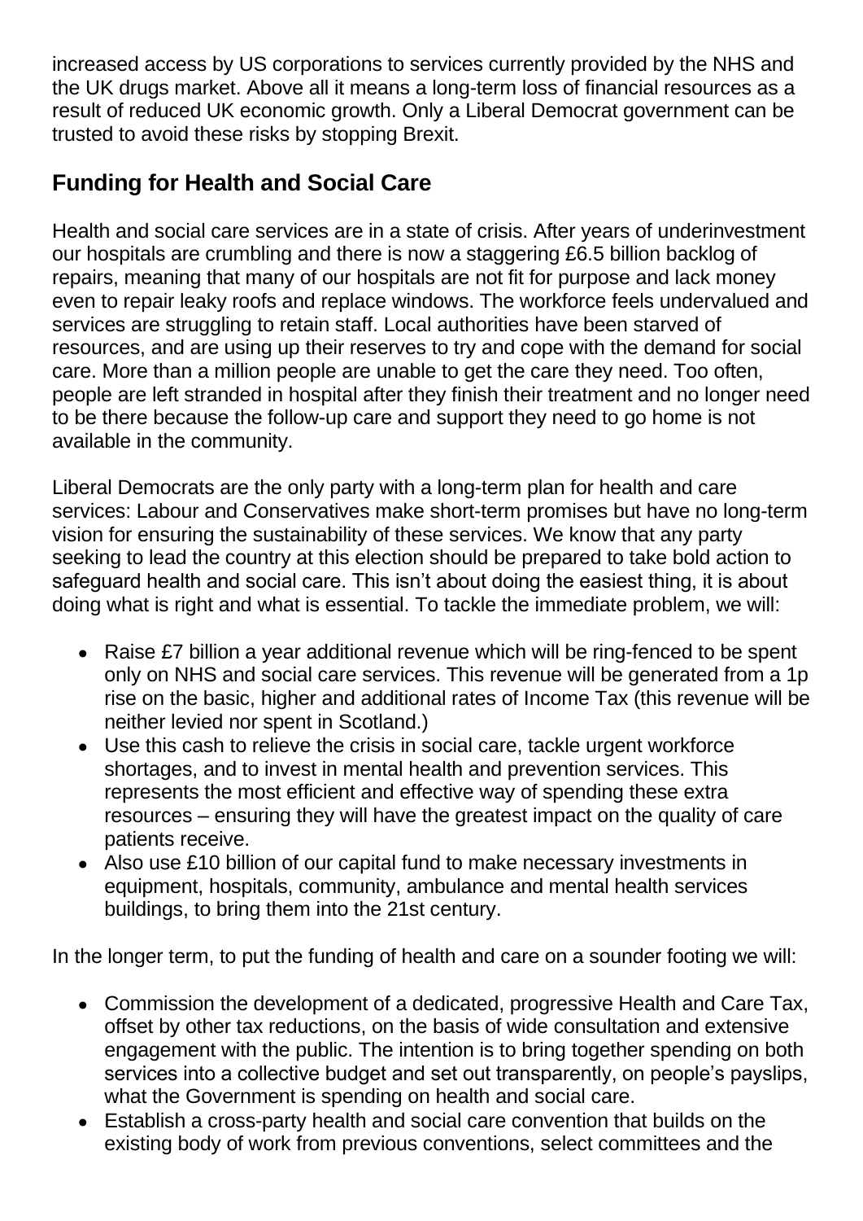increased access by US corporations to services currently provided by the NHS and the UK drugs market. Above all it means a long-term loss of financial resources as a result of reduced UK economic growth. Only a Liberal Democrat government can be trusted to avoid these risks by stopping Brexit.

## Funding for Health and Social Care

Health and social care services are in a state of crisis. After years of underinvestment our hospitals are crumbling and there is now a staggering £6.5 billion backlog of repairs, meaning that many of our hospitals are not fit for purpose and lack money even to repair leaky roofs and replace windows. The workforce feels undervalued and services are struggling to retain staff. Local authorities have been starved of resources, and are using up their reserves to try and cope with the demand for social care. More than a million people are unable to get the care they need. Too often, people are left stranded in hospital after they finish their treatment and no longer need to be there because the follow-up care and support they need to go home is not available in the community.

Liberal Democrats are the only party with a long-term plan for health and care services: Labour and Conservatives make short-term promises but have no long-term vision for ensuring the sustainability of these services. We know that any party seeking to lead the country at this election should be prepared to take bold action to safeguard health and social care. This isn't about doing the easiest thing, it is about doing what is right and what is essential. To tackle the immediate problem, we will:

- Raise £7 billion a year additional revenue which will be ring-fenced to be spent only on NHS and social care services. This revenue will be generated from a 1p rise on the basic, higher and additional rates of Income Tax (this revenue will be neither levied nor spent in Scotland.)
- Use this cash to relieve the crisis in social care, tackle urgent workforce shortages, and to invest in mental health and prevention services. This represents the most efficient and effective way of spending these extra resources – ensuring they will have the greatest impact on the quality of care patients receive.
- Also use £10 billion of our capital fund to make necessary investments in equipment, hospitals, community, ambulance and mental health services buildings, to bring them into the 21st century.

In the longer term, to put the funding of health and care on a sounder footing we will:

- Commission the development of a dedicated, progressive Health and Care Tax, offset by other tax reductions, on the basis of wide consultation and extensive engagement with the public. The intention is to bring together spending on both services into a collective budget and set out transparently, on people's payslips, what the Government is spending on health and social care.
- Establish a cross-party health and social care convention that builds on the existing body of work from previous conventions, select committees and the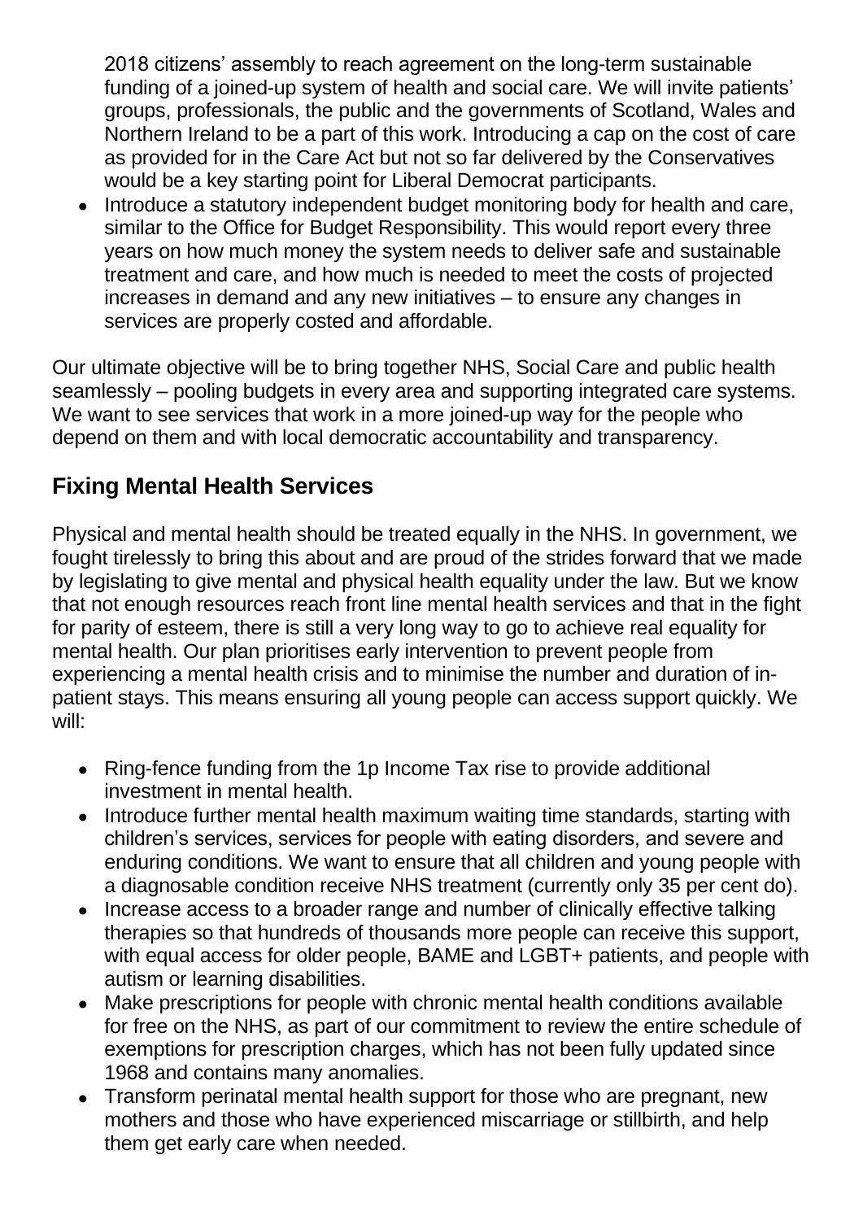2018 citizens' assembly to reach agreement on the long-term sustainable funding of a joined-up system of health and social care. We will invite patients' groups, professionals, the public and the governments of Scotland, Wales and Northern Ireland to be a part of this work. Introducing a cap on the cost of care as provided for in the Care Act but not so far delivered by the Conservatives would be a key starting point for Liberal Democrat participants.

- Introduce a statutory independent budget monitoring body for health and care, similar to the Office for Budget Responsibility. This would report every three years on how much money the system needs to deliver safe and sustainable treatment and care, and how much is needed to meet the costs of projected increases in demand and any new initiatives – to ensure any changes in services are properly costed and affordable.

Our ultimate objective will be to bring together NHS, Social Care and public health seamlessly – pooling budgets in every area and supporting integrated care systems. We want to see services that work in a more joined-up way for the people who depend on them and with local democratic accountability and transparency.

## Fixing Mental Health Services

Physical and mental health should be treated equally in the NHS. In government, we fought tirelessly to bring this about and are proud of the strides forward that we made by legislating to give mental and physical health equality under the law. But we know that not enough resources reach front line mental health services and that in the fight for parity of esteem, there is still a very long way to go to achieve real equality for mental health. Our plan prioritises early intervention to prevent people from experiencing a mental health crisis and to minimise the number and duration of in-patient stays. This means ensuring all young people can access support quickly. We will:

- Ring-fence funding from the 1p Income Tax rise to provide additional investment in mental health.
- Introduce further mental health maximum waiting time standards, starting with children's services, services for people with eating disorders, and severe and enduring conditions. We want to ensure that all children and young people with a diagnosable condition receive NHS treatment (currently only 35 per cent do).
- Increase access to a broader range and number of clinically effective talking therapies so that hundreds of thousands more people can receive this support, with equal access for older people, BAME and LGBT+ patients, and people with autism or learning disabilities.
- Make prescriptions for people with chronic mental health conditions available for free on the NHS, as part of our commitment to review the entire schedule of exemptions for prescription charges, which has not been fully updated since 1968 and contains many anomalies.
- Transform perinatal mental health support for those who are pregnant, new mothers and those who have experienced miscarriage or stillbirth, and help them get early care when needed.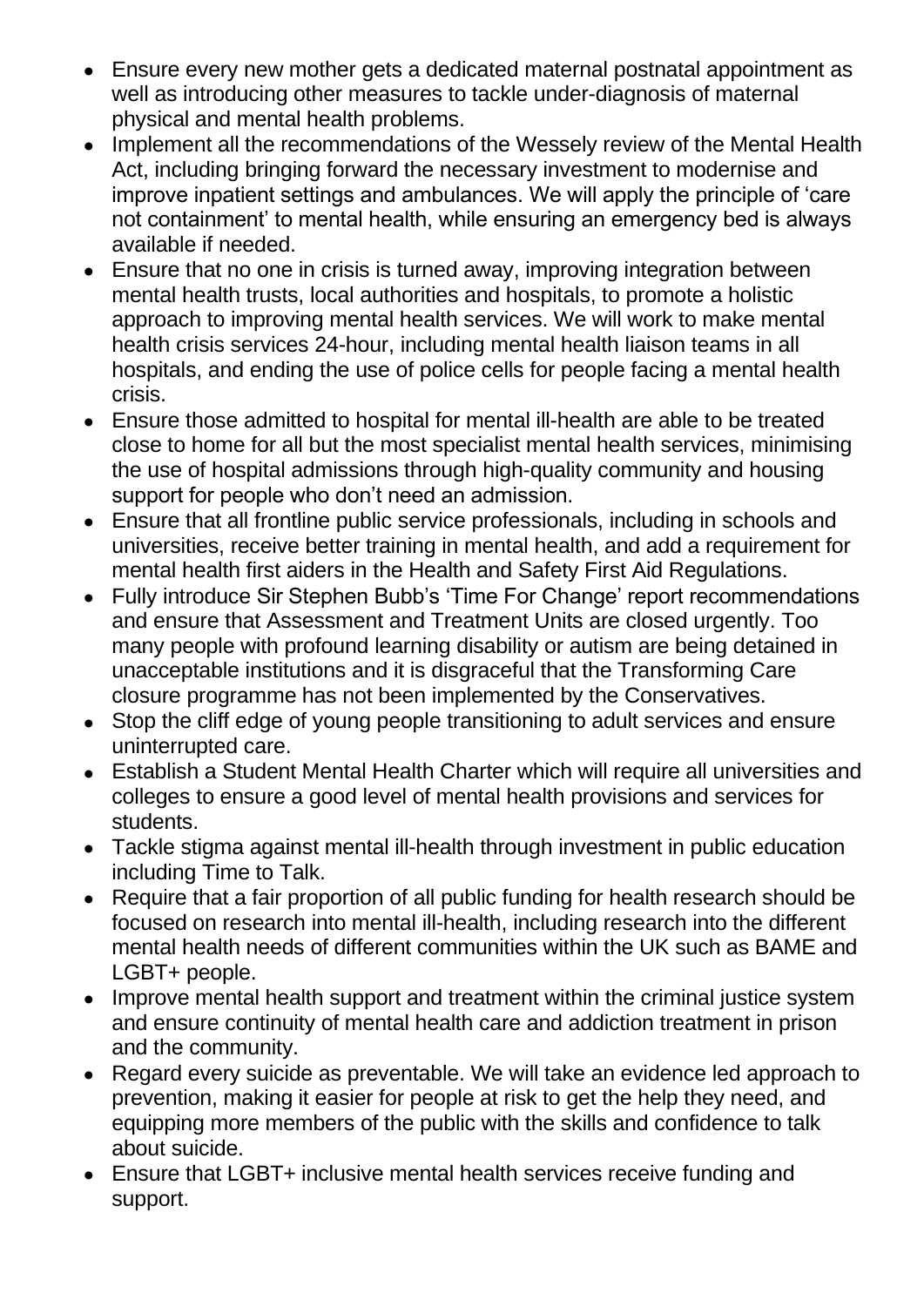- Ensure every new mother gets a dedicated maternal postnatal appointment as well as introducing other measures to tackle under-diagnosis of maternal physical and mental health problems.
- Implement all the recommendations of the Wessely review of the Mental Health Act, including bringing forward the necessary investment to modernise and improve inpatient settings and ambulances. We will apply the principle of 'care not containment' to mental health, while ensuring an emergency bed is always available if needed.
- Ensure that no one in crisis is turned away, improving integration between mental health trusts, local authorities and hospitals, to promote a holistic approach to improving mental health services. We will work to make mental health crisis services 24-hour, including mental health liaison teams in all hospitals, and ending the use of police cells for people facing a mental health crisis.
- Ensure those admitted to hospital for mental ill-health are able to be treated close to home for all but the most specialist mental health services, minimising the use of hospital admissions through high-quality community and housing support for people who don't need an admission.
- Ensure that all frontline public service professionals, including in schools and universities, receive better training in mental health, and add a requirement for mental health first aiders in the Health and Safety First Aid Regulations.
- Fully introduce Sir Stephen Bubb's 'Time For Change' report recommendations and ensure that Assessment and Treatment Units are closed urgently. Too many people with profound learning disability or autism are being detained in unacceptable institutions and it is disgraceful that the Transforming Care closure programme has not been implemented by the Conservatives.
- Stop the cliff edge of young people transitioning to adult services and ensure uninterrupted care.
- Establish a Student Mental Health Charter which will require all universities and colleges to ensure a good level of mental health provisions and services for students.
- Tackle stigma against mental ill-health through investment in public education including Time to Talk.
- Require that a fair proportion of all public funding for health research should be focused on research into mental ill-health, including research into the different mental health needs of different communities within the UK such as BAME and LGBT+ people.
- Improve mental health support and treatment within the criminal justice system and ensure continuity of mental health care and addiction treatment in prison and the community.
- Regard every suicide as preventable. We will take an evidence led approach to prevention, making it easier for people at risk to get the help they need, and equipping more members of the public with the skills and confidence to talk about suicide.
- Ensure that LGBT+ inclusive mental health services receive funding and support.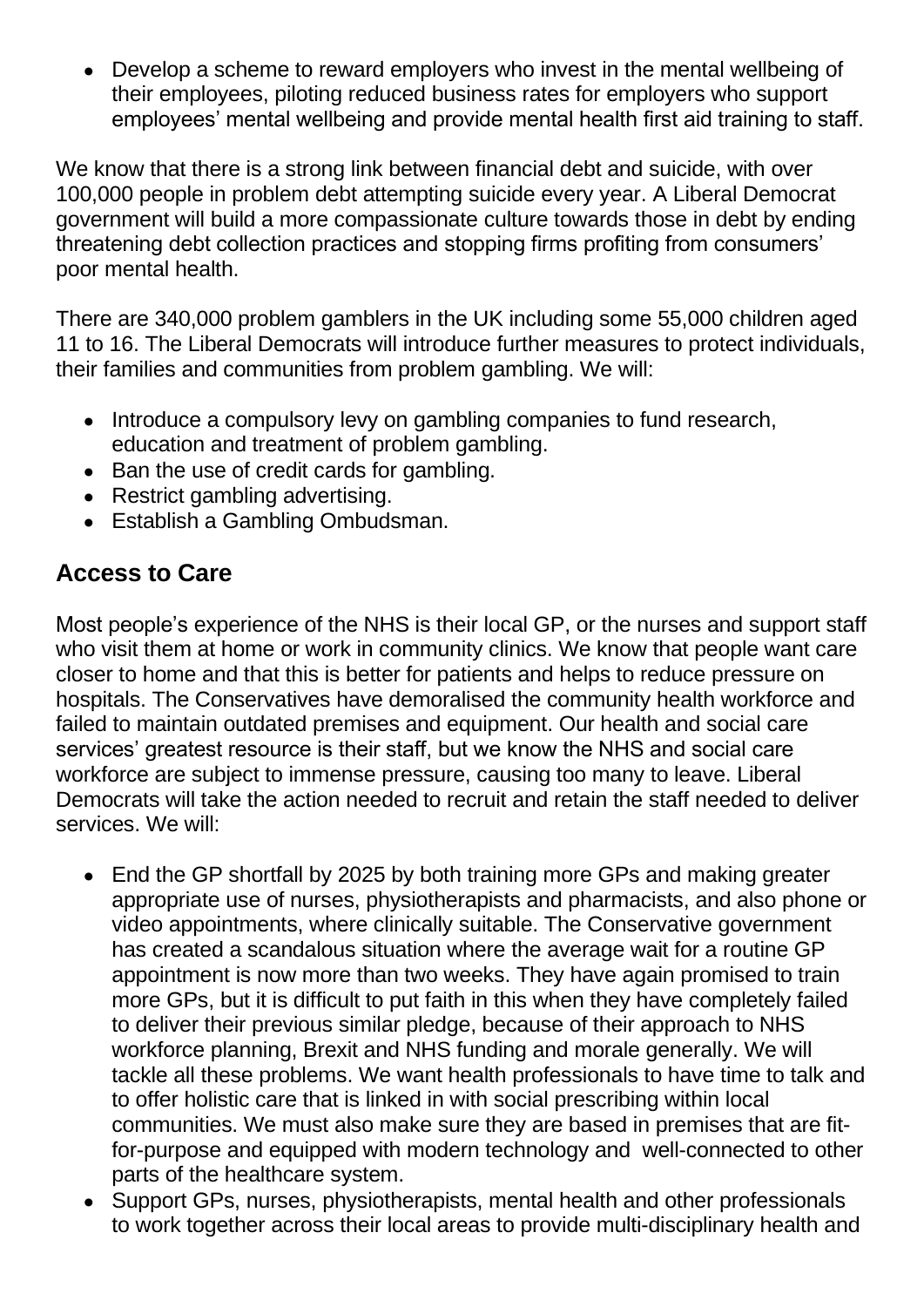- Develop a scheme to reward employers who invest in the mental wellbeing of their employees, piloting reduced business rates for employers who support employees' mental wellbeing and provide mental health first aid training to staff.

We know that there is a strong link between financial debt and suicide, with over 100,000 people in problem debt attempting suicide every year. A Liberal Democrat government will build a more compassionate culture towards those in debt by ending threatening debt collection practices and stopping firms profiting from consumers' poor mental health.

There are 340,000 problem gamblers in the UK including some 55,000 children aged 11 to 16. The Liberal Democrats will introduce further measures to protect individuals, their families and communities from problem gambling. We will:

- Introduce a compulsory levy on gambling companies to fund research, education and treatment of problem gambling.
- Ban the use of credit cards for gambling.
- Restrict gambling advertising.
- Establish a Gambling Ombudsman.

## Access to Care

Most people's experience of the NHS is their local GP, or the nurses and support staff who visit them at home or work in community clinics. We know that people want care closer to home and that this is better for patients and helps to reduce pressure on hospitals. The Conservatives have demoralised the community health workforce and failed to maintain outdated premises and equipment. Our health and social care services' greatest resource is their staff, but we know the NHS and social care workforce are subject to immense pressure, causing too many to leave. Liberal Democrats will take the action needed to recruit and retain the staff needed to deliver services. We will:

- End the GP shortfall by 2025 by both training more GPs and making greater appropriate use of nurses, physiotherapists and pharmacists, and also phone or video appointments, where clinically suitable. The Conservative government has created a scandalous situation where the average wait for a routine GP appointment is now more than two weeks. They have again promised to train more GPs, but it is difficult to put faith in this when they have completely failed to deliver their previous similar pledge, because of their approach to NHS workforce planning, Brexit and NHS funding and morale generally. We will tackle all these problems. We want health professionals to have time to talk and to offer holistic care that is linked in with social prescribing within local communities. We must also make sure they are based in premises that are fit-for-purpose and equipped with modern technology and well-connected to other parts of the healthcare system.
- Support GPs, nurses, physiotherapists, mental health and other professionals to work together across their local areas to provide multi-disciplinary health and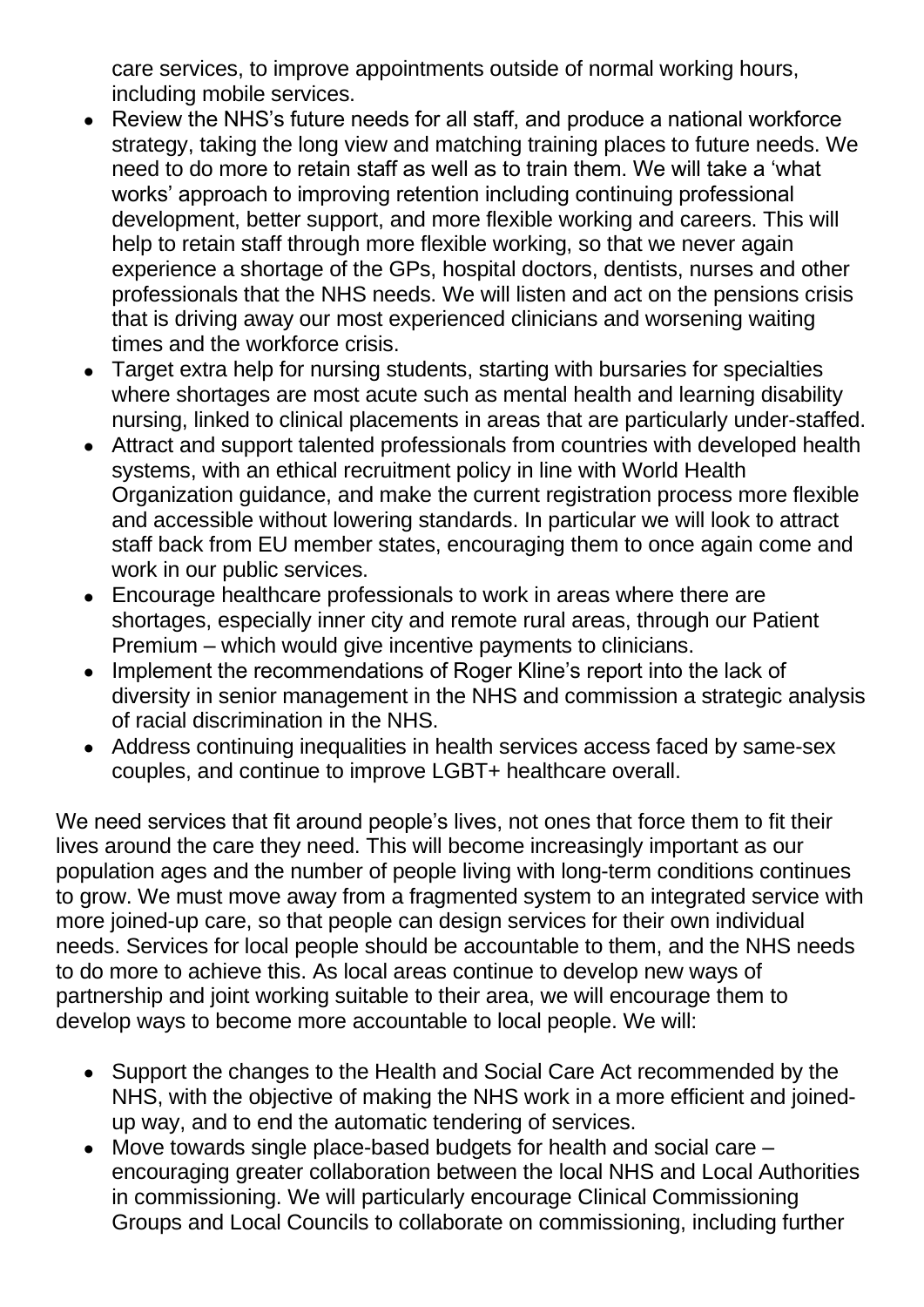care services, to improve appointments outside of normal working hours, including mobile services.

- Review the NHS's future needs for all staff, and produce a national workforce strategy, taking the long view and matching training places to future needs. We need to do more to retain staff as well as to train them. We will take a 'what works' approach to improving retention including continuing professional development, better support, and more flexible working and careers. This will help to retain staff through more flexible working, so that we never again experience a shortage of the GPs, hospital doctors, dentists, nurses and other professionals that the NHS needs. We will listen and act on the pensions crisis that is driving away our most experienced clinicians and worsening waiting times and the workforce crisis.
- Target extra help for nursing students, starting with bursaries for specialties where shortages are most acute such as mental health and learning disability nursing, linked to clinical placements in areas that are particularly under-staffed.
- Attract and support talented professionals from countries with developed health systems, with an ethical recruitment policy in line with World Health Organization guidance, and make the current registration process more flexible and accessible without lowering standards. In particular we will look to attract staff back from EU member states, encouraging them to once again come and work in our public services.
- Encourage healthcare professionals to work in areas where there are shortages, especially inner city and remote rural areas, through our Patient Premium – which would give incentive payments to clinicians.
- Implement the recommendations of Roger Kline's report into the lack of diversity in senior management in the NHS and commission a strategic analysis of racial discrimination in the NHS.
- Address continuing inequalities in health services access faced by same-sex couples, and continue to improve LGBT+ healthcare overall.

We need services that fit around people's lives, not ones that force them to fit their lives around the care they need. This will become increasingly important as our population ages and the number of people living with long-term conditions continues to grow. We must move away from a fragmented system to an integrated service with more joined-up care, so that people can design services for their own individual needs. Services for local people should be accountable to them, and the NHS needs to do more to achieve this. As local areas continue to develop new ways of partnership and joint working suitable to their area, we will encourage them to develop ways to become more accountable to local people. We will:

- Support the changes to the Health and Social Care Act recommended by the NHS, with the objective of making the NHS work in a more efficient and joined-up way, and to end the automatic tendering of services.
- Move towards single place-based budgets for health and social care – encouraging greater collaboration between the local NHS and Local Authorities in commissioning. We will particularly encourage Clinical Commissioning Groups and Local Councils to collaborate on commissioning, including further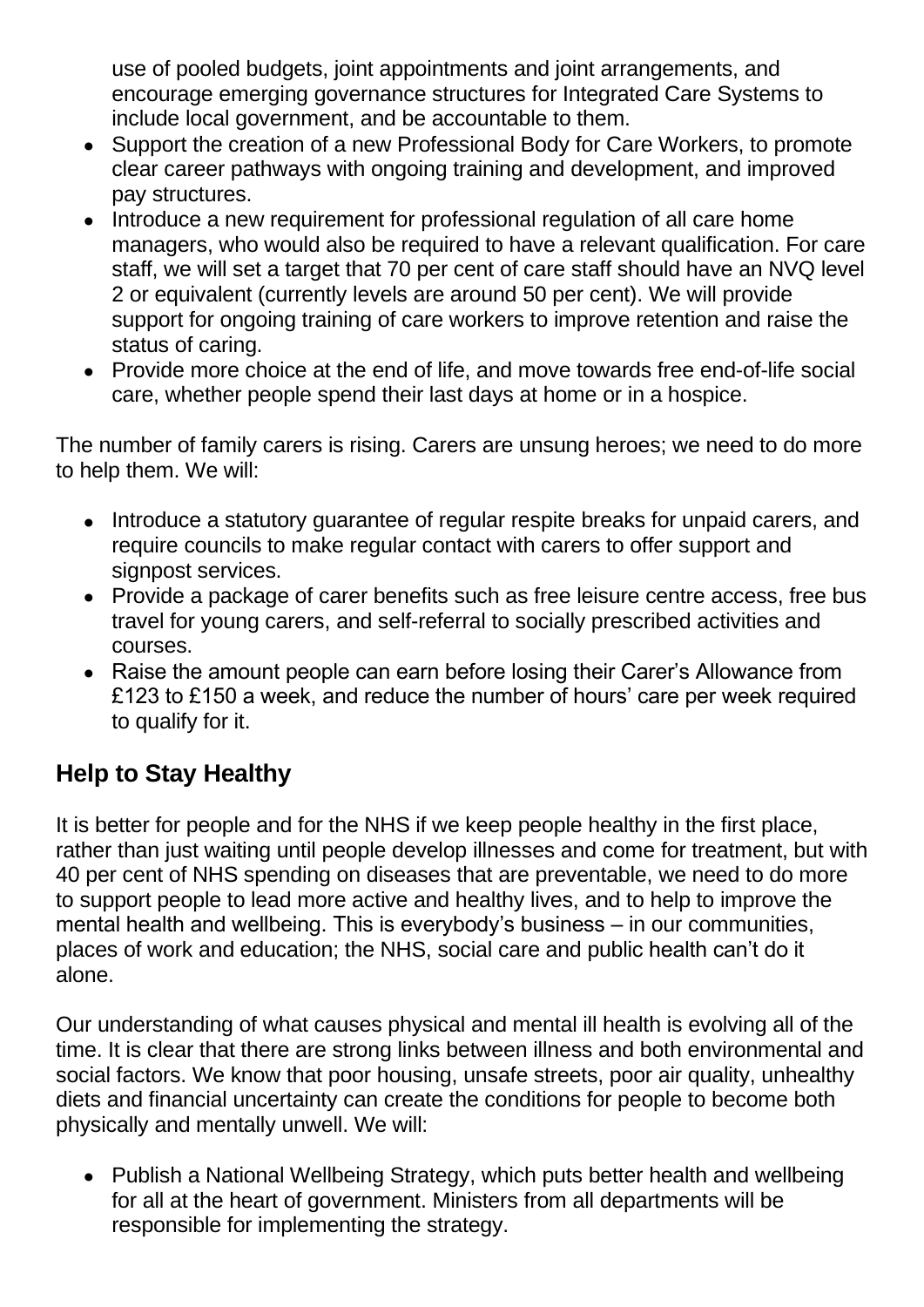use of pooled budgets, joint appointments and joint arrangements, and encourage emerging governance structures for Integrated Care Systems to include local government, and be accountable to them.

- Support the creation of a new Professional Body for Care Workers, to promote clear career pathways with ongoing training and development, and improved pay structures.
- Introduce a new requirement for professional regulation of all care home managers, who would also be required to have a relevant qualification. For care staff, we will set a target that 70 per cent of care staff should have an NVQ level 2 or equivalent (currently levels are around 50 per cent). We will provide support for ongoing training of care workers to improve retention and raise the status of caring.
- Provide more choice at the end of life, and move towards free end-of-life social care, whether people spend their last days at home or in a hospice.

The number of family carers is rising. Carers are unsung heroes; we need to do more to help them. We will:

- Introduce a statutory guarantee of regular respite breaks for unpaid carers, and require councils to make regular contact with carers to offer support and signpost services.
- Provide a package of carer benefits such as free leisure centre access, free bus travel for young carers, and self-referral to socially prescribed activities and courses.
- Raise the amount people can earn before losing their Carer's Allowance from £123 to £150 a week, and reduce the number of hours' care per week required to qualify for it.

## Help to Stay Healthy

It is better for people and for the NHS if we keep people healthy in the first place, rather than just waiting until people develop illnesses and come for treatment, but with 40 per cent of NHS spending on diseases that are preventable, we need to do more to support people to lead more active and healthy lives, and to help to improve the mental health and wellbeing. This is everybody's business – in our communities, places of work and education; the NHS, social care and public health can't do it alone.

Our understanding of what causes physical and mental ill health is evolving all of the time. It is clear that there are strong links between illness and both environmental and social factors. We know that poor housing, unsafe streets, poor air quality, unhealthy diets and financial uncertainty can create the conditions for people to become both physically and mentally unwell. We will:

- Publish a National Wellbeing Strategy, which puts better health and wellbeing for all at the heart of government. Ministers from all departments will be responsible for implementing the strategy.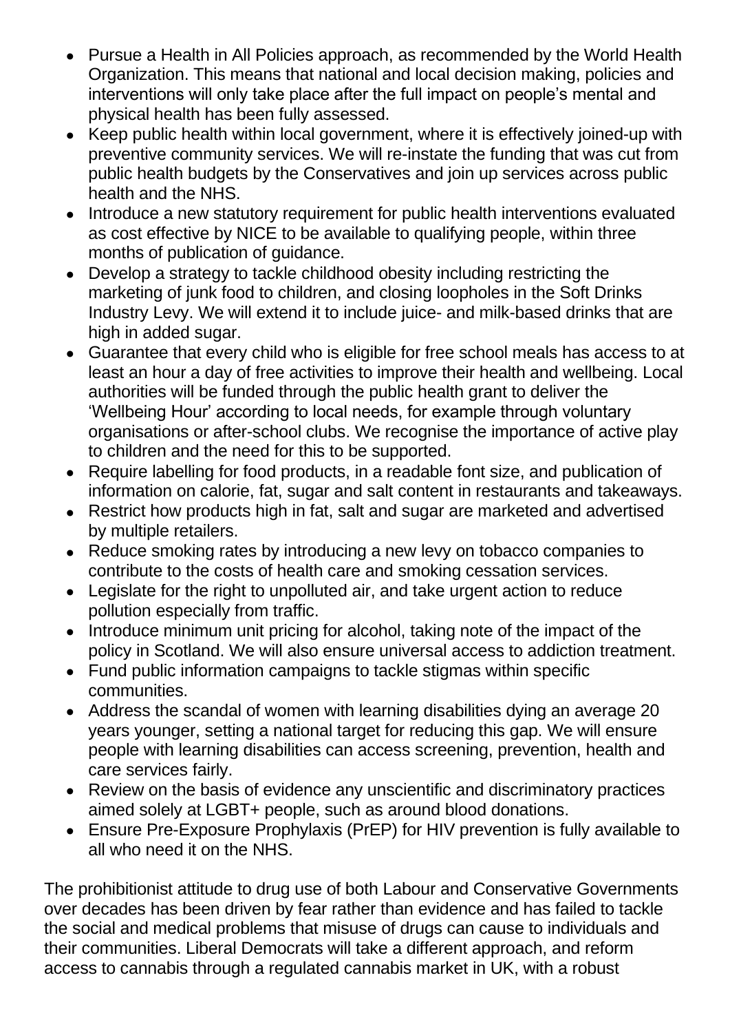- Pursue a Health in All Policies approach, as recommended by the World Health Organization. This means that national and local decision making, policies and interventions will only take place after the full impact on people's mental and physical health has been fully assessed.
- Keep public health within local government, where it is effectively joined-up with preventive community services. We will re-instate the funding that was cut from public health budgets by the Conservatives and join up services across public health and the NHS.
- Introduce a new statutory requirement for public health interventions evaluated as cost effective by NICE to be available to qualifying people, within three months of publication of guidance.
- Develop a strategy to tackle childhood obesity including restricting the marketing of junk food to children, and closing loopholes in the Soft Drinks Industry Levy. We will extend it to include juice- and milk-based drinks that are high in added sugar.
- Guarantee that every child who is eligible for free school meals has access to at least an hour a day of free activities to improve their health and wellbeing. Local authorities will be funded through the public health grant to deliver the 'Wellbeing Hour' according to local needs, for example through voluntary organisations or after-school clubs. We recognise the importance of active play to children and the need for this to be supported.
- Require labelling for food products, in a readable font size, and publication of information on calorie, fat, sugar and salt content in restaurants and takeaways.
- Restrict how products high in fat, salt and sugar are marketed and advertised by multiple retailers.
- Reduce smoking rates by introducing a new levy on tobacco companies to contribute to the costs of health care and smoking cessation services.
- Legislate for the right to unpolluted air, and take urgent action to reduce pollution especially from traffic.
- Introduce minimum unit pricing for alcohol, taking note of the impact of the policy in Scotland. We will also ensure universal access to addiction treatment.
- Fund public information campaigns to tackle stigmas within specific communities.
- Address the scandal of women with learning disabilities dying an average 20 years younger, setting a national target for reducing this gap. We will ensure people with learning disabilities can access screening, prevention, health and care services fairly.
- Review on the basis of evidence any unscientific and discriminatory practices aimed solely at LGBT+ people, such as around blood donations.
- Ensure Pre-Exposure Prophylaxis (PrEP) for HIV prevention is fully available to all who need it on the NHS.

The prohibitionist attitude to drug use of both Labour and Conservative Governments over decades has been driven by fear rather than evidence and has failed to tackle the social and medical problems that misuse of drugs can cause to individuals and their communities. Liberal Democrats will take a different approach, and reform access to cannabis through a regulated cannabis market in UK, with a robust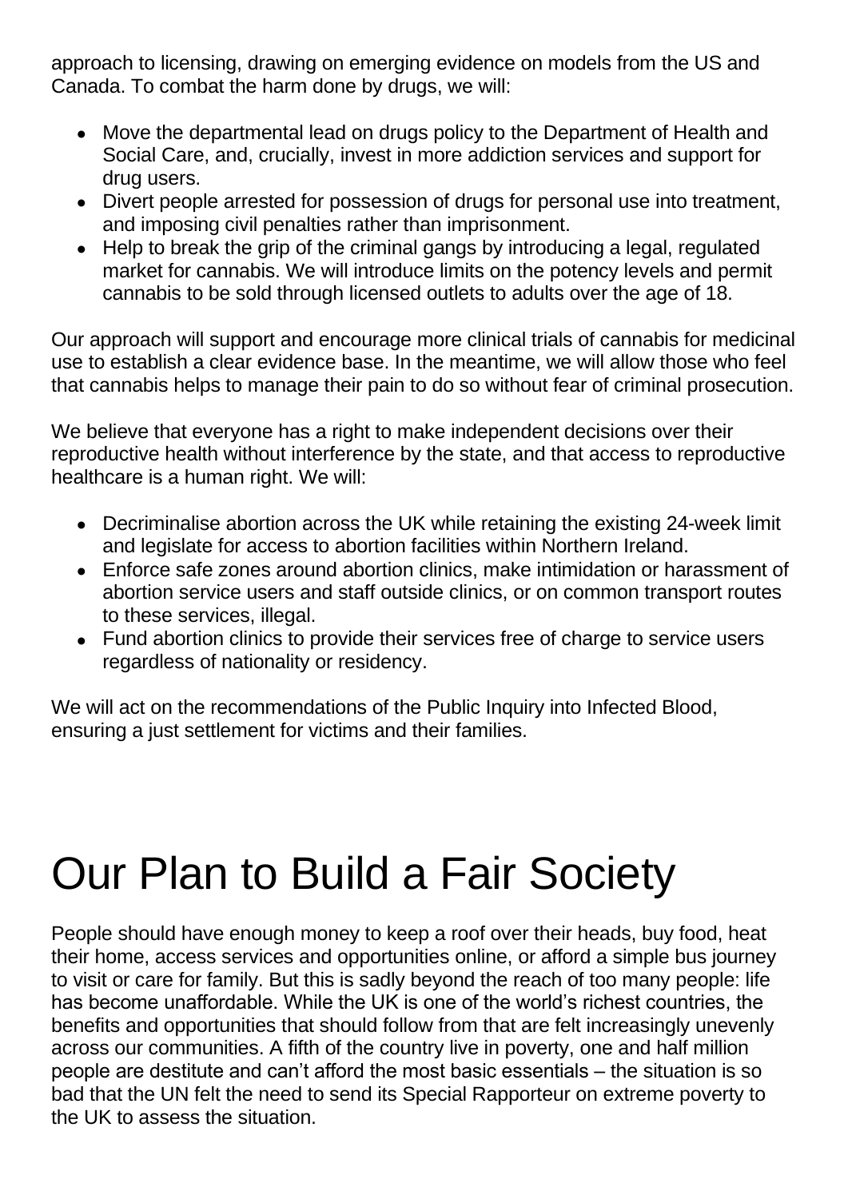approach to licensing, drawing on emerging evidence on models from the US and Canada. To combat the harm done by drugs, we will:

- Move the departmental lead on drugs policy to the Department of Health and Social Care, and, crucially, invest in more addiction services and support for drug users.
- Divert people arrested for possession of drugs for personal use into treatment, and imposing civil penalties rather than imprisonment.
- Help to break the grip of the criminal gangs by introducing a legal, regulated market for cannabis. We will introduce limits on the potency levels and permit cannabis to be sold through licensed outlets to adults over the age of 18.

Our approach will support and encourage more clinical trials of cannabis for medicinal use to establish a clear evidence base. In the meantime, we will allow those who feel that cannabis helps to manage their pain to do so without fear of criminal prosecution.

We believe that everyone has a right to make independent decisions over their reproductive health without interference by the state, and that access to reproductive healthcare is a human right. We will:

- Decriminalise abortion across the UK while retaining the existing 24-week limit and legislate for access to abortion facilities within Northern Ireland.
- Enforce safe zones around abortion clinics, make intimidation or harassment of abortion service users and staff outside clinics, or on common transport routes to these services, illegal.
- Fund abortion clinics to provide their services free of charge to service users regardless of nationality or residency.

We will act on the recommendations of the Public Inquiry into Infected Blood, ensuring a just settlement for victims and their families.

# Our Plan to Build a Fair Society

People should have enough money to keep a roof over their heads, buy food, heat their home, access services and opportunities online, or afford a simple bus journey to visit or care for family. But this is sadly beyond the reach of too many people: life has become unaffordable. While the UK is one of the world's richest countries, the benefits and opportunities that should follow from that are felt increasingly unevenly across our communities. A fifth of the country live in poverty, one and half million people are destitute and can't afford the most basic essentials – the situation is so bad that the UN felt the need to send its Special Rapporteur on extreme poverty to the UK to assess the situation.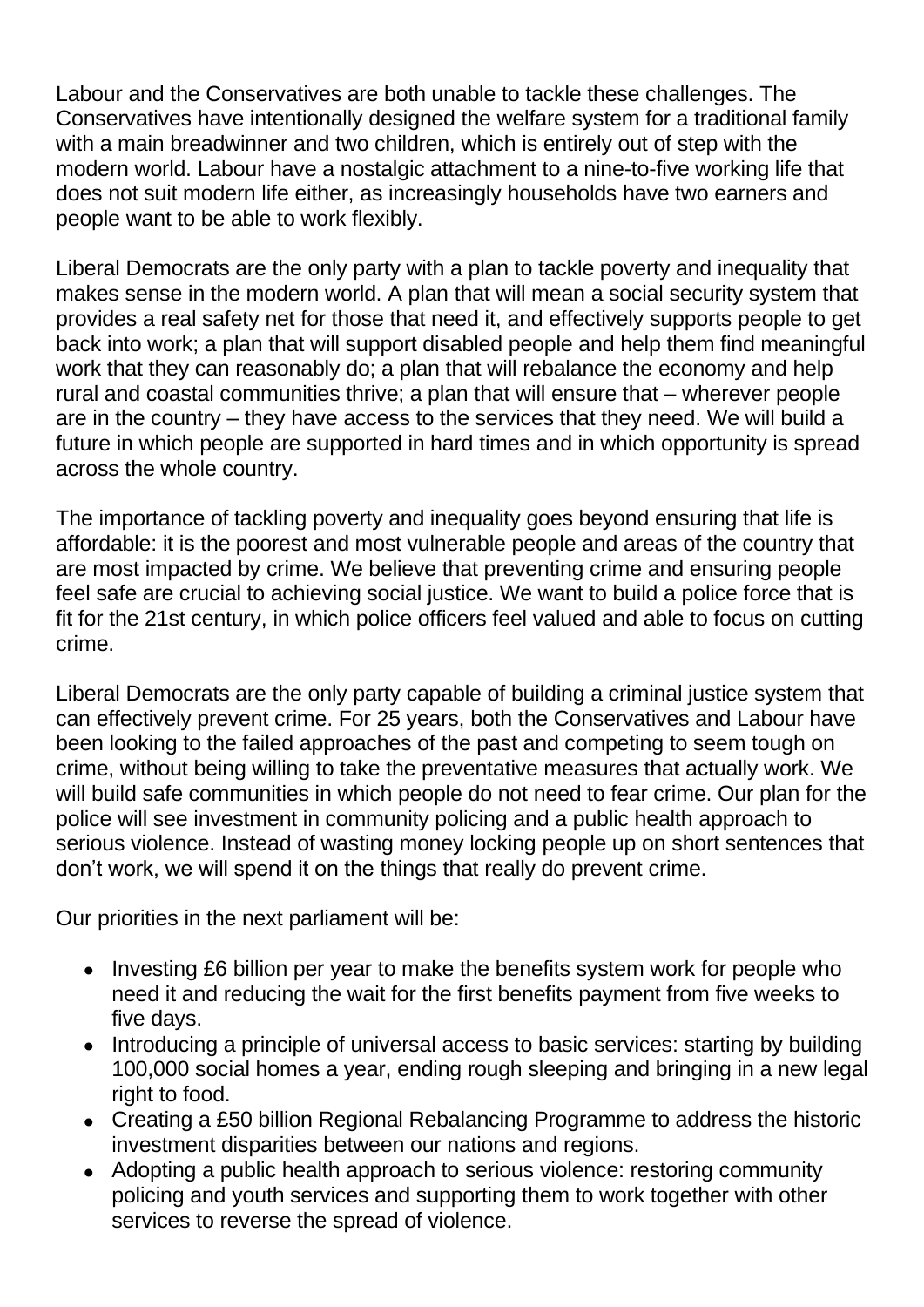Labour and the Conservatives are both unable to tackle these challenges. The Conservatives have intentionally designed the welfare system for a traditional family with a main breadwinner and two children, which is entirely out of step with the modern world. Labour have a nostalgic attachment to a nine-to-five working life that does not suit modern life either, as increasingly households have two earners and people want to be able to work flexibly.

Liberal Democrats are the only party with a plan to tackle poverty and inequality that makes sense in the modern world. A plan that will mean a social security system that provides a real safety net for those that need it, and effectively supports people to get back into work; a plan that will support disabled people and help them find meaningful work that they can reasonably do; a plan that will rebalance the economy and help rural and coastal communities thrive; a plan that will ensure that – wherever people are in the country – they have access to the services that they need. We will build a future in which people are supported in hard times and in which opportunity is spread across the whole country.

The importance of tackling poverty and inequality goes beyond ensuring that life is affordable: it is the poorest and most vulnerable people and areas of the country that are most impacted by crime. We believe that preventing crime and ensuring people feel safe are crucial to achieving social justice. We want to build a police force that is fit for the 21st century, in which police officers feel valued and able to focus on cutting crime.

Liberal Democrats are the only party capable of building a criminal justice system that can effectively prevent crime. For 25 years, both the Conservatives and Labour have been looking to the failed approaches of the past and competing to seem tough on crime, without being willing to take the preventative measures that actually work. We will build safe communities in which people do not need to fear crime. Our plan for the police will see investment in community policing and a public health approach to serious violence. Instead of wasting money locking people up on short sentences that don't work, we will spend it on the things that really do prevent crime.

Our priorities in the next parliament will be:

- Investing £6 billion per year to make the benefits system work for people who need it and reducing the wait for the first benefits payment from five weeks to five days.
- Introducing a principle of universal access to basic services: starting by building 100,000 social homes a year, ending rough sleeping and bringing in a new legal right to food.
- Creating a £50 billion Regional Rebalancing Programme to address the historic investment disparities between our nations and regions.
- Adopting a public health approach to serious violence: restoring community policing and youth services and supporting them to work together with other services to reverse the spread of violence.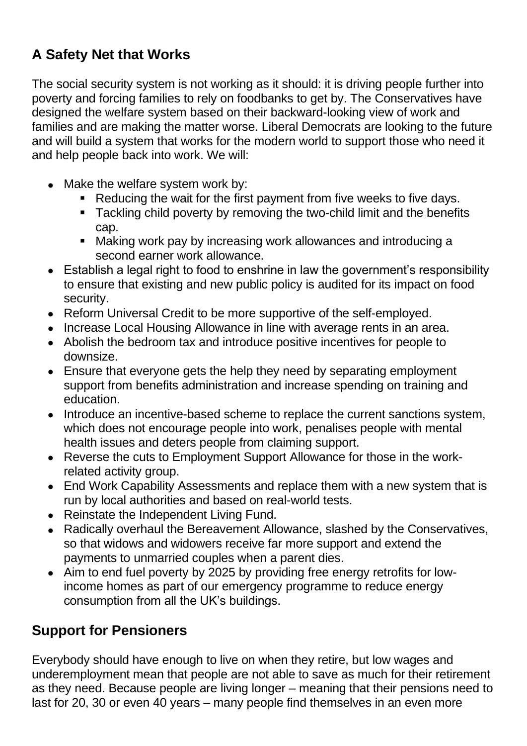## A Safety Net that Works

The social security system is not working as it should: it is driving people further into poverty and forcing families to rely on foodbanks to get by. The Conservatives have designed the welfare system based on their backward-looking view of work and families and are making the matter worse. Liberal Democrats are looking to the future and will build a system that works for the modern world to support those who need it and help people back into work. We will:

- Make the welfare system work by:
  - Reducing the wait for the first payment from five weeks to five days.
  - Tackling child poverty by removing the two-child limit and the benefits cap.
  - Making work pay by increasing work allowances and introducing a second earner work allowance.
- Establish a legal right to food to enshrine in law the government's responsibility to ensure that existing and new public policy is audited for its impact on food security.
- Reform Universal Credit to be more supportive of the self-employed.
- Increase Local Housing Allowance in line with average rents in an area.
- Abolish the bedroom tax and introduce positive incentives for people to downsize.
- Ensure that everyone gets the help they need by separating employment support from benefits administration and increase spending on training and education.
- Introduce an incentive-based scheme to replace the current sanctions system, which does not encourage people into work, penalises people with mental health issues and deters people from claiming support.
- Reverse the cuts to Employment Support Allowance for those in the work-related activity group.
- End Work Capability Assessments and replace them with a new system that is run by local authorities and based on real-world tests.
- Reinstate the Independent Living Fund.
- Radically overhaul the Bereavement Allowance, slashed by the Conservatives, so that widows and widowers receive far more support and extend the payments to unmarried couples when a parent dies.
- Aim to end fuel poverty by 2025 by providing free energy retrofits for low-income homes as part of our emergency programme to reduce energy consumption from all the UK's buildings.

## Support for Pensioners

Everybody should have enough to live on when they retire, but low wages and underemployment mean that people are not able to save as much for their retirement as they need. Because people are living longer – meaning that their pensions need to last for 20, 30 or even 40 years – many people find themselves in an even more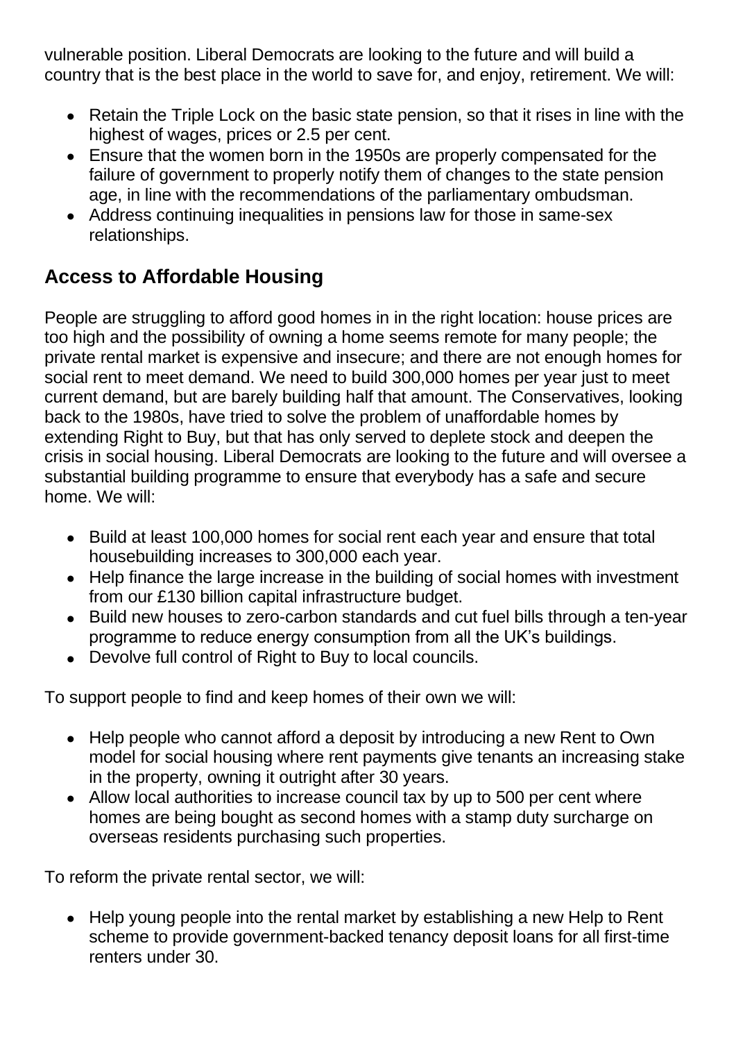vulnerable position. Liberal Democrats are looking to the future and will build a country that is the best place in the world to save for, and enjoy, retirement. We will:

- Retain the Triple Lock on the basic state pension, so that it rises in line with the highest of wages, prices or 2.5 per cent.
- Ensure that the women born in the 1950s are properly compensated for the failure of government to properly notify them of changes to the state pension age, in line with the recommendations of the parliamentary ombudsman.
- Address continuing inequalities in pensions law for those in same-sex relationships.

## Access to Affordable Housing

People are struggling to afford good homes in in the right location: house prices are too high and the possibility of owning a home seems remote for many people; the private rental market is expensive and insecure; and there are not enough homes for social rent to meet demand. We need to build 300,000 homes per year just to meet current demand, but are barely building half that amount. The Conservatives, looking back to the 1980s, have tried to solve the problem of unaffordable homes by extending Right to Buy, but that has only served to deplete stock and deepen the crisis in social housing. Liberal Democrats are looking to the future and will oversee a substantial building programme to ensure that everybody has a safe and secure home. We will:

- Build at least 100,000 homes for social rent each year and ensure that total housebuilding increases to 300,000 each year.
- Help finance the large increase in the building of social homes with investment from our £130 billion capital infrastructure budget.
- Build new houses to zero-carbon standards and cut fuel bills through a ten-year programme to reduce energy consumption from all the UK's buildings.
- Devolve full control of Right to Buy to local councils.

To support people to find and keep homes of their own we will:

- Help people who cannot afford a deposit by introducing a new Rent to Own model for social housing where rent payments give tenants an increasing stake in the property, owning it outright after 30 years.
- Allow local authorities to increase council tax by up to 500 per cent where homes are being bought as second homes with a stamp duty surcharge on overseas residents purchasing such properties.

To reform the private rental sector, we will:

- Help young people into the rental market by establishing a new Help to Rent scheme to provide government-backed tenancy deposit loans for all first-time renters under 30.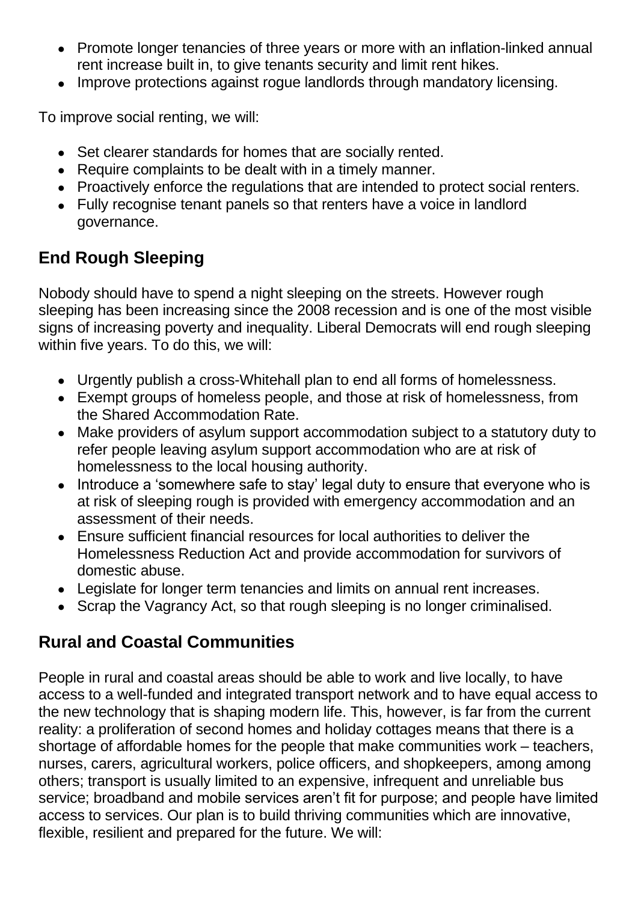- Promote longer tenancies of three years or more with an inflation-linked annual rent increase built in, to give tenants security and limit rent hikes.
- Improve protections against rogue landlords through mandatory licensing.

To improve social renting, we will:

- Set clearer standards for homes that are socially rented.
- Require complaints to be dealt with in a timely manner.
- Proactively enforce the regulations that are intended to protect social renters.
- Fully recognise tenant panels so that renters have a voice in landlord governance.

## End Rough Sleeping

Nobody should have to spend a night sleeping on the streets. However rough sleeping has been increasing since the 2008 recession and is one of the most visible signs of increasing poverty and inequality. Liberal Democrats will end rough sleeping within five years. To do this, we will:

- Urgently publish a cross-Whitehall plan to end all forms of homelessness.
- Exempt groups of homeless people, and those at risk of homelessness, from the Shared Accommodation Rate.
- Make providers of asylum support accommodation subject to a statutory duty to refer people leaving asylum support accommodation who are at risk of homelessness to the local housing authority.
- Introduce a 'somewhere safe to stay' legal duty to ensure that everyone who is at risk of sleeping rough is provided with emergency accommodation and an assessment of their needs.
- Ensure sufficient financial resources for local authorities to deliver the Homelessness Reduction Act and provide accommodation for survivors of domestic abuse.
- Legislate for longer term tenancies and limits on annual rent increases.
- Scrap the Vagrancy Act, so that rough sleeping is no longer criminalised.

## Rural and Coastal Communities

People in rural and coastal areas should be able to work and live locally, to have access to a well-funded and integrated transport network and to have equal access to the new technology that is shaping modern life. This, however, is far from the current reality: a proliferation of second homes and holiday cottages means that there is a shortage of affordable homes for the people that make communities work – teachers, nurses, carers, agricultural workers, police officers, and shopkeepers, among among others; transport is usually limited to an expensive, infrequent and unreliable bus service; broadband and mobile services aren't fit for purpose; and people have limited access to services. Our plan is to build thriving communities which are innovative, flexible, resilient and prepared for the future. We will: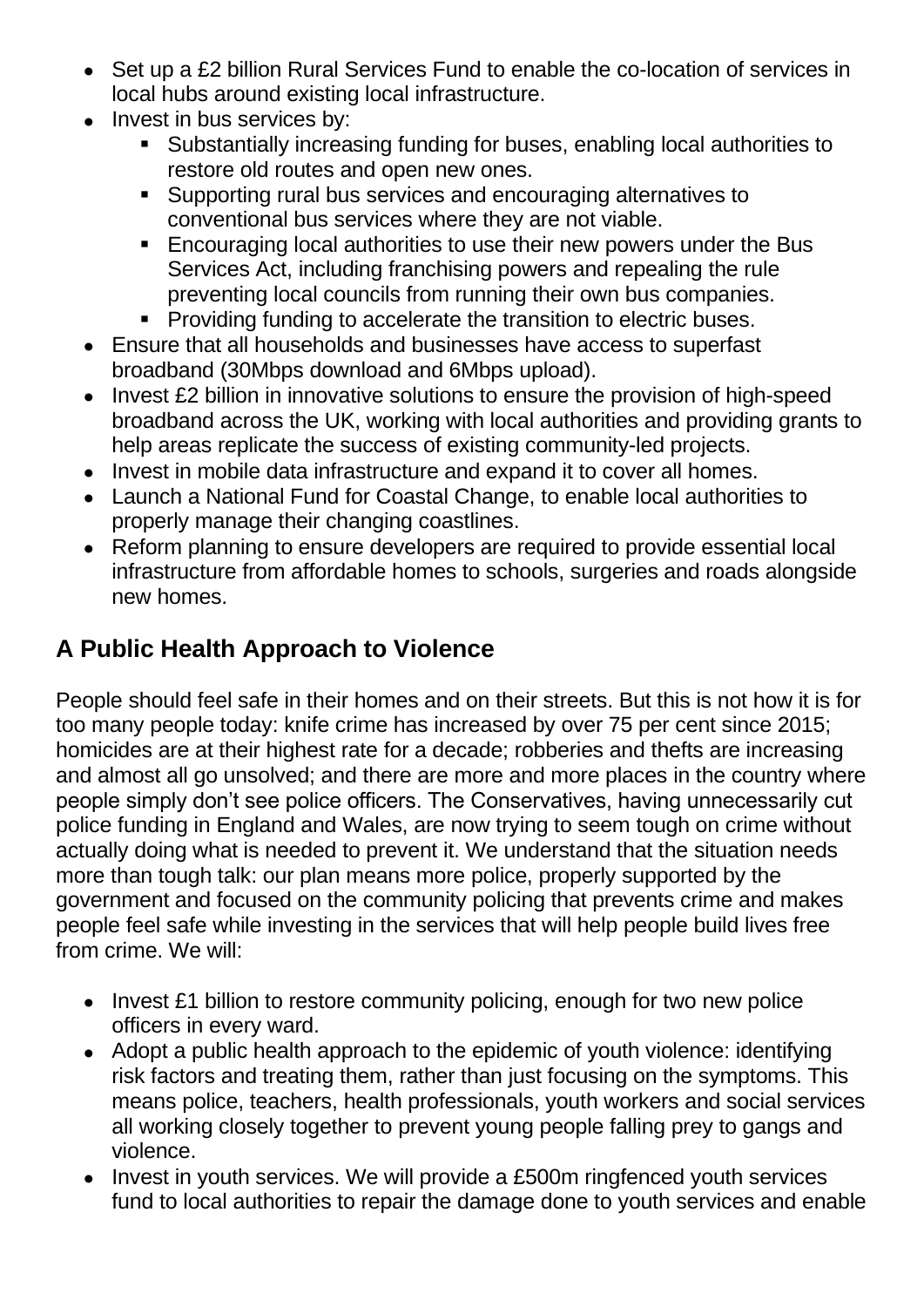- Set up a £2 billion Rural Services Fund to enable the co-location of services in local hubs around existing local infrastructure.
- Invest in bus services by:
  - Substantially increasing funding for buses, enabling local authorities to restore old routes and open new ones.
  - Supporting rural bus services and encouraging alternatives to conventional bus services where they are not viable.
  - Encouraging local authorities to use their new powers under the Bus Services Act, including franchising powers and repealing the rule preventing local councils from running their own bus companies.
  - Providing funding to accelerate the transition to electric buses.
- Ensure that all households and businesses have access to superfast broadband (30Mbps download and 6Mbps upload).
- Invest £2 billion in innovative solutions to ensure the provision of high-speed broadband across the UK, working with local authorities and providing grants to help areas replicate the success of existing community-led projects.
- Invest in mobile data infrastructure and expand it to cover all homes.
- Launch a National Fund for Coastal Change, to enable local authorities to properly manage their changing coastlines.
- Reform planning to ensure developers are required to provide essential local infrastructure from affordable homes to schools, surgeries and roads alongside new homes.

## A Public Health Approach to Violence

People should feel safe in their homes and on their streets. But this is not how it is for too many people today: knife crime has increased by over 75 per cent since 2015; homicides are at their highest rate for a decade; robberies and thefts are increasing and almost all go unsolved; and there are more and more places in the country where people simply don't see police officers. The Conservatives, having unnecessarily cut police funding in England and Wales, are now trying to seem tough on crime without actually doing what is needed to prevent it. We understand that the situation needs more than tough talk: our plan means more police, properly supported by the government and focused on the community policing that prevents crime and makes people feel safe while investing in the services that will help people build lives free from crime. We will:

- Invest £1 billion to restore community policing, enough for two new police officers in every ward.
- Adopt a public health approach to the epidemic of youth violence: identifying risk factors and treating them, rather than just focusing on the symptoms. This means police, teachers, health professionals, youth workers and social services all working closely together to prevent young people falling prey to gangs and violence.
- Invest in youth services. We will provide a £500m ringfenced youth services fund to local authorities to repair the damage done to youth services and enable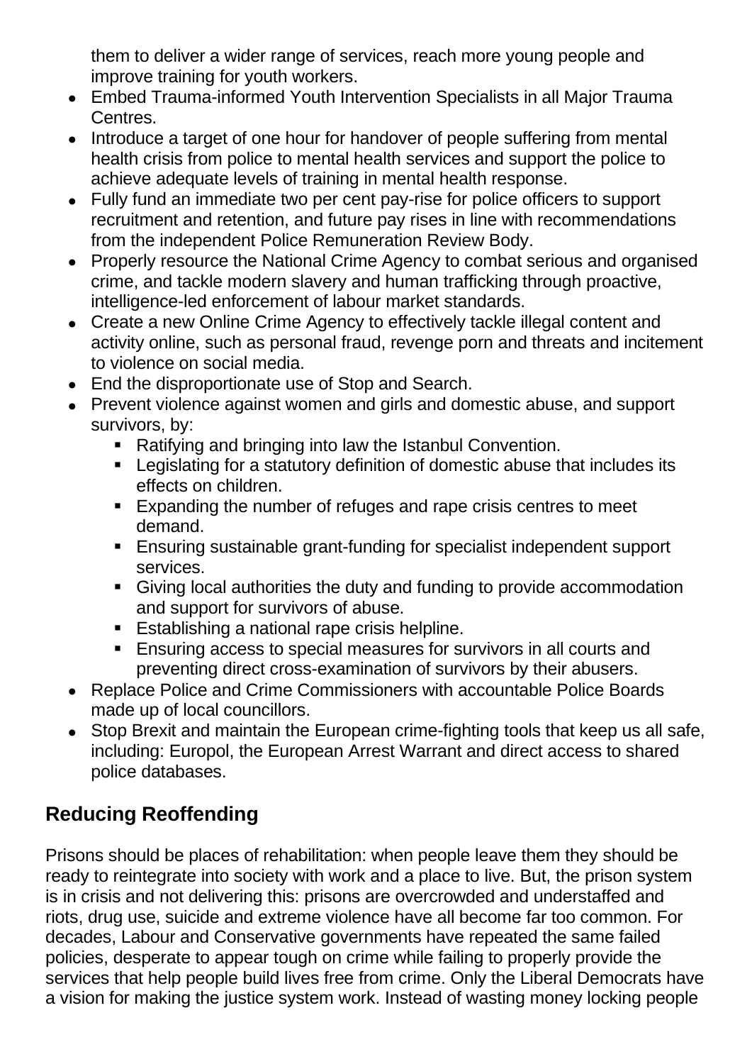them to deliver a wider range of services, reach more young people and improve training for youth workers.

- Embed Trauma-informed Youth Intervention Specialists in all Major Trauma Centres.
- Introduce a target of one hour for handover of people suffering from mental health crisis from police to mental health services and support the police to achieve adequate levels of training in mental health response.
- Fully fund an immediate two per cent pay-rise for police officers to support recruitment and retention, and future pay rises in line with recommendations from the independent Police Remuneration Review Body.
- Properly resource the National Crime Agency to combat serious and organised crime, and tackle modern slavery and human trafficking through proactive, intelligence-led enforcement of labour market standards.
- Create a new Online Crime Agency to effectively tackle illegal content and activity online, such as personal fraud, revenge porn and threats and incitement to violence on social media.
- End the disproportionate use of Stop and Search.
- Prevent violence against women and girls and domestic abuse, and support survivors, by:
  - Ratifying and bringing into law the Istanbul Convention.
  - Legislating for a statutory definition of domestic abuse that includes its effects on children.
  - Expanding the number of refuges and rape crisis centres to meet demand.
  - Ensuring sustainable grant-funding for specialist independent support services.
  - Giving local authorities the duty and funding to provide accommodation and support for survivors of abuse.
  - Establishing a national rape crisis helpline.
  - Ensuring access to special measures for survivors in all courts and preventing direct cross-examination of survivors by their abusers.
- Replace Police and Crime Commissioners with accountable Police Boards made up of local councillors.
- Stop Brexit and maintain the European crime-fighting tools that keep us all safe, including: Europol, the European Arrest Warrant and direct access to shared police databases.

## Reducing Reoffending

Prisons should be places of rehabilitation: when people leave them they should be ready to reintegrate into society with work and a place to live. But, the prison system is in crisis and not delivering this: prisons are overcrowded and understaffed and riots, drug use, suicide and extreme violence have all become far too common. For decades, Labour and Conservative governments have repeated the same failed policies, desperate to appear tough on crime while failing to properly provide the services that help people build lives free from crime. Only the Liberal Democrats have a vision for making the justice system work. Instead of wasting money locking people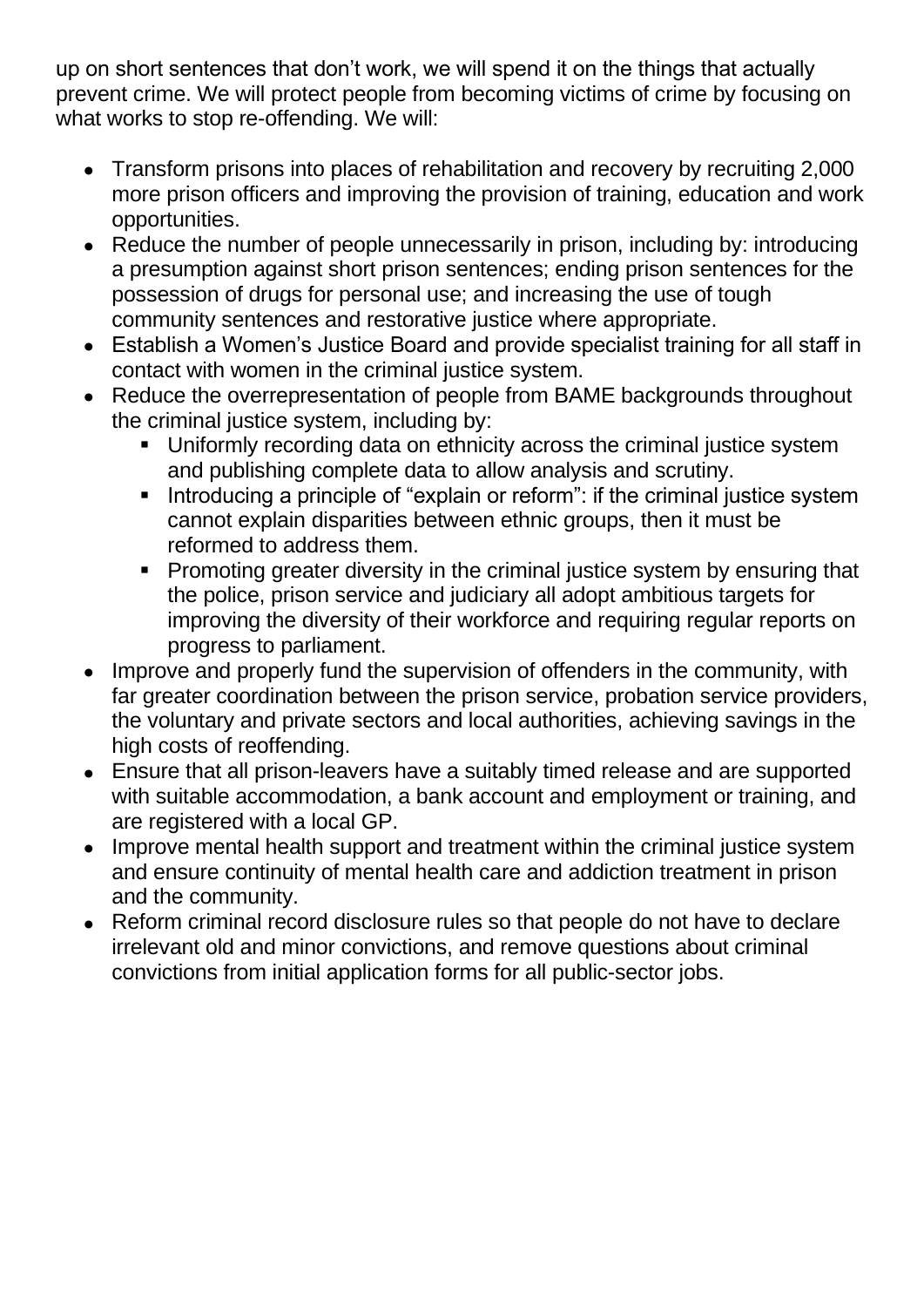up on short sentences that don't work, we will spend it on the things that actually prevent crime. We will protect people from becoming victims of crime by focusing on what works to stop re-offending. We will:

- Transform prisons into places of rehabilitation and recovery by recruiting 2,000 more prison officers and improving the provision of training, education and work opportunities.
- Reduce the number of people unnecessarily in prison, including by: introducing a presumption against short prison sentences; ending prison sentences for the possession of drugs for personal use; and increasing the use of tough community sentences and restorative justice where appropriate.
- Establish a Women's Justice Board and provide specialist training for all staff in contact with women in the criminal justice system.
- Reduce the overrepresentation of people from BAME backgrounds throughout the criminal justice system, including by:
  - Uniformly recording data on ethnicity across the criminal justice system and publishing complete data to allow analysis and scrutiny.
  - Introducing a principle of "explain or reform": if the criminal justice system cannot explain disparities between ethnic groups, then it must be reformed to address them.
  - Promoting greater diversity in the criminal justice system by ensuring that the police, prison service and judiciary all adopt ambitious targets for improving the diversity of their workforce and requiring regular reports on progress to parliament.
- Improve and properly fund the supervision of offenders in the community, with far greater coordination between the prison service, probation service providers, the voluntary and private sectors and local authorities, achieving savings in the high costs of reoffending.
- Ensure that all prison-leavers have a suitably timed release and are supported with suitable accommodation, a bank account and employment or training, and are registered with a local GP.
- Improve mental health support and treatment within the criminal justice system and ensure continuity of mental health care and addiction treatment in prison and the community.
- Reform criminal record disclosure rules so that people do not have to declare irrelevant old and minor convictions, and remove questions about criminal convictions from initial application forms for all public-sector jobs.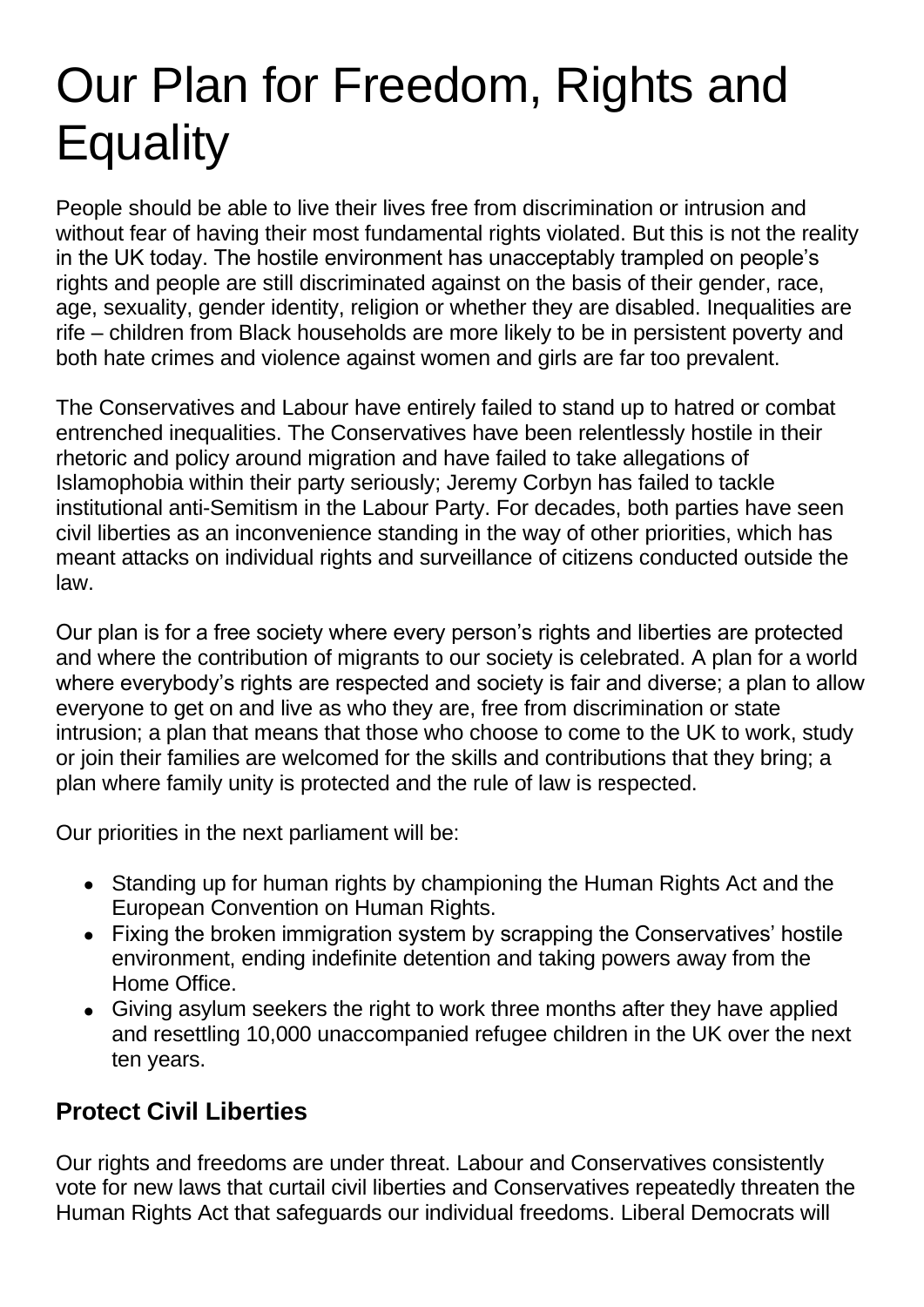# Our Plan for Freedom, Rights and Equality

People should be able to live their lives free from discrimination or intrusion and without fear of having their most fundamental rights violated. But this is not the reality in the UK today. The hostile environment has unacceptably trampled on people's rights and people are still discriminated against on the basis of their gender, race, age, sexuality, gender identity, religion or whether they are disabled. Inequalities are rife – children from Black households are more likely to be in persistent poverty and both hate crimes and violence against women and girls are far too prevalent.

The Conservatives and Labour have entirely failed to stand up to hatred or combat entrenched inequalities. The Conservatives have been relentlessly hostile in their rhetoric and policy around migration and have failed to take allegations of Islamophobia within their party seriously; Jeremy Corbyn has failed to tackle institutional anti-Semitism in the Labour Party. For decades, both parties have seen civil liberties as an inconvenience standing in the way of other priorities, which has meant attacks on individual rights and surveillance of citizens conducted outside the law.

Our plan is for a free society where every person's rights and liberties are protected and where the contribution of migrants to our society is celebrated. A plan for a world where everybody's rights are respected and society is fair and diverse; a plan to allow everyone to get on and live as who they are, free from discrimination or state intrusion; a plan that means that those who choose to come to the UK to work, study or join their families are welcomed for the skills and contributions that they bring; a plan where family unity is protected and the rule of law is respected.

Our priorities in the next parliament will be:

- Standing up for human rights by championing the Human Rights Act and the European Convention on Human Rights.
- Fixing the broken immigration system by scrapping the Conservatives' hostile environment, ending indefinite detention and taking powers away from the Home Office.
- Giving asylum seekers the right to work three months after they have applied and resettling 10,000 unaccompanied refugee children in the UK over the next ten years.

## Protect Civil Liberties

Our rights and freedoms are under threat. Labour and Conservatives consistently vote for new laws that curtail civil liberties and Conservatives repeatedly threaten the Human Rights Act that safeguards our individual freedoms. Liberal Democrats will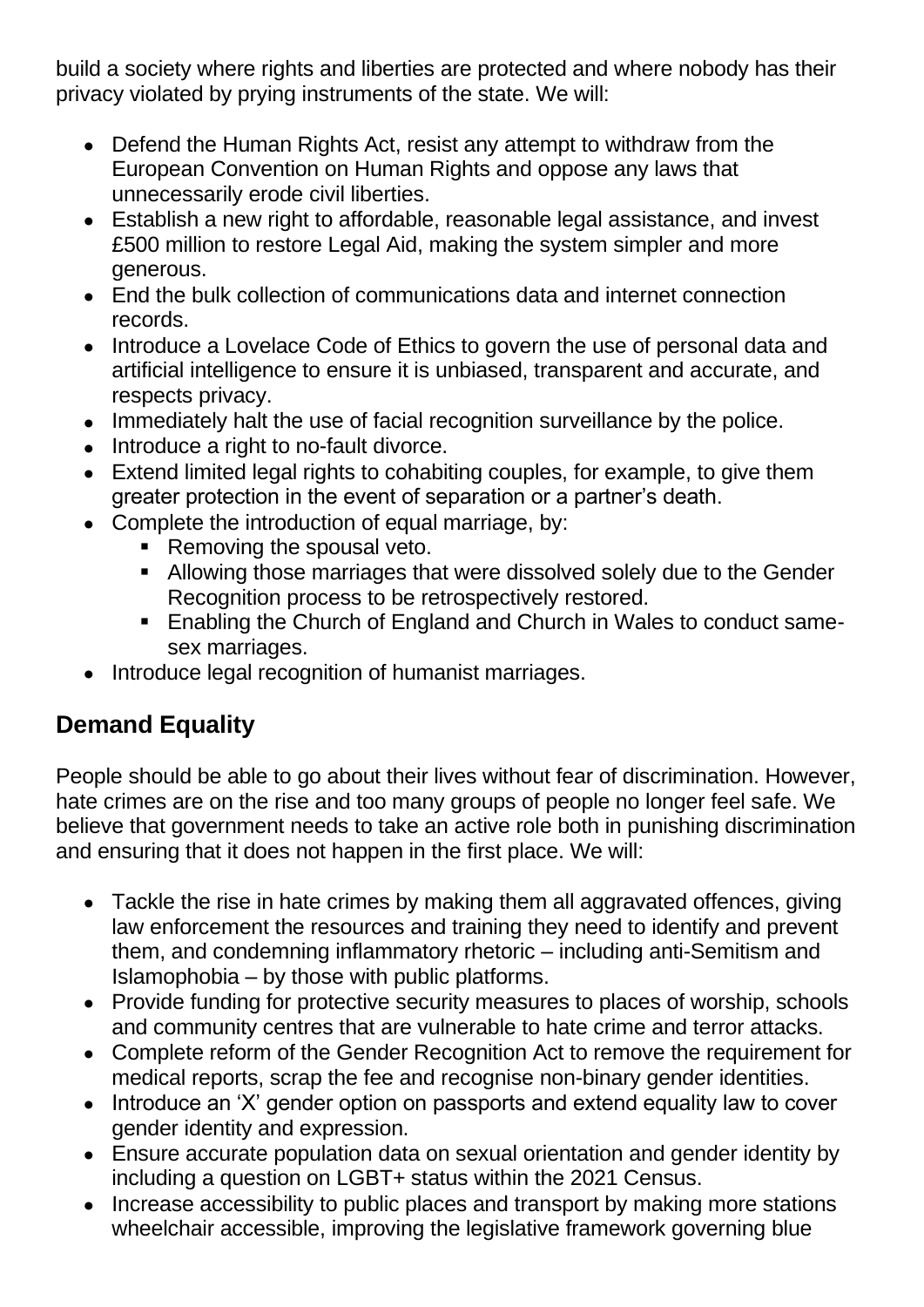build a society where rights and liberties are protected and where nobody has their privacy violated by prying instruments of the state. We will:

- Defend the Human Rights Act, resist any attempt to withdraw from the European Convention on Human Rights and oppose any laws that unnecessarily erode civil liberties.
- Establish a new right to affordable, reasonable legal assistance, and invest £500 million to restore Legal Aid, making the system simpler and more generous.
- End the bulk collection of communications data and internet connection records.
- Introduce a Lovelace Code of Ethics to govern the use of personal data and artificial intelligence to ensure it is unbiased, transparent and accurate, and respects privacy.
- Immediately halt the use of facial recognition surveillance by the police.
- Introduce a right to no-fault divorce.
- Extend limited legal rights to cohabiting couples, for example, to give them greater protection in the event of separation or a partner's death.
- Complete the introduction of equal marriage, by:
    - Removing the spousal veto.
    - Allowing those marriages that were dissolved solely due to the Gender Recognition process to be retrospectively restored.
    - Enabling the Church of England and Church in Wales to conduct same-sex marriages.
- Introduce legal recognition of humanist marriages.

## Demand Equality

People should be able to go about their lives without fear of discrimination. However, hate crimes are on the rise and too many groups of people no longer feel safe. We believe that government needs to take an active role both in punishing discrimination and ensuring that it does not happen in the first place. We will:

- Tackle the rise in hate crimes by making them all aggravated offences, giving law enforcement the resources and training they need to identify and prevent them, and condemning inflammatory rhetoric – including anti-Semitism and Islamophobia – by those with public platforms.
- Provide funding for protective security measures to places of worship, schools and community centres that are vulnerable to hate crime and terror attacks.
- Complete reform of the Gender Recognition Act to remove the requirement for medical reports, scrap the fee and recognise non-binary gender identities.
- Introduce an 'X' gender option on passports and extend equality law to cover gender identity and expression.
- Ensure accurate population data on sexual orientation and gender identity by including a question on LGBT+ status within the 2021 Census.
- Increase accessibility to public places and transport by making more stations wheelchair accessible, improving the legislative framework governing blue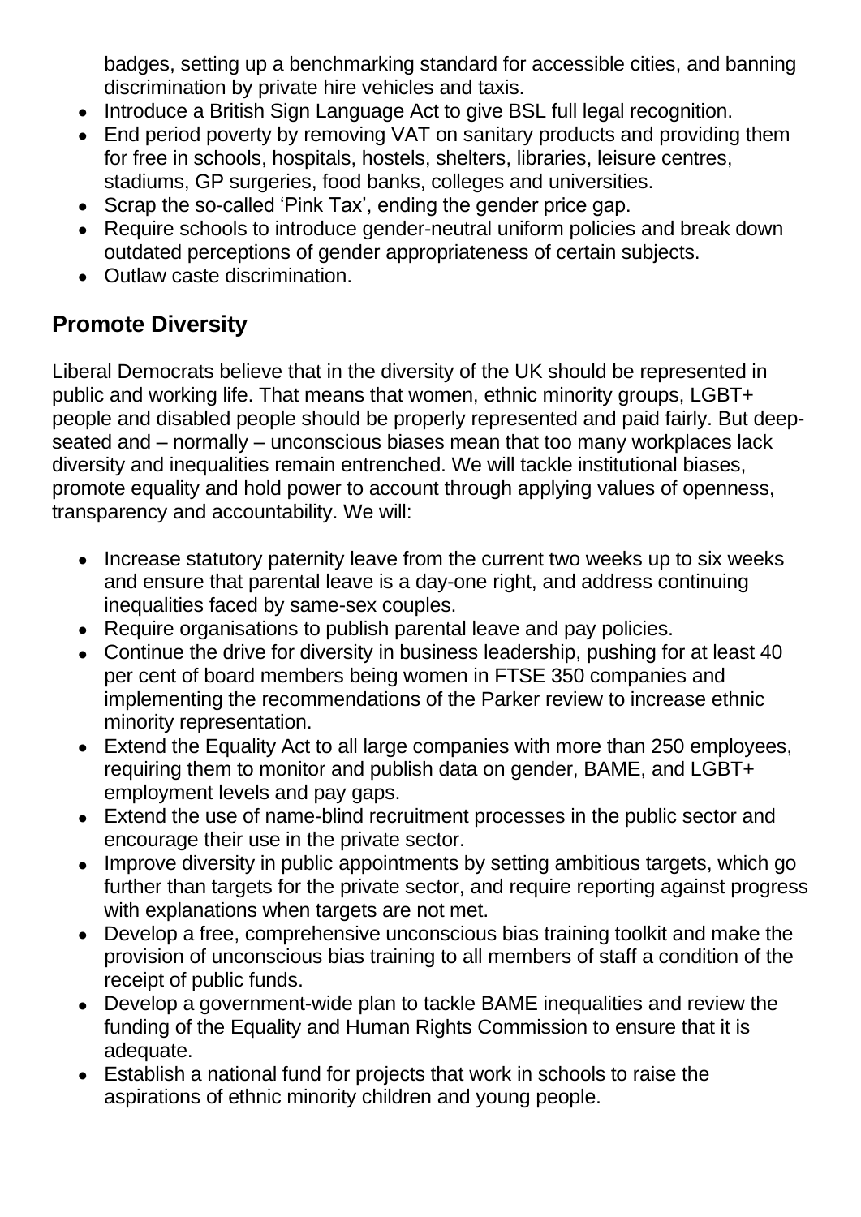badges, setting up a benchmarking standard for accessible cities, and banning discrimination by private hire vehicles and taxis.

- Introduce a British Sign Language Act to give BSL full legal recognition.
- End period poverty by removing VAT on sanitary products and providing them for free in schools, hospitals, hostels, shelters, libraries, leisure centres, stadiums, GP surgeries, food banks, colleges and universities.
- Scrap the so-called 'Pink Tax', ending the gender price gap.
- Require schools to introduce gender-neutral uniform policies and break down outdated perceptions of gender appropriateness of certain subjects.
- Outlaw caste discrimination.

## Promote Diversity

Liberal Democrats believe that in the diversity of the UK should be represented in public and working life. That means that women, ethnic minority groups, LGBT+ people and disabled people should be properly represented and paid fairly. But deep-seated and – normally – unconscious biases mean that too many workplaces lack diversity and inequalities remain entrenched. We will tackle institutional biases, promote equality and hold power to account through applying values of openness, transparency and accountability. We will:

- Increase statutory paternity leave from the current two weeks up to six weeks and ensure that parental leave is a day-one right, and address continuing inequalities faced by same-sex couples.
- Require organisations to publish parental leave and pay policies.
- Continue the drive for diversity in business leadership, pushing for at least 40 per cent of board members being women in FTSE 350 companies and implementing the recommendations of the Parker review to increase ethnic minority representation.
- Extend the Equality Act to all large companies with more than 250 employees, requiring them to monitor and publish data on gender, BAME, and LGBT+ employment levels and pay gaps.
- Extend the use of name-blind recruitment processes in the public sector and encourage their use in the private sector.
- Improve diversity in public appointments by setting ambitious targets, which go further than targets for the private sector, and require reporting against progress with explanations when targets are not met.
- Develop a free, comprehensive unconscious bias training toolkit and make the provision of unconscious bias training to all members of staff a condition of the receipt of public funds.
- Develop a government-wide plan to tackle BAME inequalities and review the funding of the Equality and Human Rights Commission to ensure that it is adequate.
- Establish a national fund for projects that work in schools to raise the aspirations of ethnic minority children and young people.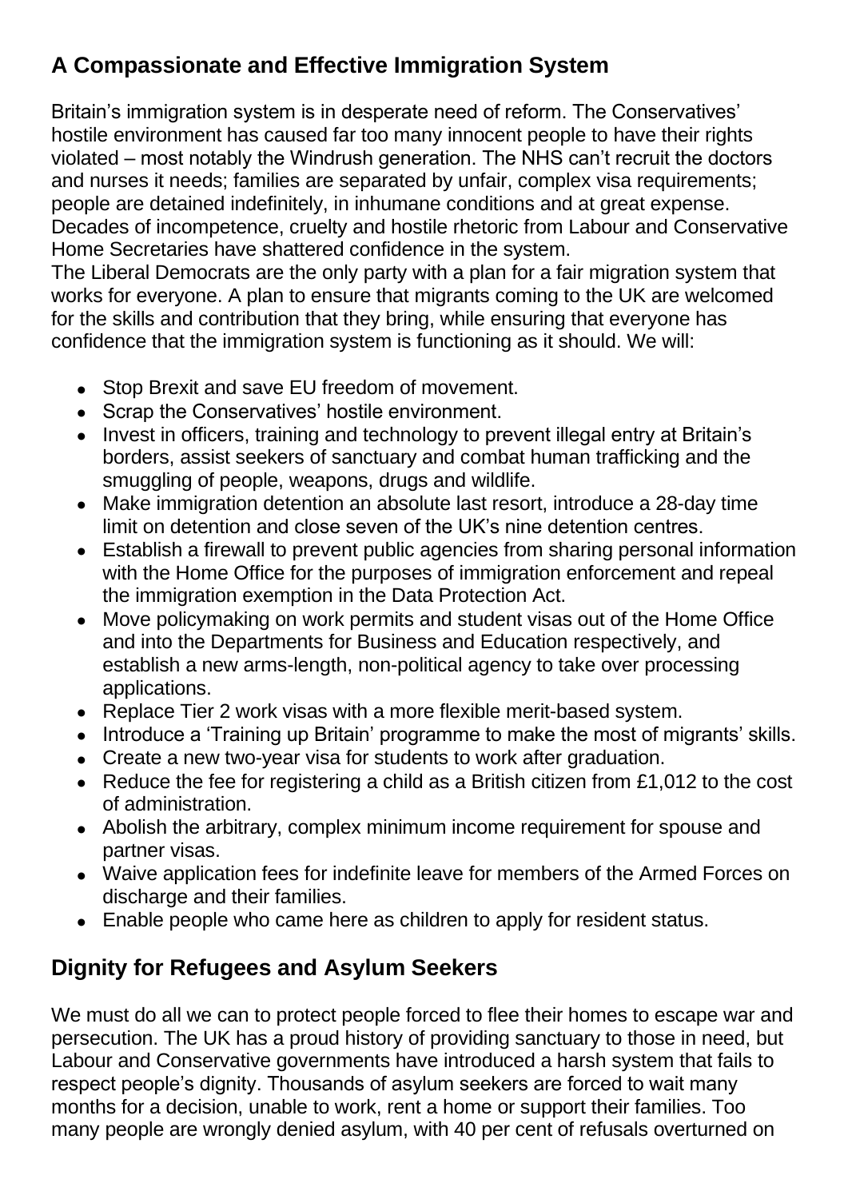## A Compassionate and Effective Immigration System

Britain's immigration system is in desperate need of reform. The Conservatives' hostile environment has caused far too many innocent people to have their rights violated – most notably the Windrush generation. The NHS can't recruit the doctors and nurses it needs; families are separated by unfair, complex visa requirements; people are detained indefinitely, in inhumane conditions and at great expense. Decades of incompetence, cruelty and hostile rhetoric from Labour and Conservative Home Secretaries have shattered confidence in the system.

The Liberal Democrats are the only party with a plan for a fair migration system that works for everyone. A plan to ensure that migrants coming to the UK are welcomed for the skills and contribution that they bring, while ensuring that everyone has confidence that the immigration system is functioning as it should. We will:

- Stop Brexit and save EU freedom of movement.
- Scrap the Conservatives' hostile environment.
- Invest in officers, training and technology to prevent illegal entry at Britain's borders, assist seekers of sanctuary and combat human trafficking and the smuggling of people, weapons, drugs and wildlife.
- Make immigration detention an absolute last resort, introduce a 28-day time limit on detention and close seven of the UK's nine detention centres.
- Establish a firewall to prevent public agencies from sharing personal information with the Home Office for the purposes of immigration enforcement and repeal the immigration exemption in the Data Protection Act.
- Move policymaking on work permits and student visas out of the Home Office and into the Departments for Business and Education respectively, and establish a new arms-length, non-political agency to take over processing applications.
- Replace Tier 2 work visas with a more flexible merit-based system.
- Introduce a 'Training up Britain' programme to make the most of migrants' skills.
- Create a new two-year visa for students to work after graduation.
- Reduce the fee for registering a child as a British citizen from £1,012 to the cost of administration.
- Abolish the arbitrary, complex minimum income requirement for spouse and partner visas.
- Waive application fees for indefinite leave for members of the Armed Forces on discharge and their families.
- Enable people who came here as children to apply for resident status.

## Dignity for Refugees and Asylum Seekers

We must do all we can to protect people forced to flee their homes to escape war and persecution. The UK has a proud history of providing sanctuary to those in need, but Labour and Conservative governments have introduced a harsh system that fails to respect people's dignity. Thousands of asylum seekers are forced to wait many months for a decision, unable to work, rent a home or support their families. Too many people are wrongly denied asylum, with 40 per cent of refusals overturned on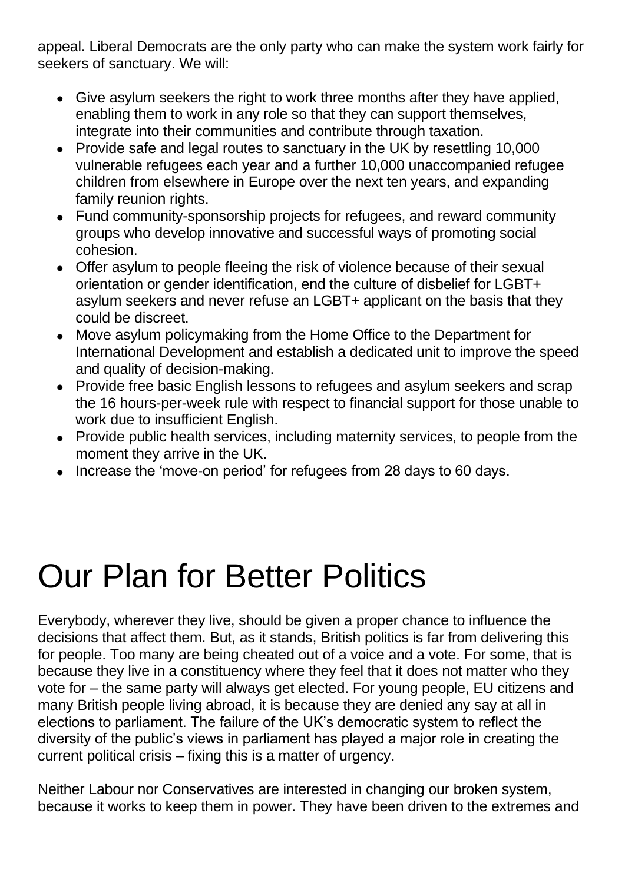appeal. Liberal Democrats are the only party who can make the system work fairly for seekers of sanctuary. We will:

- Give asylum seekers the right to work three months after they have applied, enabling them to work in any role so that they can support themselves, integrate into their communities and contribute through taxation.
- Provide safe and legal routes to sanctuary in the UK by resettling 10,000 vulnerable refugees each year and a further 10,000 unaccompanied refugee children from elsewhere in Europe over the next ten years, and expanding family reunion rights.
- Fund community-sponsorship projects for refugees, and reward community groups who develop innovative and successful ways of promoting social cohesion.
- Offer asylum to people fleeing the risk of violence because of their sexual orientation or gender identification, end the culture of disbelief for LGBT+ asylum seekers and never refuse an LGBT+ applicant on the basis that they could be discreet.
- Move asylum policymaking from the Home Office to the Department for International Development and establish a dedicated unit to improve the speed and quality of decision-making.
- Provide free basic English lessons to refugees and asylum seekers and scrap the 16 hours-per-week rule with respect to financial support for those unable to work due to insufficient English.
- Provide public health services, including maternity services, to people from the moment they arrive in the UK.
- Increase the 'move-on period' for refugees from 28 days to 60 days.

# Our Plan for Better Politics

Everybody, wherever they live, should be given a proper chance to influence the decisions that affect them. But, as it stands, British politics is far from delivering this for people. Too many are being cheated out of a voice and a vote. For some, that is because they live in a constituency where they feel that it does not matter who they vote for – the same party will always get elected. For young people, EU citizens and many British people living abroad, it is because they are denied any say at all in elections to parliament. The failure of the UK's democratic system to reflect the diversity of the public's views in parliament has played a major role in creating the current political crisis – fixing this is a matter of urgency.

Neither Labour nor Conservatives are interested in changing our broken system, because it works to keep them in power. They have been driven to the extremes and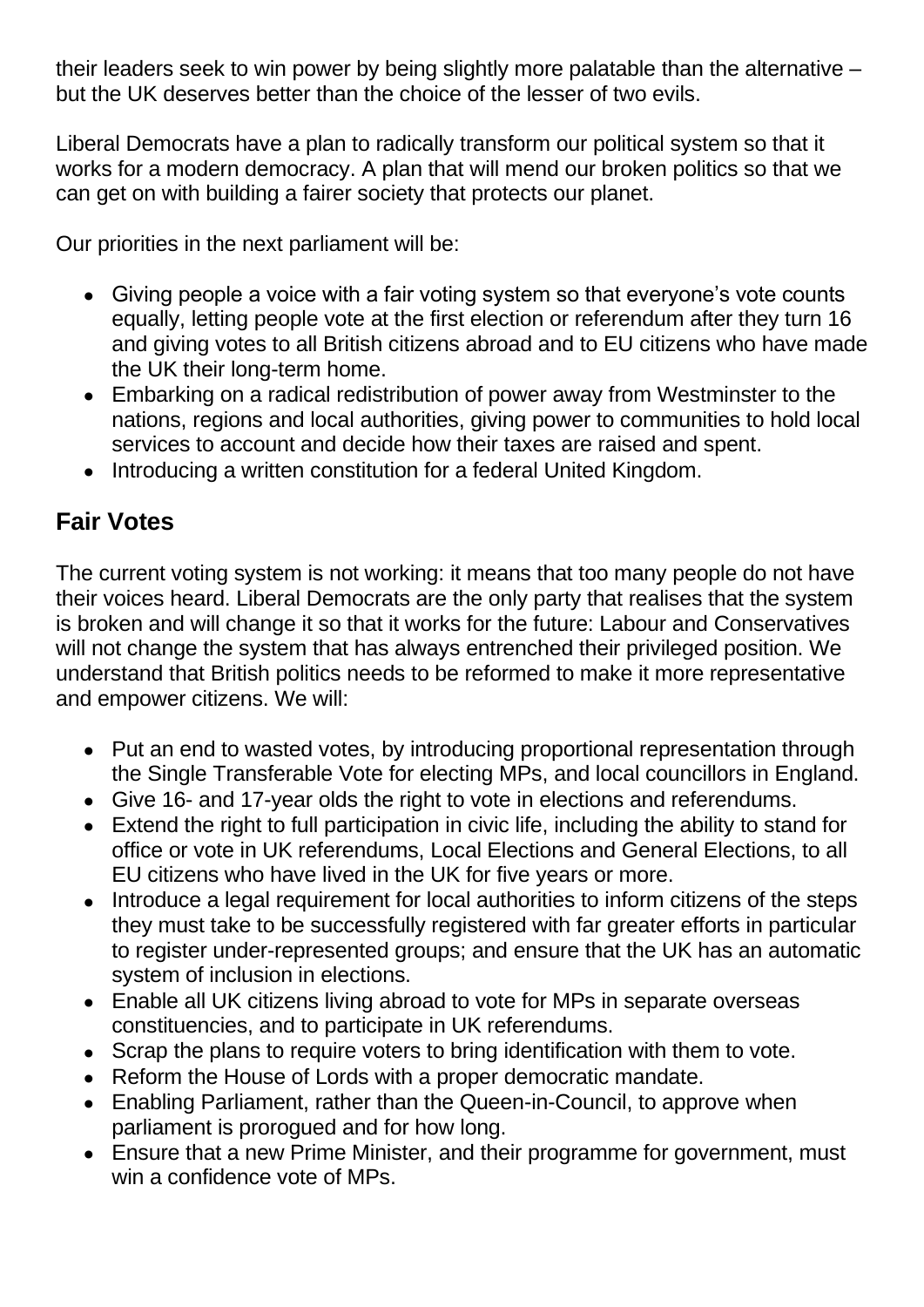their leaders seek to win power by being slightly more palatable than the alternative – but the UK deserves better than the choice of the lesser of two evils.

Liberal Democrats have a plan to radically transform our political system so that it works for a modern democracy. A plan that will mend our broken politics so that we can get on with building a fairer society that protects our planet.

Our priorities in the next parliament will be:

- Giving people a voice with a fair voting system so that everyone's vote counts equally, letting people vote at the first election or referendum after they turn 16 and giving votes to all British citizens abroad and to EU citizens who have made the UK their long-term home.
- Embarking on a radical redistribution of power away from Westminster to the nations, regions and local authorities, giving power to communities to hold local services to account and decide how their taxes are raised and spent.
- Introducing a written constitution for a federal United Kingdom.

## Fair Votes

The current voting system is not working: it means that too many people do not have their voices heard. Liberal Democrats are the only party that realises that the system is broken and will change it so that it works for the future: Labour and Conservatives will not change the system that has always entrenched their privileged position. We understand that British politics needs to be reformed to make it more representative and empower citizens. We will:

- Put an end to wasted votes, by introducing proportional representation through the Single Transferable Vote for electing MPs, and local councillors in England.
- Give 16- and 17-year olds the right to vote in elections and referendums.
- Extend the right to full participation in civic life, including the ability to stand for office or vote in UK referendums, Local Elections and General Elections, to all EU citizens who have lived in the UK for five years or more.
- Introduce a legal requirement for local authorities to inform citizens of the steps they must take to be successfully registered with far greater efforts in particular to register under-represented groups; and ensure that the UK has an automatic system of inclusion in elections.
- Enable all UK citizens living abroad to vote for MPs in separate overseas constituencies, and to participate in UK referendums.
- Scrap the plans to require voters to bring identification with them to vote.
- Reform the House of Lords with a proper democratic mandate.
- Enabling Parliament, rather than the Queen-in-Council, to approve when parliament is prorogued and for how long.
- Ensure that a new Prime Minister, and their programme for government, must win a confidence vote of MPs.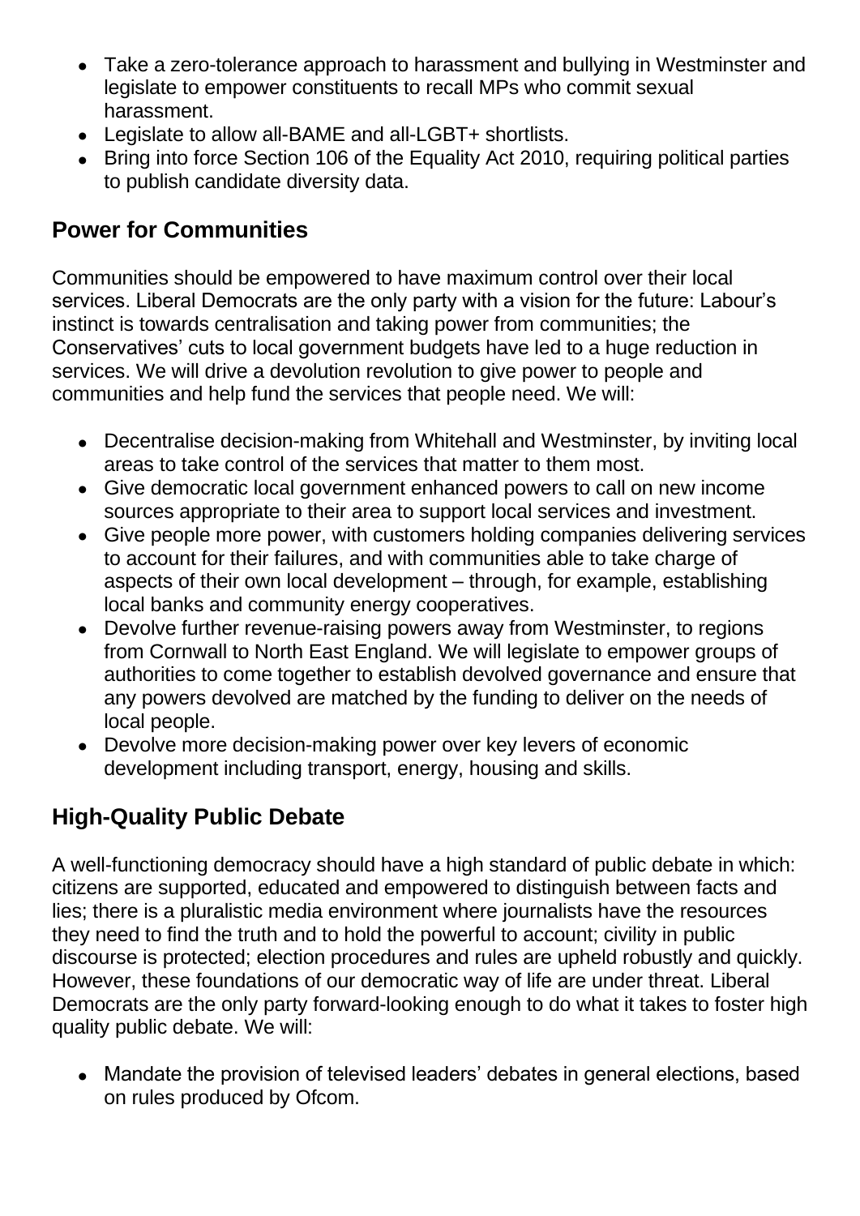- Take a zero-tolerance approach to harassment and bullying in Westminster and legislate to empower constituents to recall MPs who commit sexual harassment.
- Legislate to allow all-BAME and all-LGBT+ shortlists.
- Bring into force Section 106 of the Equality Act 2010, requiring political parties to publish candidate diversity data.

## Power for Communities

Communities should be empowered to have maximum control over their local services. Liberal Democrats are the only party with a vision for the future: Labour's instinct is towards centralisation and taking power from communities; the Conservatives' cuts to local government budgets have led to a huge reduction in services. We will drive a devolution revolution to give power to people and communities and help fund the services that people need. We will:

- Decentralise decision-making from Whitehall and Westminster, by inviting local areas to take control of the services that matter to them most.
- Give democratic local government enhanced powers to call on new income sources appropriate to their area to support local services and investment.
- Give people more power, with customers holding companies delivering services to account for their failures, and with communities able to take charge of aspects of their own local development – through, for example, establishing local banks and community energy cooperatives.
- Devolve further revenue-raising powers away from Westminster, to regions from Cornwall to North East England. We will legislate to empower groups of authorities to come together to establish devolved governance and ensure that any powers devolved are matched by the funding to deliver on the needs of local people.
- Devolve more decision-making power over key levers of economic development including transport, energy, housing and skills.

## High-Quality Public Debate

A well-functioning democracy should have a high standard of public debate in which: citizens are supported, educated and empowered to distinguish between facts and lies; there is a pluralistic media environment where journalists have the resources they need to find the truth and to hold the powerful to account; civility in public discourse is protected; election procedures and rules are upheld robustly and quickly. However, these foundations of our democratic way of life are under threat. Liberal Democrats are the only party forward-looking enough to do what it takes to foster high quality public debate. We will:

- Mandate the provision of televised leaders' debates in general elections, based on rules produced by Ofcom.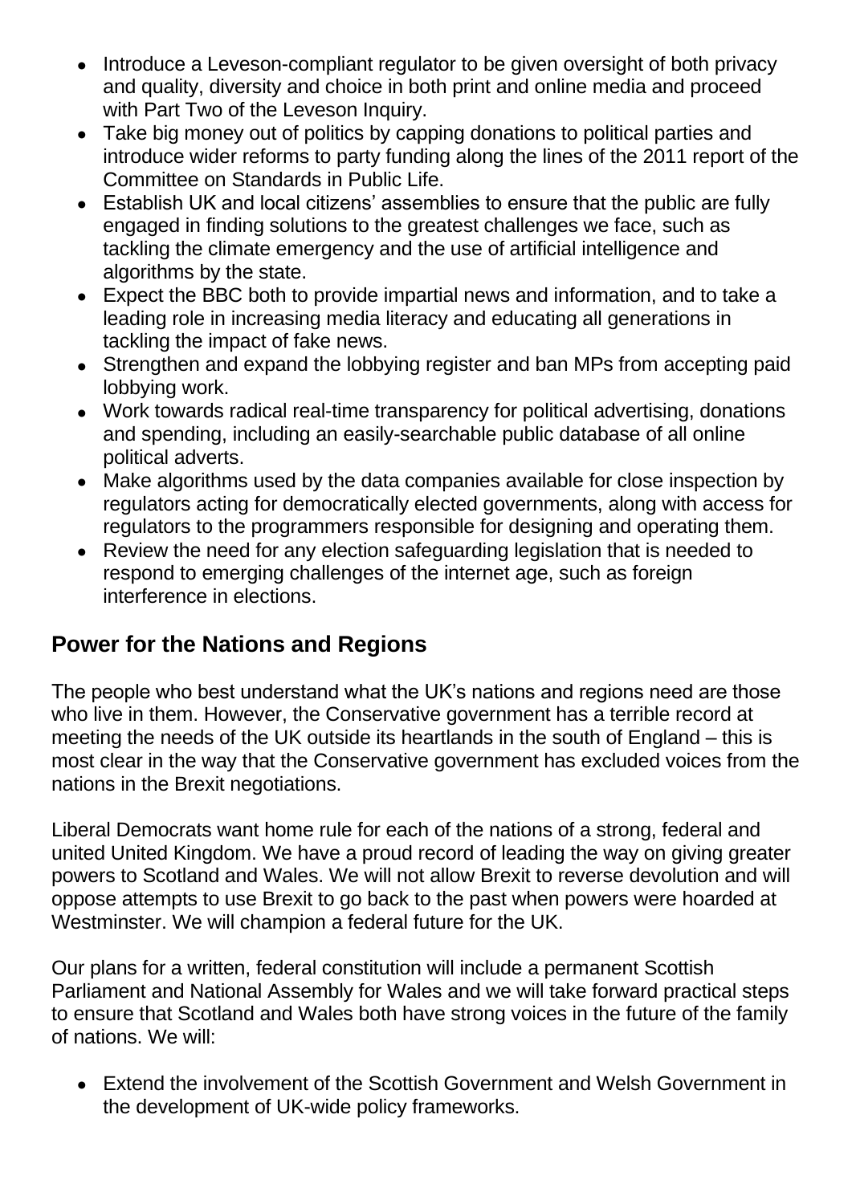- Introduce a Leveson-compliant regulator to be given oversight of both privacy and quality, diversity and choice in both print and online media and proceed with Part Two of the Leveson Inquiry.
- Take big money out of politics by capping donations to political parties and introduce wider reforms to party funding along the lines of the 2011 report of the Committee on Standards in Public Life.
- Establish UK and local citizens' assemblies to ensure that the public are fully engaged in finding solutions to the greatest challenges we face, such as tackling the climate emergency and the use of artificial intelligence and algorithms by the state.
- Expect the BBC both to provide impartial news and information, and to take a leading role in increasing media literacy and educating all generations in tackling the impact of fake news.
- Strengthen and expand the lobbying register and ban MPs from accepting paid lobbying work.
- Work towards radical real-time transparency for political advertising, donations and spending, including an easily-searchable public database of all online political adverts.
- Make algorithms used by the data companies available for close inspection by regulators acting for democratically elected governments, along with access for regulators to the programmers responsible for designing and operating them.
- Review the need for any election safeguarding legislation that is needed to respond to emerging challenges of the internet age, such as foreign interference in elections.

## Power for the Nations and Regions

The people who best understand what the UK's nations and regions need are those who live in them. However, the Conservative government has a terrible record at meeting the needs of the UK outside its heartlands in the south of England – this is most clear in the way that the Conservative government has excluded voices from the nations in the Brexit negotiations.

Liberal Democrats want home rule for each of the nations of a strong, federal and united United Kingdom. We have a proud record of leading the way on giving greater powers to Scotland and Wales. We will not allow Brexit to reverse devolution and will oppose attempts to use Brexit to go back to the past when powers were hoarded at Westminster. We will champion a federal future for the UK.

Our plans for a written, federal constitution will include a permanent Scottish Parliament and National Assembly for Wales and we will take forward practical steps to ensure that Scotland and Wales both have strong voices in the future of the family of nations. We will:

- Extend the involvement of the Scottish Government and Welsh Government in the development of UK-wide policy frameworks.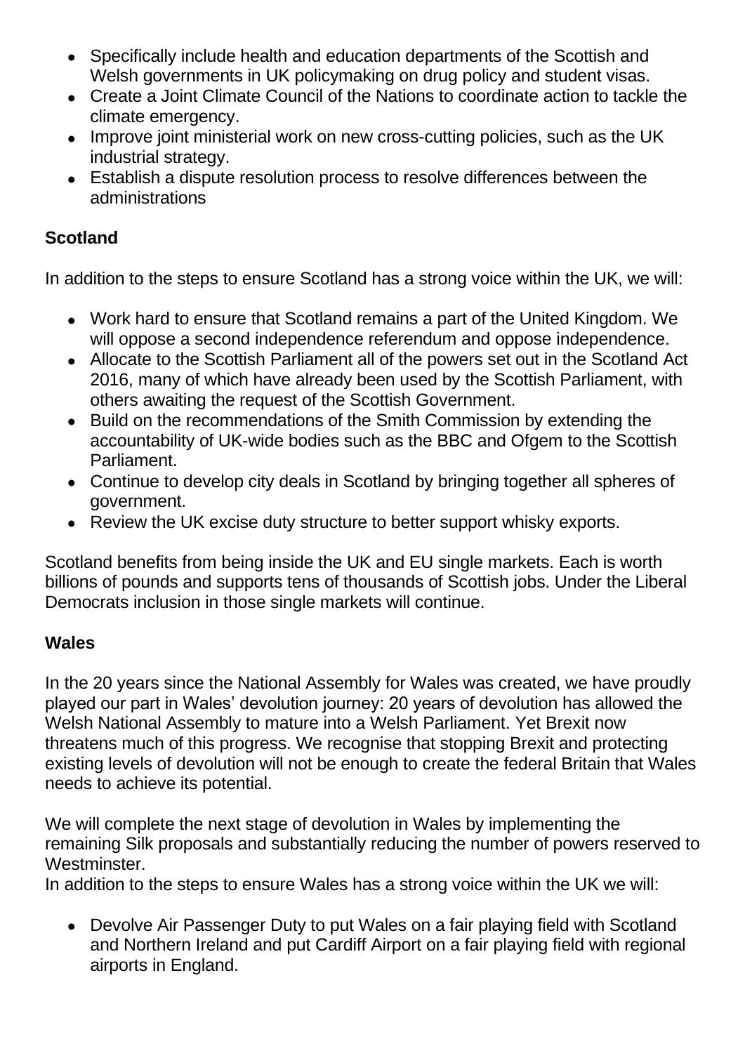- Specifically include health and education departments of the Scottish and Welsh governments in UK policymaking on drug policy and student visas.
- Create a Joint Climate Council of the Nations to coordinate action to tackle the climate emergency.
- Improve joint ministerial work on new cross-cutting policies, such as the UK industrial strategy.
- Establish a dispute resolution process to resolve differences between the administrations

**Scotland**

In addition to the steps to ensure Scotland has a strong voice within the UK, we will:

- Work hard to ensure that Scotland remains a part of the United Kingdom. We will oppose a second independence referendum and oppose independence.
- Allocate to the Scottish Parliament all of the powers set out in the Scotland Act 2016, many of which have already been used by the Scottish Parliament, with others awaiting the request of the Scottish Government.
- Build on the recommendations of the Smith Commission by extending the accountability of UK-wide bodies such as the BBC and Ofgem to the Scottish Parliament.
- Continue to develop city deals in Scotland by bringing together all spheres of government.
- Review the UK excise duty structure to better support whisky exports.

Scotland benefits from being inside the UK and EU single markets. Each is worth billions of pounds and supports tens of thousands of Scottish jobs. Under the Liberal Democrats inclusion in those single markets will continue.

**Wales**

In the 20 years since the National Assembly for Wales was created, we have proudly played our part in Wales' devolution journey: 20 years of devolution has allowed the Welsh National Assembly to mature into a Welsh Parliament. Yet Brexit now threatens much of this progress. We recognise that stopping Brexit and protecting existing levels of devolution will not be enough to create the federal Britain that Wales needs to achieve its potential.

We will complete the next stage of devolution in Wales by implementing the remaining Silk proposals and substantially reducing the number of powers reserved to Westminster.
In addition to the steps to ensure Wales has a strong voice within the UK we will:

- Devolve Air Passenger Duty to put Wales on a fair playing field with Scotland and Northern Ireland and put Cardiff Airport on a fair playing field with regional airports in England.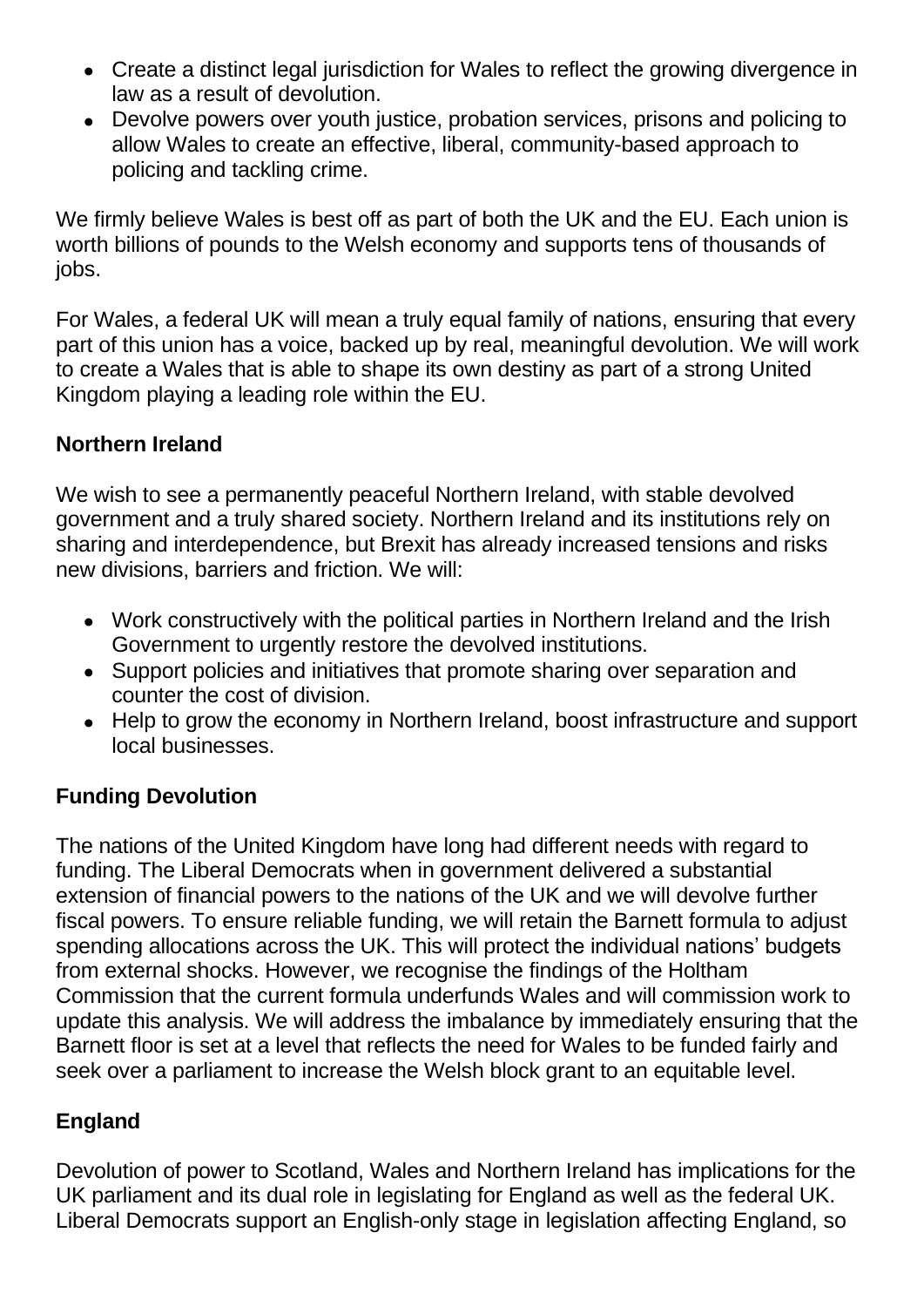- Create a distinct legal jurisdiction for Wales to reflect the growing divergence in law as a result of devolution.
- Devolve powers over youth justice, probation services, prisons and policing to allow Wales to create an effective, liberal, community-based approach to policing and tackling crime.

We firmly believe Wales is best off as part of both the UK and the EU. Each union is worth billions of pounds to the Welsh economy and supports tens of thousands of jobs.

For Wales, a federal UK will mean a truly equal family of nations, ensuring that every part of this union has a voice, backed up by real, meaningful devolution. We will work to create a Wales that is able to shape its own destiny as part of a strong United Kingdom playing a leading role within the EU.

**Northern Ireland**

We wish to see a permanently peaceful Northern Ireland, with stable devolved government and a truly shared society. Northern Ireland and its institutions rely on sharing and interdependence, but Brexit has already increased tensions and risks new divisions, barriers and friction. We will:

- Work constructively with the political parties in Northern Ireland and the Irish Government to urgently restore the devolved institutions.
- Support policies and initiatives that promote sharing over separation and counter the cost of division.
- Help to grow the economy in Northern Ireland, boost infrastructure and support local businesses.

**Funding Devolution**

The nations of the United Kingdom have long had different needs with regard to funding. The Liberal Democrats when in government delivered a substantial extension of financial powers to the nations of the UK and we will devolve further fiscal powers. To ensure reliable funding, we will retain the Barnett formula to adjust spending allocations across the UK. This will protect the individual nations' budgets from external shocks. However, we recognise the findings of the Holtham Commission that the current formula underfunds Wales and will commission work to update this analysis. We will address the imbalance by immediately ensuring that the Barnett floor is set at a level that reflects the need for Wales to be funded fairly and seek over a parliament to increase the Welsh block grant to an equitable level.

**England**

Devolution of power to Scotland, Wales and Northern Ireland has implications for the UK parliament and its dual role in legislating for England as well as the federal UK. Liberal Democrats support an English-only stage in legislation affecting England, so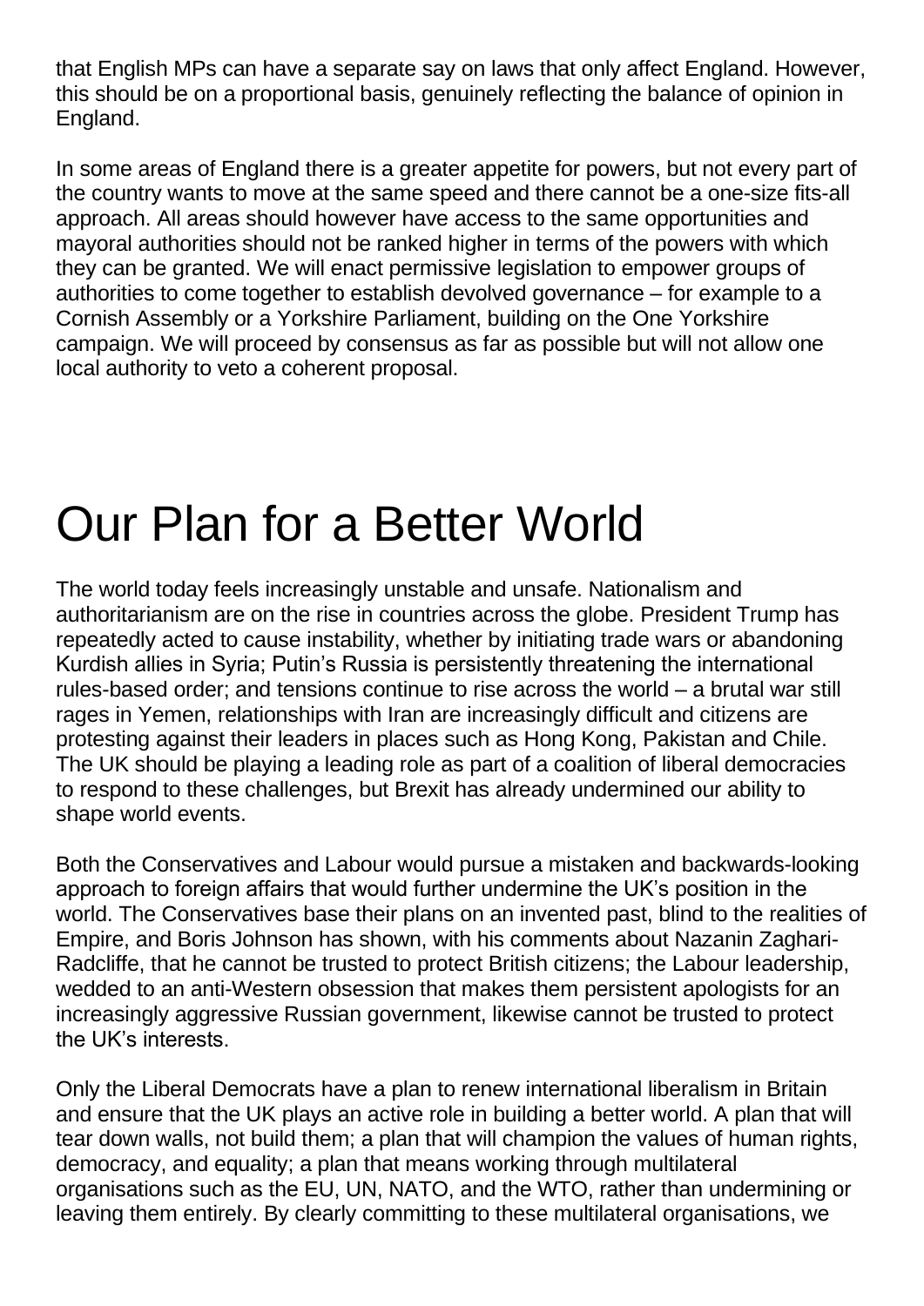that English MPs can have a separate say on laws that only affect England. However, this should be on a proportional basis, genuinely reflecting the balance of opinion in England.

In some areas of England there is a greater appetite for powers, but not every part of the country wants to move at the same speed and there cannot be a one-size fits-all approach. All areas should however have access to the same opportunities and mayoral authorities should not be ranked higher in terms of the powers with which they can be granted. We will enact permissive legislation to empower groups of authorities to come together to establish devolved governance – for example to a Cornish Assembly or a Yorkshire Parliament, building on the One Yorkshire campaign. We will proceed by consensus as far as possible but will not allow one local authority to veto a coherent proposal.

# Our Plan for a Better World

The world today feels increasingly unstable and unsafe. Nationalism and authoritarianism are on the rise in countries across the globe. President Trump has repeatedly acted to cause instability, whether by initiating trade wars or abandoning Kurdish allies in Syria; Putin's Russia is persistently threatening the international rules-based order; and tensions continue to rise across the world – a brutal war still rages in Yemen, relationships with Iran are increasingly difficult and citizens are protesting against their leaders in places such as Hong Kong, Pakistan and Chile. The UK should be playing a leading role as part of a coalition of liberal democracies to respond to these challenges, but Brexit has already undermined our ability to shape world events.

Both the Conservatives and Labour would pursue a mistaken and backwards-looking approach to foreign affairs that would further undermine the UK's position in the world. The Conservatives base their plans on an invented past, blind to the realities of Empire, and Boris Johnson has shown, with his comments about Nazanin Zaghari-Radcliffe, that he cannot be trusted to protect British citizens; the Labour leadership, wedded to an anti-Western obsession that makes them persistent apologists for an increasingly aggressive Russian government, likewise cannot be trusted to protect the UK's interests.

Only the Liberal Democrats have a plan to renew international liberalism in Britain and ensure that the UK plays an active role in building a better world. A plan that will tear down walls, not build them; a plan that will champion the values of human rights, democracy, and equality; a plan that means working through multilateral organisations such as the EU, UN, NATO, and the WTO, rather than undermining or leaving them entirely. By clearly committing to these multilateral organisations, we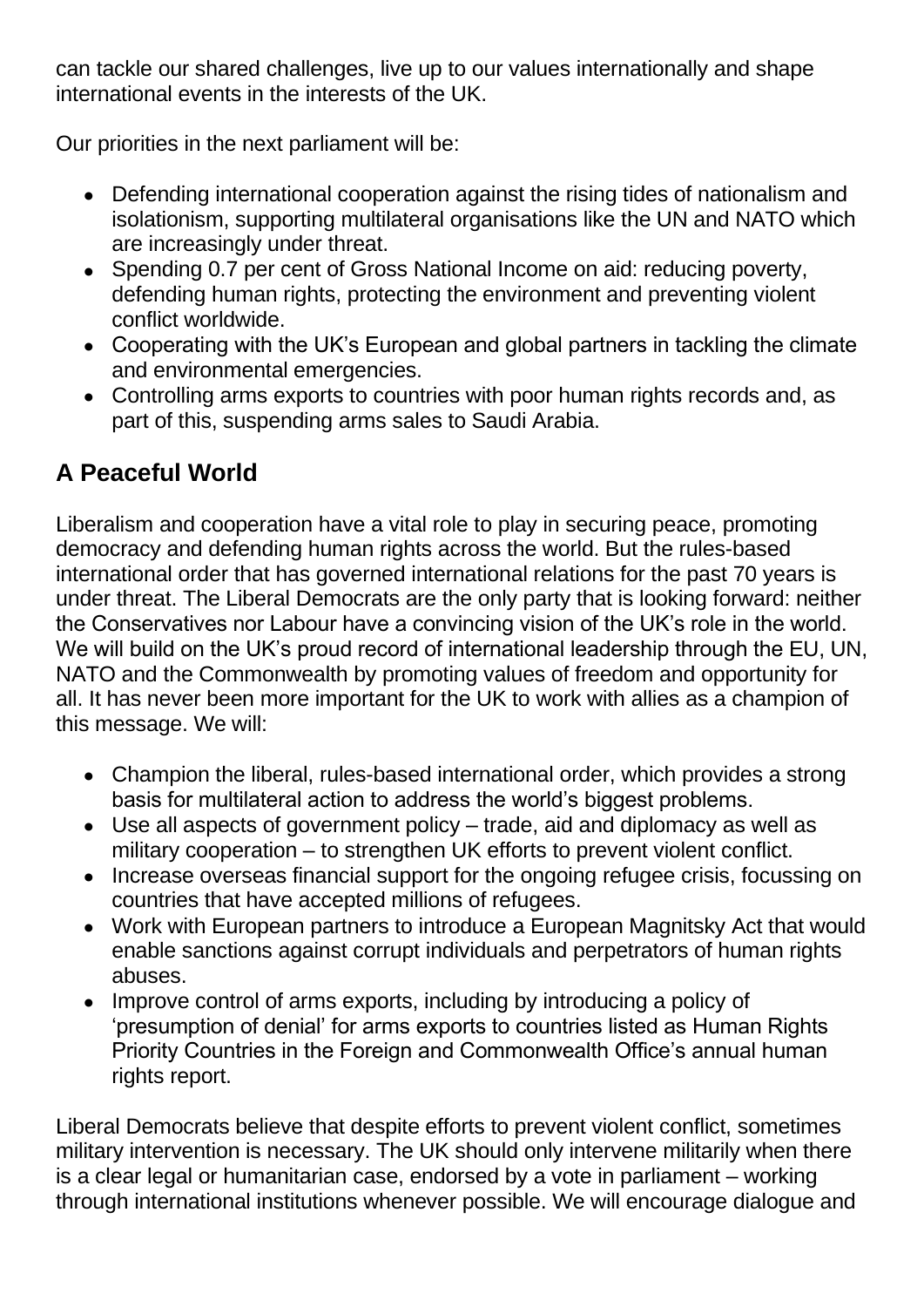can tackle our shared challenges, live up to our values internationally and shape international events in the interests of the UK.

Our priorities in the next parliament will be:

- Defending international cooperation against the rising tides of nationalism and isolationism, supporting multilateral organisations like the UN and NATO which are increasingly under threat.
- Spending 0.7 per cent of Gross National Income on aid: reducing poverty, defending human rights, protecting the environment and preventing violent conflict worldwide.
- Cooperating with the UK's European and global partners in tackling the climate and environmental emergencies.
- Controlling arms exports to countries with poor human rights records and, as part of this, suspending arms sales to Saudi Arabia.

## A Peaceful World

Liberalism and cooperation have a vital role to play in securing peace, promoting democracy and defending human rights across the world. But the rules-based international order that has governed international relations for the past 70 years is under threat. The Liberal Democrats are the only party that is looking forward: neither the Conservatives nor Labour have a convincing vision of the UK's role in the world. We will build on the UK's proud record of international leadership through the EU, UN, NATO and the Commonwealth by promoting values of freedom and opportunity for all. It has never been more important for the UK to work with allies as a champion of this message. We will:

- Champion the liberal, rules-based international order, which provides a strong basis for multilateral action to address the world's biggest problems.
- Use all aspects of government policy – trade, aid and diplomacy as well as military cooperation – to strengthen UK efforts to prevent violent conflict.
- Increase overseas financial support for the ongoing refugee crisis, focussing on countries that have accepted millions of refugees.
- Work with European partners to introduce a European Magnitsky Act that would enable sanctions against corrupt individuals and perpetrators of human rights abuses.
- Improve control of arms exports, including by introducing a policy of 'presumption of denial' for arms exports to countries listed as Human Rights Priority Countries in the Foreign and Commonwealth Office's annual human rights report.

Liberal Democrats believe that despite efforts to prevent violent conflict, sometimes military intervention is necessary. The UK should only intervene militarily when there is a clear legal or humanitarian case, endorsed by a vote in parliament – working through international institutions whenever possible. We will encourage dialogue and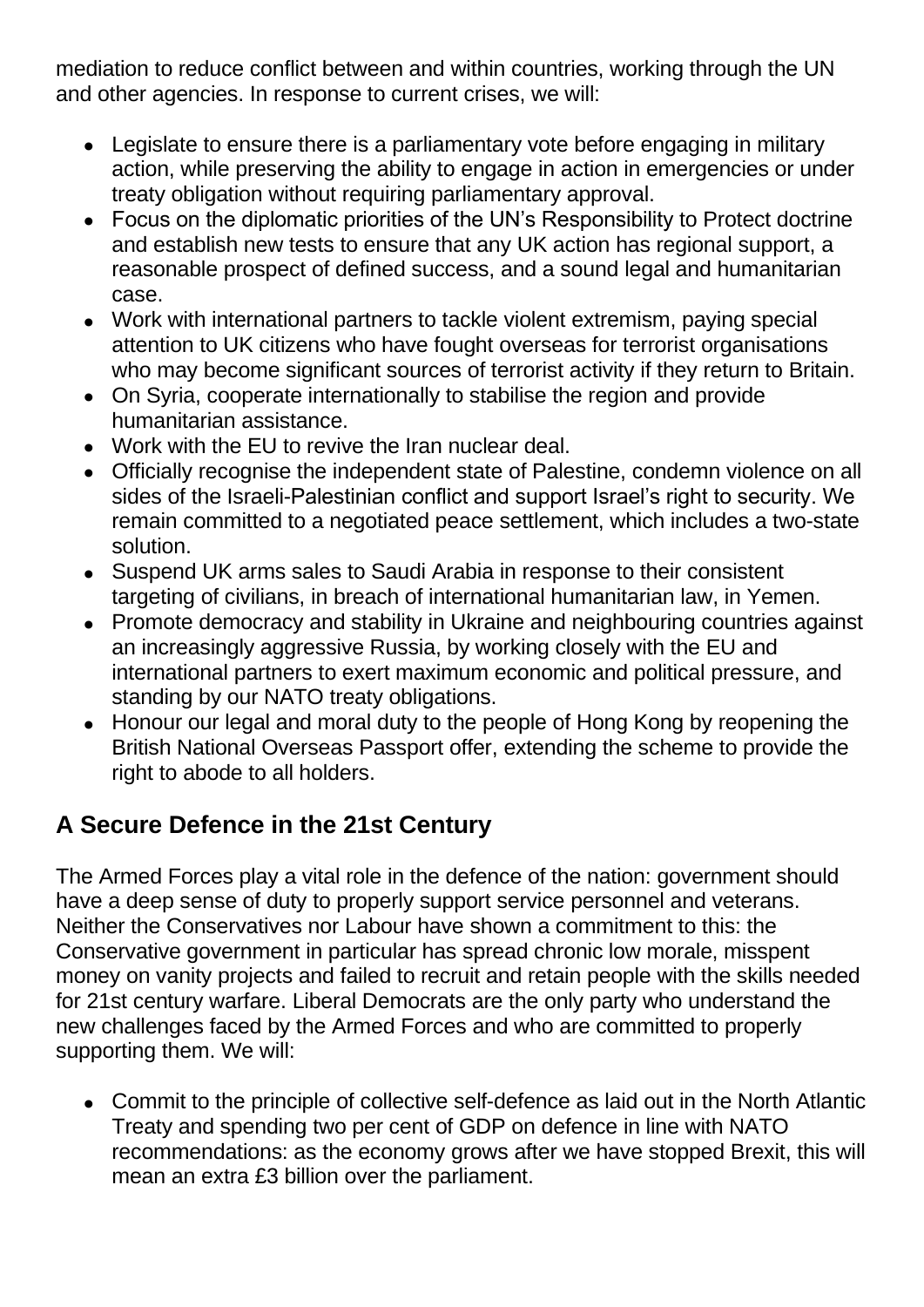mediation to reduce conflict between and within countries, working through the UN and other agencies. In response to current crises, we will:

- Legislate to ensure there is a parliamentary vote before engaging in military action, while preserving the ability to engage in action in emergencies or under treaty obligation without requiring parliamentary approval.
- Focus on the diplomatic priorities of the UN's Responsibility to Protect doctrine and establish new tests to ensure that any UK action has regional support, a reasonable prospect of defined success, and a sound legal and humanitarian case.
- Work with international partners to tackle violent extremism, paying special attention to UK citizens who have fought overseas for terrorist organisations who may become significant sources of terrorist activity if they return to Britain.
- On Syria, cooperate internationally to stabilise the region and provide humanitarian assistance.
- Work with the EU to revive the Iran nuclear deal.
- Officially recognise the independent state of Palestine, condemn violence on all sides of the Israeli-Palestinian conflict and support Israel's right to security. We remain committed to a negotiated peace settlement, which includes a two-state solution.
- Suspend UK arms sales to Saudi Arabia in response to their consistent targeting of civilians, in breach of international humanitarian law, in Yemen.
- Promote democracy and stability in Ukraine and neighbouring countries against an increasingly aggressive Russia, by working closely with the EU and international partners to exert maximum economic and political pressure, and standing by our NATO treaty obligations.
- Honour our legal and moral duty to the people of Hong Kong by reopening the British National Overseas Passport offer, extending the scheme to provide the right to abode to all holders.

## A Secure Defence in the 21st Century

The Armed Forces play a vital role in the defence of the nation: government should have a deep sense of duty to properly support service personnel and veterans. Neither the Conservatives nor Labour have shown a commitment to this: the Conservative government in particular has spread chronic low morale, misspent money on vanity projects and failed to recruit and retain people with the skills needed for 21st century warfare. Liberal Democrats are the only party who understand the new challenges faced by the Armed Forces and who are committed to properly supporting them. We will:

- Commit to the principle of collective self-defence as laid out in the North Atlantic Treaty and spending two per cent of GDP on defence in line with NATO recommendations: as the economy grows after we have stopped Brexit, this will mean an extra £3 billion over the parliament.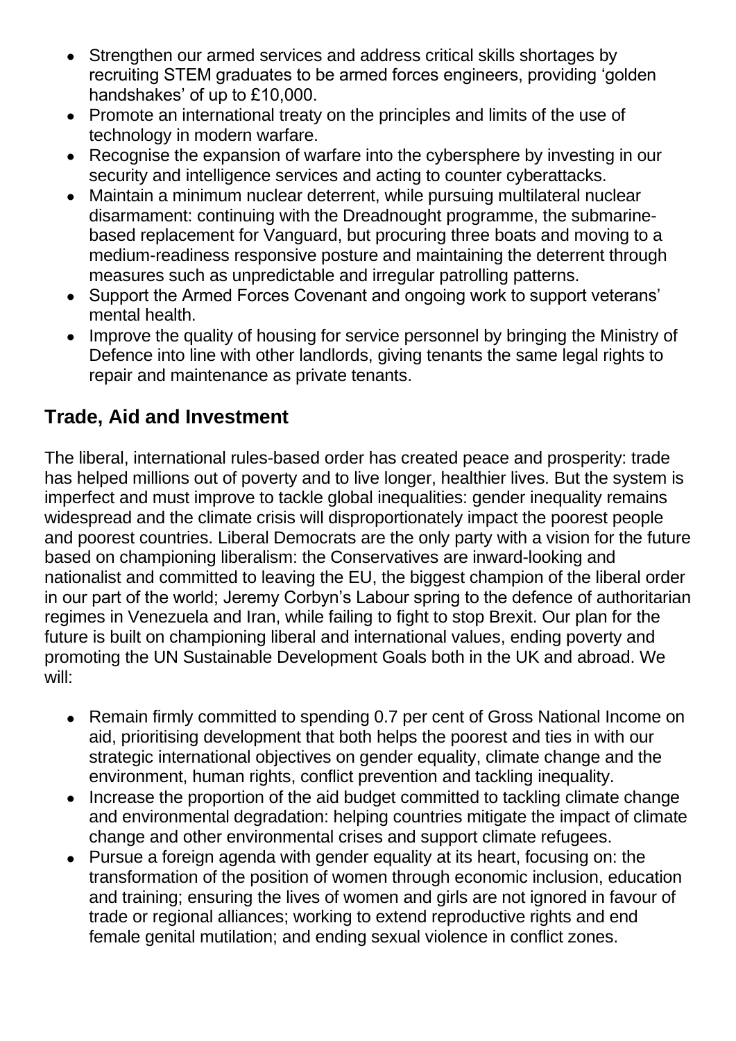- Strengthen our armed services and address critical skills shortages by recruiting STEM graduates to be armed forces engineers, providing 'golden handshakes' of up to £10,000.
- Promote an international treaty on the principles and limits of the use of technology in modern warfare.
- Recognise the expansion of warfare into the cybersphere by investing in our security and intelligence services and acting to counter cyberattacks.
- Maintain a minimum nuclear deterrent, while pursuing multilateral nuclear disarmament: continuing with the Dreadnought programme, the submarine-based replacement for Vanguard, but procuring three boats and moving to a medium-readiness responsive posture and maintaining the deterrent through measures such as unpredictable and irregular patrolling patterns.
- Support the Armed Forces Covenant and ongoing work to support veterans' mental health.
- Improve the quality of housing for service personnel by bringing the Ministry of Defence into line with other landlords, giving tenants the same legal rights to repair and maintenance as private tenants.

## Trade, Aid and Investment

The liberal, international rules-based order has created peace and prosperity: trade has helped millions out of poverty and to live longer, healthier lives. But the system is imperfect and must improve to tackle global inequalities: gender inequality remains widespread and the climate crisis will disproportionately impact the poorest people and poorest countries. Liberal Democrats are the only party with a vision for the future based on championing liberalism: the Conservatives are inward-looking and nationalist and committed to leaving the EU, the biggest champion of the liberal order in our part of the world; Jeremy Corbyn's Labour spring to the defence of authoritarian regimes in Venezuela and Iran, while failing to fight to stop Brexit. Our plan for the future is built on championing liberal and international values, ending poverty and promoting the UN Sustainable Development Goals both in the UK and abroad. We will:

- Remain firmly committed to spending 0.7 per cent of Gross National Income on aid, prioritising development that both helps the poorest and ties in with our strategic international objectives on gender equality, climate change and the environment, human rights, conflict prevention and tackling inequality.
- Increase the proportion of the aid budget committed to tackling climate change and environmental degradation: helping countries mitigate the impact of climate change and other environmental crises and support climate refugees.
- Pursue a foreign agenda with gender equality at its heart, focusing on: the transformation of the position of women through economic inclusion, education and training; ensuring the lives of women and girls are not ignored in favour of trade or regional alliances; working to extend reproductive rights and end female genital mutilation; and ending sexual violence in conflict zones.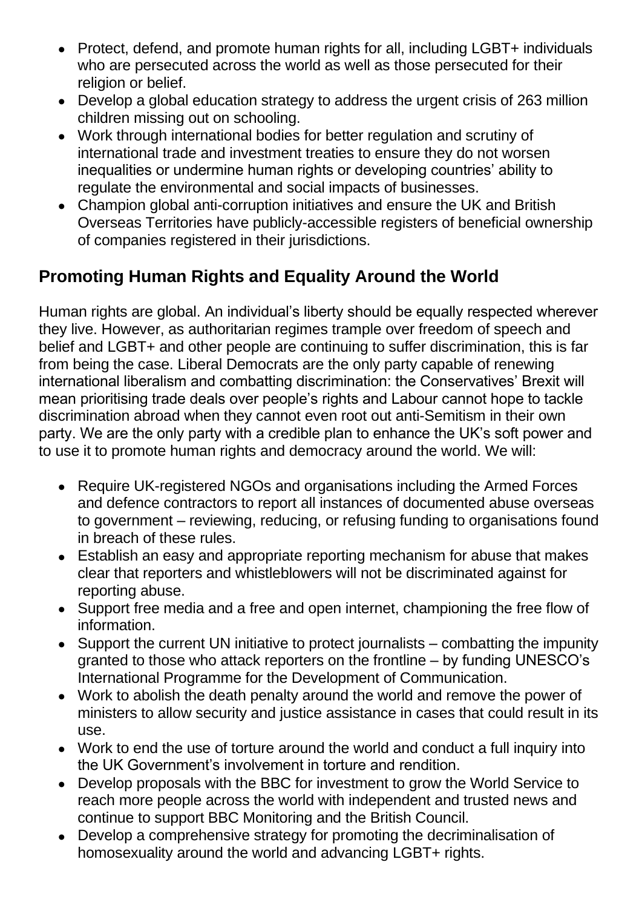- Protect, defend, and promote human rights for all, including LGBT+ individuals who are persecuted across the world as well as those persecuted for their religion or belief.
- Develop a global education strategy to address the urgent crisis of 263 million children missing out on schooling.
- Work through international bodies for better regulation and scrutiny of international trade and investment treaties to ensure they do not worsen inequalities or undermine human rights or developing countries' ability to regulate the environmental and social impacts of businesses.
- Champion global anti-corruption initiatives and ensure the UK and British Overseas Territories have publicly-accessible registers of beneficial ownership of companies registered in their jurisdictions.

## Promoting Human Rights and Equality Around the World

Human rights are global. An individual's liberty should be equally respected wherever they live. However, as authoritarian regimes trample over freedom of speech and belief and LGBT+ and other people are continuing to suffer discrimination, this is far from being the case. Liberal Democrats are the only party capable of renewing international liberalism and combatting discrimination: the Conservatives' Brexit will mean prioritising trade deals over people's rights and Labour cannot hope to tackle discrimination abroad when they cannot even root out anti-Semitism in their own party. We are the only party with a credible plan to enhance the UK's soft power and to use it to promote human rights and democracy around the world. We will:

- Require UK-registered NGOs and organisations including the Armed Forces and defence contractors to report all instances of documented abuse overseas to government – reviewing, reducing, or refusing funding to organisations found in breach of these rules.
- Establish an easy and appropriate reporting mechanism for abuse that makes clear that reporters and whistleblowers will not be discriminated against for reporting abuse.
- Support free media and a free and open internet, championing the free flow of information.
- Support the current UN initiative to protect journalists – combatting the impunity granted to those who attack reporters on the frontline – by funding UNESCO's International Programme for the Development of Communication.
- Work to abolish the death penalty around the world and remove the power of ministers to allow security and justice assistance in cases that could result in its use.
- Work to end the use of torture around the world and conduct a full inquiry into the UK Government's involvement in torture and rendition.
- Develop proposals with the BBC for investment to grow the World Service to reach more people across the world with independent and trusted news and continue to support BBC Monitoring and the British Council.
- Develop a comprehensive strategy for promoting the decriminalisation of homosexuality around the world and advancing LGBT+ rights.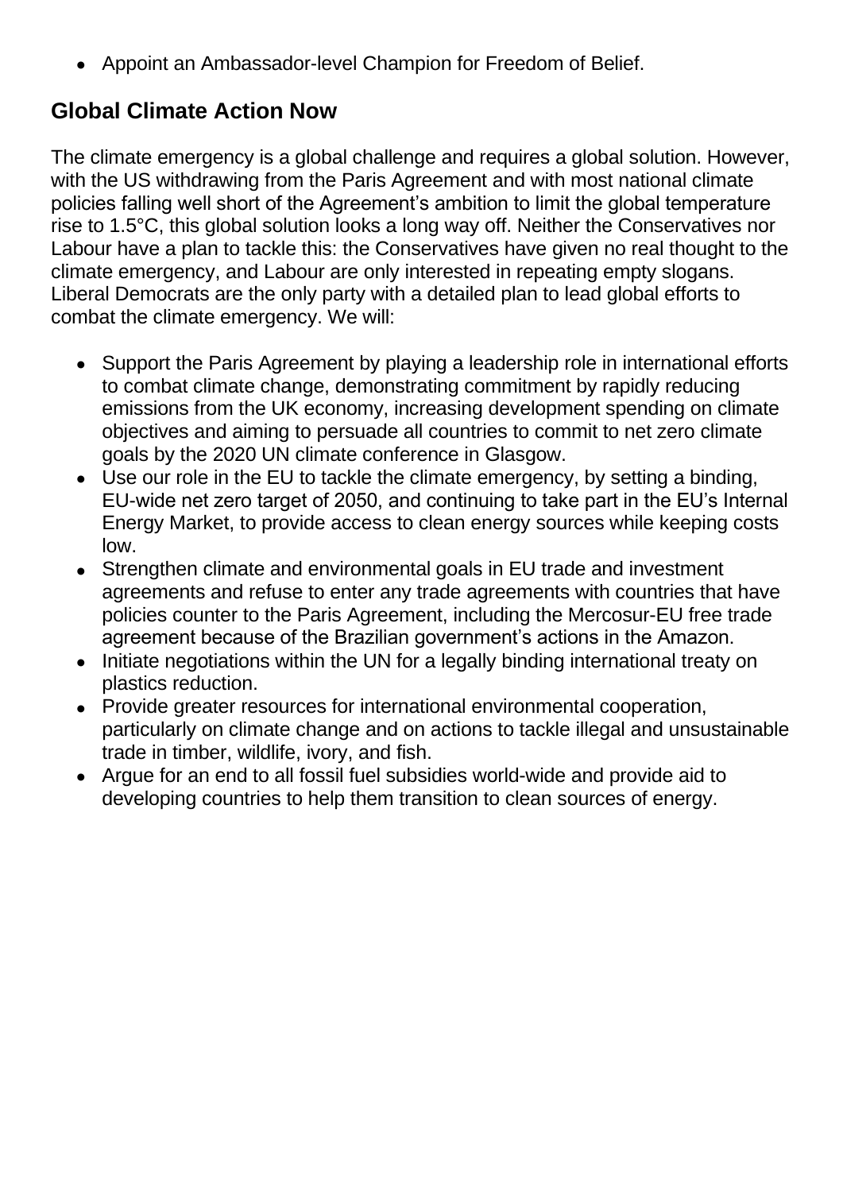- Appoint an Ambassador-level Champion for Freedom of Belief.

## Global Climate Action Now

The climate emergency is a global challenge and requires a global solution. However, with the US withdrawing from the Paris Agreement and with most national climate policies falling well short of the Agreement's ambition to limit the global temperature rise to 1.5°C, this global solution looks a long way off. Neither the Conservatives nor Labour have a plan to tackle this: the Conservatives have given no real thought to the climate emergency, and Labour are only interested in repeating empty slogans. Liberal Democrats are the only party with a detailed plan to lead global efforts to combat the climate emergency. We will:

- Support the Paris Agreement by playing a leadership role in international efforts to combat climate change, demonstrating commitment by rapidly reducing emissions from the UK economy, increasing development spending on climate objectives and aiming to persuade all countries to commit to net zero climate goals by the 2020 UN climate conference in Glasgow.
- Use our role in the EU to tackle the climate emergency, by setting a binding, EU-wide net zero target of 2050, and continuing to take part in the EU's Internal Energy Market, to provide access to clean energy sources while keeping costs low.
- Strengthen climate and environmental goals in EU trade and investment agreements and refuse to enter any trade agreements with countries that have policies counter to the Paris Agreement, including the Mercosur-EU free trade agreement because of the Brazilian government's actions in the Amazon.
- Initiate negotiations within the UN for a legally binding international treaty on plastics reduction.
- Provide greater resources for international environmental cooperation, particularly on climate change and on actions to tackle illegal and unsustainable trade in timber, wildlife, ivory, and fish.
- Argue for an end to all fossil fuel subsidies world-wide and provide aid to developing countries to help them transition to clean sources of energy.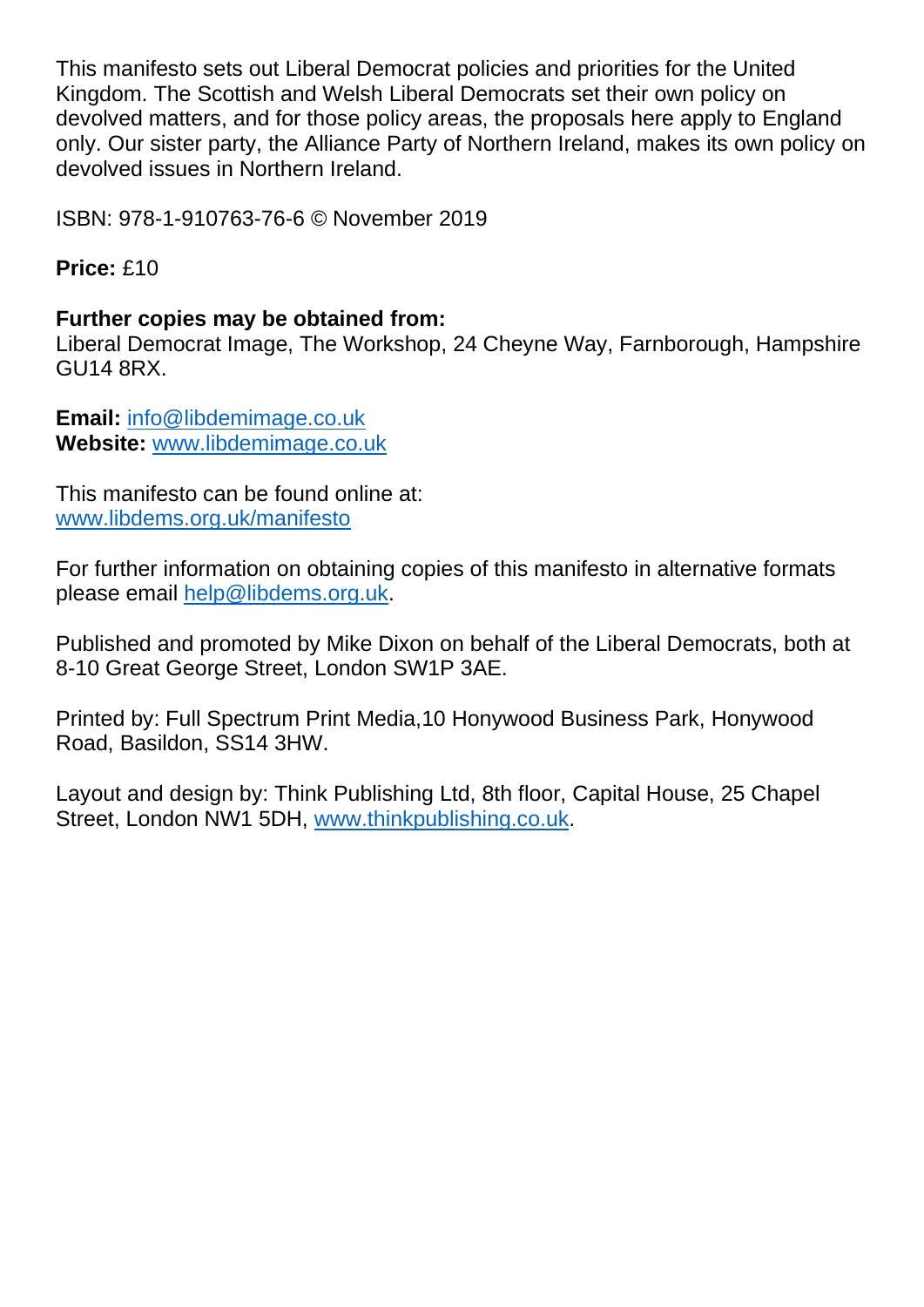This manifesto sets out Liberal Democrat policies and priorities for the United Kingdom. The Scottish and Welsh Liberal Democrats set their own policy on devolved matters, and for those policy areas, the proposals here apply to England only. Our sister party, the Alliance Party of Northern Ireland, makes its own policy on devolved issues in Northern Ireland.

ISBN: 978-1-910763-76-6 © November 2019

**Price:** £10

**Further copies may be obtained from:**
Liberal Democrat Image, The Workshop, 24 Cheyne Way, Farnborough, Hampshire GU14 8RX.

**Email:** info@libdemimage.co.uk
**Website:** www.libdemimage.co.uk

This manifesto can be found online at:
www.libdems.org.uk/manifesto

For further information on obtaining copies of this manifesto in alternative formats please email help@libdems.org.uk.

Published and promoted by Mike Dixon on behalf of the Liberal Democrats, both at 8-10 Great George Street, London SW1P 3AE.

Printed by: Full Spectrum Print Media,10 Honywood Business Park, Honywood Road, Basildon, SS14 3HW.

Layout and design by: Think Publishing Ltd, 8th floor, Capital House, 25 Chapel Street, London NW1 5DH, www.thinkpublishing.co.uk.